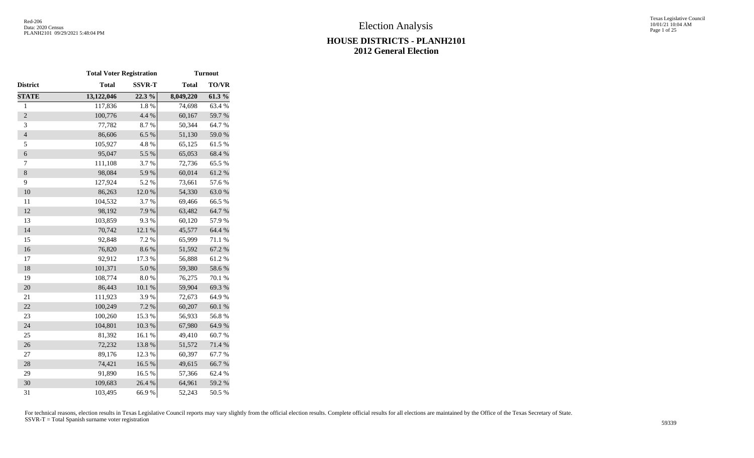# Election Analysis

## HOUSE DISTRICTS - PLANH2101
## 2012 General Election

| | Total Voter Registration | | Turnout | |
|---|---|---|---|---|
| District | Total | SSVR-T | Total | TO/VR |
| **STATE** | **13,122,046** | **22.3 %** | **8,049,220** | **61.3 %** |
| 1 | 117,836 | 1.8 % | 74,698 | 63.4 % |
| 2 | 100,776 | 4.4 % | 60,167 | 59.7 % |
| 3 | 77,782 | 8.7 % | 50,344 | 64.7 % |
| 4 | 86,606 | 6.5 % | 51,130 | 59.0 % |
| 5 | 105,927 | 4.8 % | 65,125 | 61.5 % |
| 6 | 95,047 | 5.5 % | 65,053 | 68.4 % |
| 7 | 111,108 | 3.7 % | 72,736 | 65.5 % |
| 8 | 98,084 | 5.9 % | 60,014 | 61.2 % |
| 9 | 127,924 | 5.2 % | 73,661 | 57.6 % |
| 10 | 86,263 | 12.0 % | 54,330 | 63.0 % |
| 11 | 104,532 | 3.7 % | 69,466 | 66.5 % |
| 12 | 98,192 | 7.9 % | 63,482 | 64.7 % |
| 13 | 103,859 | 9.3 % | 60,120 | 57.9 % |
| 14 | 70,742 | 12.1 % | 45,577 | 64.4 % |
| 15 | 92,848 | 7.2 % | 65,999 | 71.1 % |
| 16 | 76,820 | 8.6 % | 51,592 | 67.2 % |
| 17 | 92,912 | 17.3 % | 56,888 | 61.2 % |
| 18 | 101,371 | 5.0 % | 59,380 | 58.6 % |
| 19 | 108,774 | 8.0 % | 76,275 | 70.1 % |
| 20 | 86,443 | 10.1 % | 59,904 | 69.3 % |
| 21 | 111,923 | 3.9 % | 72,673 | 64.9 % |
| 22 | 100,249 | 7.2 % | 60,207 | 60.1 % |
| 23 | 100,260 | 15.3 % | 56,933 | 56.8 % |
| 24 | 104,801 | 10.3 % | 67,980 | 64.9 % |
| 25 | 81,392 | 16.1 % | 49,410 | 60.7 % |
| 26 | 72,232 | 13.8 % | 51,572 | 71.4 % |
| 27 | 89,176 | 12.3 % | 60,397 | 67.7 % |
| 28 | 74,421 | 16.5 % | 49,615 | 66.7 % |
| 29 | 91,890 | 16.5 % | 57,366 | 62.4 % |
| 30 | 109,683 | 26.4 % | 64,961 | 59.2 % |
| 31 | 103,495 | 66.9 % | 52,243 | 50.5 % |

For technical reasons, election results in Texas Legislative Council reports may vary slightly from the official election results. Complete official results for all elections are maintained by the Office of the Texas Secretary of State.
SSVR-T = Total Spanish surname voter registration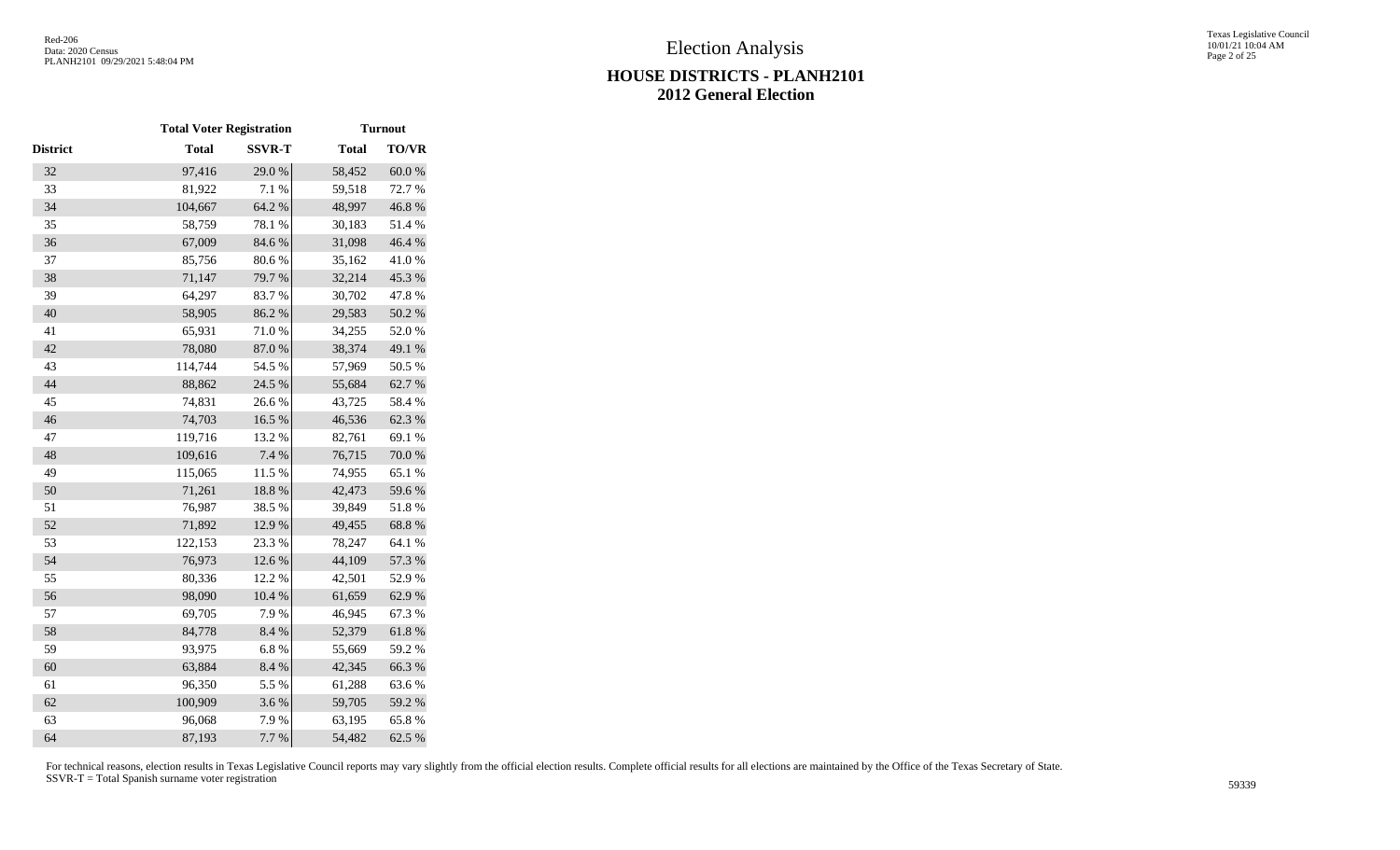# Election Analysis

## HOUSE DISTRICTS - PLANH2101
## 2012 General Election

| | Total Voter Registration | | Turnout | |
|---|---|---|---|---|
| District | Total | SSVR-T | Total | TO/VR |
| 32 | 97,416 | 29.0 % | 58,452 | 60.0 % |
| 33 | 81,922 | 7.1 % | 59,518 | 72.7 % |
| 34 | 104,667 | 64.2 % | 48,997 | 46.8 % |
| 35 | 58,759 | 78.1 % | 30,183 | 51.4 % |
| 36 | 67,009 | 84.6 % | 31,098 | 46.4 % |
| 37 | 85,756 | 80.6 % | 35,162 | 41.0 % |
| 38 | 71,147 | 79.7 % | 32,214 | 45.3 % |
| 39 | 64,297 | 83.7 % | 30,702 | 47.8 % |
| 40 | 58,905 | 86.2 % | 29,583 | 50.2 % |
| 41 | 65,931 | 71.0 % | 34,255 | 52.0 % |
| 42 | 78,080 | 87.0 % | 38,374 | 49.1 % |
| 43 | 114,744 | 54.5 % | 57,969 | 50.5 % |
| 44 | 88,862 | 24.5 % | 55,684 | 62.7 % |
| 45 | 74,831 | 26.6 % | 43,725 | 58.4 % |
| 46 | 74,703 | 16.5 % | 46,536 | 62.3 % |
| 47 | 119,716 | 13.2 % | 82,761 | 69.1 % |
| 48 | 109,616 | 7.4 % | 76,715 | 70.0 % |
| 49 | 115,065 | 11.5 % | 74,955 | 65.1 % |
| 50 | 71,261 | 18.8 % | 42,473 | 59.6 % |
| 51 | 76,987 | 38.5 % | 39,849 | 51.8 % |
| 52 | 71,892 | 12.9 % | 49,455 | 68.8 % |
| 53 | 122,153 | 23.3 % | 78,247 | 64.1 % |
| 54 | 76,973 | 12.6 % | 44,109 | 57.3 % |
| 55 | 80,336 | 12.2 % | 42,501 | 52.9 % |
| 56 | 98,090 | 10.4 % | 61,659 | 62.9 % |
| 57 | 69,705 | 7.9 % | 46,945 | 67.3 % |
| 58 | 84,778 | 8.4 % | 52,379 | 61.8 % |
| 59 | 93,975 | 6.8 % | 55,669 | 59.2 % |
| 60 | 63,884 | 8.4 % | 42,345 | 66.3 % |
| 61 | 96,350 | 5.5 % | 61,288 | 63.6 % |
| 62 | 100,909 | 3.6 % | 59,705 | 59.2 % |
| 63 | 96,068 | 7.9 % | 63,195 | 65.8 % |
| 64 | 87,193 | 7.7 % | 54,482 | 62.5 % |

For technical reasons, election results in Texas Legislative Council reports may vary slightly from the official election results. Complete official results for all elections are maintained by the Office of the Texas Secretary of State.
SSVR-T = Total Spanish surname voter registration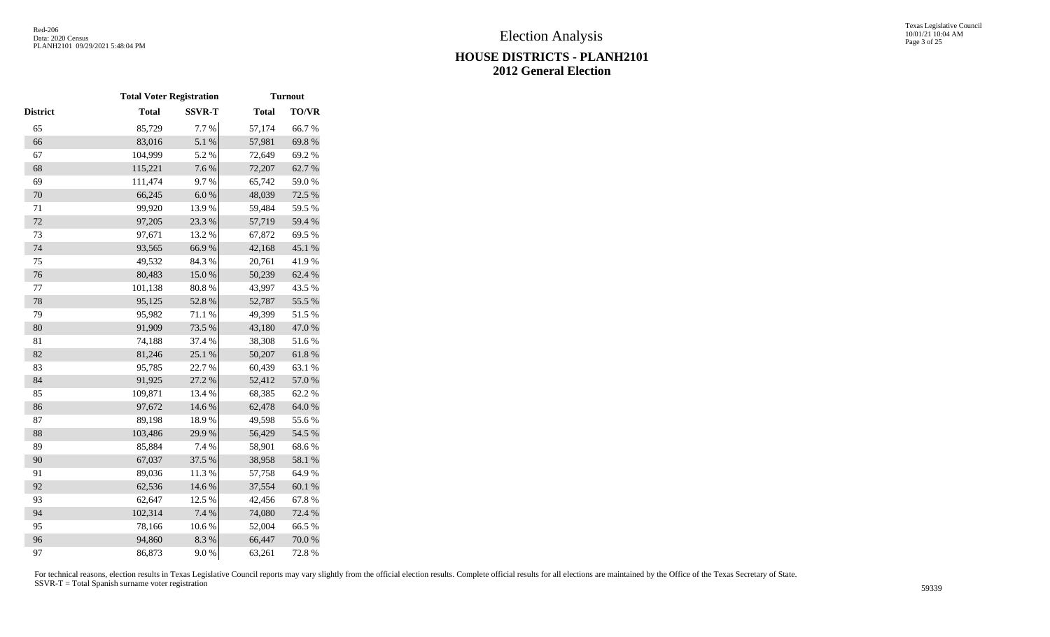# Election Analysis

## HOUSE DISTRICTS - PLANH2101
## 2012 General Election

| | Total Voter Registration | | Turnout | |
|---|---|---|---|---|
| District | Total | SSVR-T | Total | TO/VR |
| 65 | 85,729 | 7.7 % | 57,174 | 66.7 % |
| 66 | 83,016 | 5.1 % | 57,981 | 69.8 % |
| 67 | 104,999 | 5.2 % | 72,649 | 69.2 % |
| 68 | 115,221 | 7.6 % | 72,207 | 62.7 % |
| 69 | 111,474 | 9.7 % | 65,742 | 59.0 % |
| 70 | 66,245 | 6.0 % | 48,039 | 72.5 % |
| 71 | 99,920 | 13.9 % | 59,484 | 59.5 % |
| 72 | 97,205 | 23.3 % | 57,719 | 59.4 % |
| 73 | 97,671 | 13.2 % | 67,872 | 69.5 % |
| 74 | 93,565 | 66.9 % | 42,168 | 45.1 % |
| 75 | 49,532 | 84.3 % | 20,761 | 41.9 % |
| 76 | 80,483 | 15.0 % | 50,239 | 62.4 % |
| 77 | 101,138 | 80.8 % | 43,997 | 43.5 % |
| 78 | 95,125 | 52.8 % | 52,787 | 55.5 % |
| 79 | 95,982 | 71.1 % | 49,399 | 51.5 % |
| 80 | 91,909 | 73.5 % | 43,180 | 47.0 % |
| 81 | 74,188 | 37.4 % | 38,308 | 51.6 % |
| 82 | 81,246 | 25.1 % | 50,207 | 61.8 % |
| 83 | 95,785 | 22.7 % | 60,439 | 63.1 % |
| 84 | 91,925 | 27.2 % | 52,412 | 57.0 % |
| 85 | 109,871 | 13.4 % | 68,385 | 62.2 % |
| 86 | 97,672 | 14.6 % | 62,478 | 64.0 % |
| 87 | 89,198 | 18.9 % | 49,598 | 55.6 % |
| 88 | 103,486 | 29.9 % | 56,429 | 54.5 % |
| 89 | 85,884 | 7.4 % | 58,901 | 68.6 % |
| 90 | 67,037 | 37.5 % | 38,958 | 58.1 % |
| 91 | 89,036 | 11.3 % | 57,758 | 64.9 % |
| 92 | 62,536 | 14.6 % | 37,554 | 60.1 % |
| 93 | 62,647 | 12.5 % | 42,456 | 67.8 % |
| 94 | 102,314 | 7.4 % | 74,080 | 72.4 % |
| 95 | 78,166 | 10.6 % | 52,004 | 66.5 % |
| 96 | 94,860 | 8.3 % | 66,447 | 70.0 % |
| 97 | 86,873 | 9.0 % | 63,261 | 72.8 % |

For technical reasons, election results in Texas Legislative Council reports may vary slightly from the official election results. Complete official results for all elections are maintained by the Office of the Texas Secretary of State.
SSVR-T = Total Spanish surname voter registration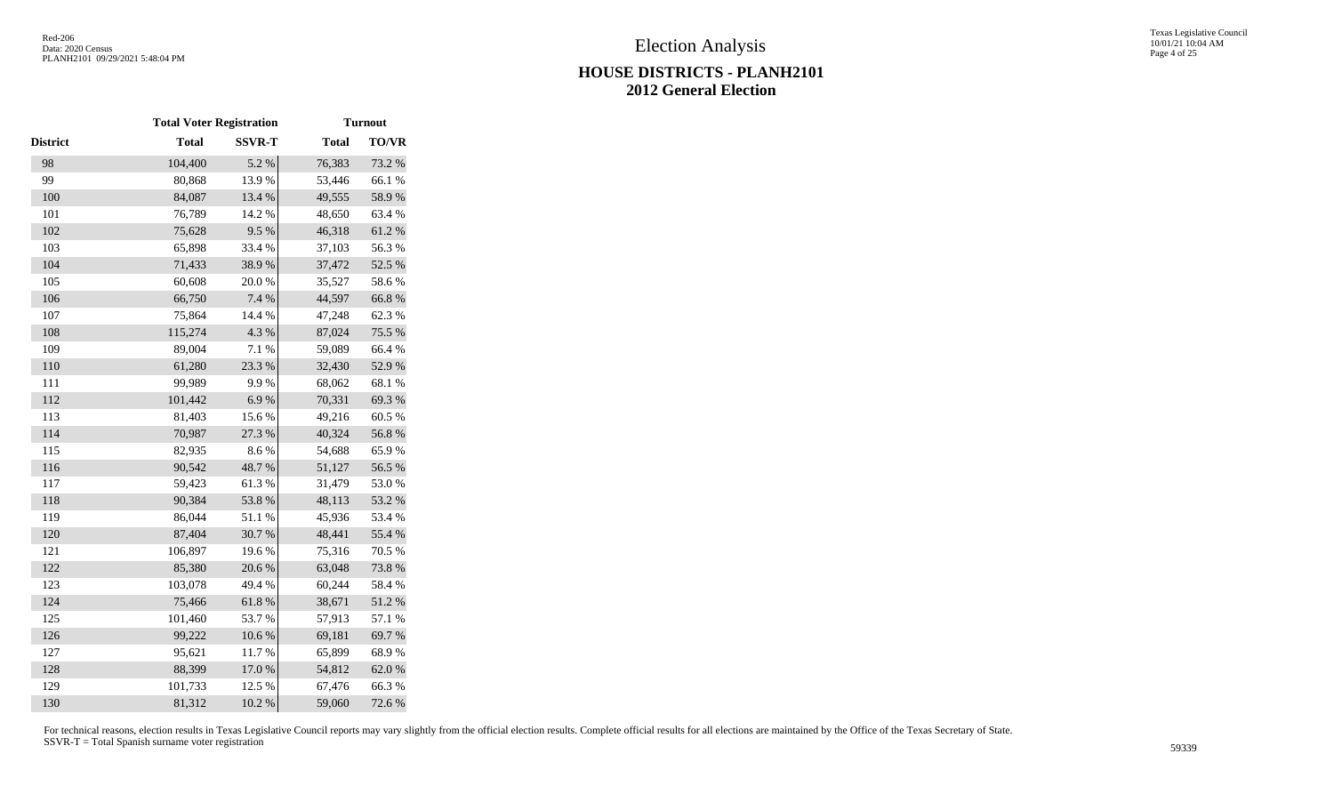# Election Analysis

## HOUSE DISTRICTS - PLANH2101
## 2012 General Election

| | Total Voter Registration | | Turnout | |
|---|---|---|---|---|
| District | Total | SSVR-T | Total | TO/VR |
| 98 | 104,400 | 5.2 % | 76,383 | 73.2 % |
| 99 | 80,868 | 13.9 % | 53,446 | 66.1 % |
| 100 | 84,087 | 13.4 % | 49,555 | 58.9 % |
| 101 | 76,789 | 14.2 % | 48,650 | 63.4 % |
| 102 | 75,628 | 9.5 % | 46,318 | 61.2 % |
| 103 | 65,898 | 33.4 % | 37,103 | 56.3 % |
| 104 | 71,433 | 38.9 % | 37,472 | 52.5 % |
| 105 | 60,608 | 20.0 % | 35,527 | 58.6 % |
| 106 | 66,750 | 7.4 % | 44,597 | 66.8 % |
| 107 | 75,864 | 14.4 % | 47,248 | 62.3 % |
| 108 | 115,274 | 4.3 % | 87,024 | 75.5 % |
| 109 | 89,004 | 7.1 % | 59,089 | 66.4 % |
| 110 | 61,280 | 23.3 % | 32,430 | 52.9 % |
| 111 | 99,989 | 9.9 % | 68,062 | 68.1 % |
| 112 | 101,442 | 6.9 % | 70,331 | 69.3 % |
| 113 | 81,403 | 15.6 % | 49,216 | 60.5 % |
| 114 | 70,987 | 27.3 % | 40,324 | 56.8 % |
| 115 | 82,935 | 8.6 % | 54,688 | 65.9 % |
| 116 | 90,542 | 48.7 % | 51,127 | 56.5 % |
| 117 | 59,423 | 61.3 % | 31,479 | 53.0 % |
| 118 | 90,384 | 53.8 % | 48,113 | 53.2 % |
| 119 | 86,044 | 51.1 % | 45,936 | 53.4 % |
| 120 | 87,404 | 30.7 % | 48,441 | 55.4 % |
| 121 | 106,897 | 19.6 % | 75,316 | 70.5 % |
| 122 | 85,380 | 20.6 % | 63,048 | 73.8 % |
| 123 | 103,078 | 49.4 % | 60,244 | 58.4 % |
| 124 | 75,466 | 61.8 % | 38,671 | 51.2 % |
| 125 | 101,460 | 53.7 % | 57,913 | 57.1 % |
| 126 | 99,222 | 10.6 % | 69,181 | 69.7 % |
| 127 | 95,621 | 11.7 % | 65,899 | 68.9 % |
| 128 | 88,399 | 17.0 % | 54,812 | 62.0 % |
| 129 | 101,733 | 12.5 % | 67,476 | 66.3 % |
| 130 | 81,312 | 10.2 % | 59,060 | 72.6 % |

For technical reasons, election results in Texas Legislative Council reports may vary slightly from the official election results. Complete official results for all elections are maintained by the Office of the Texas Secretary of State.
SSVR-T = Total Spanish surname voter registration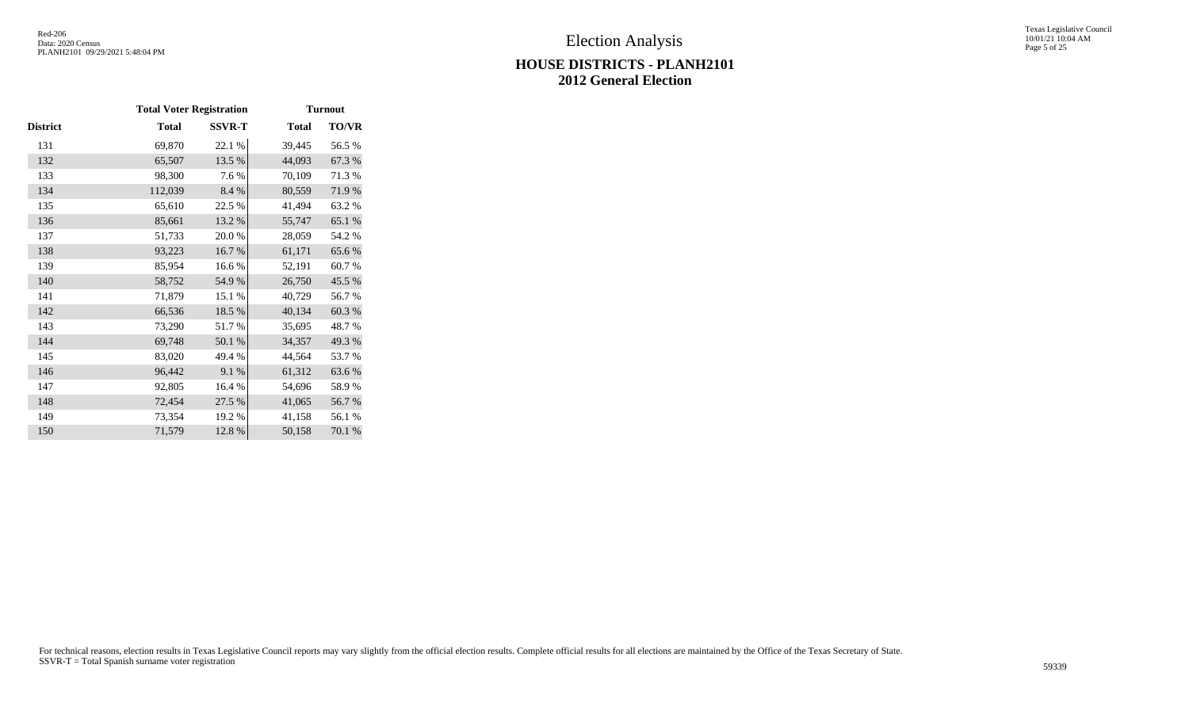# Election Analysis

## HOUSE DISTRICTS - PLANH2101
## 2012 General Election

| | Total Voter Registration | | Turnout | |
|---|---|---|---|---|
| District | Total | SSVR-T | Total | TO/VR |
| 131 | 69,870 | 22.1 % | 39,445 | 56.5 % |
| 132 | 65,507 | 13.5 % | 44,093 | 67.3 % |
| 133 | 98,300 | 7.6 % | 70,109 | 71.3 % |
| 134 | 112,039 | 8.4 % | 80,559 | 71.9 % |
| 135 | 65,610 | 22.5 % | 41,494 | 63.2 % |
| 136 | 85,661 | 13.2 % | 55,747 | 65.1 % |
| 137 | 51,733 | 20.0 % | 28,059 | 54.2 % |
| 138 | 93,223 | 16.7 % | 61,171 | 65.6 % |
| 139 | 85,954 | 16.6 % | 52,191 | 60.7 % |
| 140 | 58,752 | 54.9 % | 26,750 | 45.5 % |
| 141 | 71,879 | 15.1 % | 40,729 | 56.7 % |
| 142 | 66,536 | 18.5 % | 40,134 | 60.3 % |
| 143 | 73,290 | 51.7 % | 35,695 | 48.7 % |
| 144 | 69,748 | 50.1 % | 34,357 | 49.3 % |
| 145 | 83,020 | 49.4 % | 44,564 | 53.7 % |
| 146 | 96,442 | 9.1 % | 61,312 | 63.6 % |
| 147 | 92,805 | 16.4 % | 54,696 | 58.9 % |
| 148 | 72,454 | 27.5 % | 41,065 | 56.7 % |
| 149 | 73,354 | 19.2 % | 41,158 | 56.1 % |
| 150 | 71,579 | 12.8 % | 50,158 | 70.1 % |

For technical reasons, election results in Texas Legislative Council reports may vary slightly from the official election results. Complete official results for all elections are maintained by the Office of the Texas Secretary of State.
SSVR-T = Total Spanish surname voter registration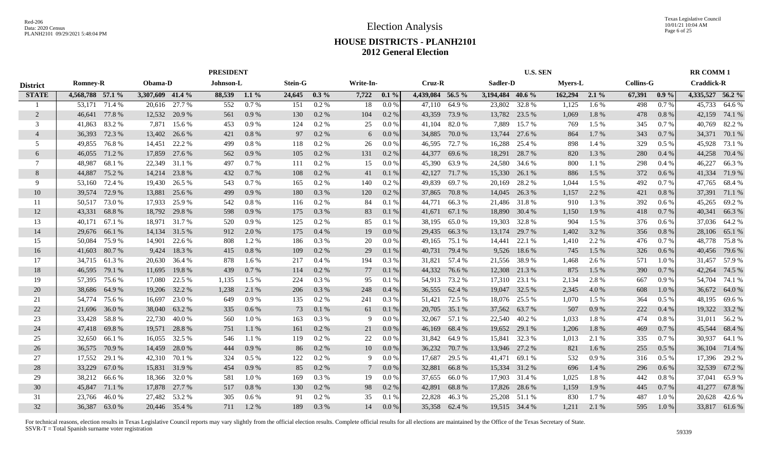# Election Analysis

## HOUSE DISTRICTS - PLANH2101
## 2012 General Election

Red-206
Data: 2020 Census
PLANH2101 09/29/2021 5:48:04 PM

Texas Legislative Council
10/01/21 10:04 AM

| | PRESIDENT | | | | | | | | | | U.S. SEN | | | | | | | | | | RR COMM 1 | |
|---|---|---|---|---|---|---|---|---|---|---|---|---|---|---|---|---|---|---|---|---|---|---|
| **District** | **Romney-R** | | **Obama-D** | | **Johnson-L** | | **Stein-G** | | **Write-In-** | | **Cruz-R** | | **Sadler-D** | | **Myers-L** | | **Collins-G** | | **Craddick-R** | |
| **STATE** | **4,568,788** | **57.1 %** | **3,307,609** | **41.4 %** | **88,539** | **1.1 %** | **24,645** | **0.3 %** | **7,722** | **0.1 %** | **4,439,084** | **56.5 %** | **3,194,484** | **40.6 %** | **162,294** | **2.1 %** | **67,391** | **0.9 %** | **4,335,527** | **56.2 %** |
| 1 | 53,171 | 71.4 % | 20,616 | 27.7 % | 552 | 0.7 % | 151 | 0.2 % | 18 | 0.0 % | 47,110 | 64.9 % | 23,802 | 32.8 % | 1,125 | 1.6 % | 498 | 0.7 % | 45,733 | 64.6 % |
| 2 | 46,641 | 77.8 % | 12,532 | 20.9 % | 561 | 0.9 % | 130 | 0.2 % | 104 | 0.2 % | 43,359 | 73.9 % | 13,782 | 23.5 % | 1,069 | 1.8 % | 478 | 0.8 % | 42,159 | 74.1 % |
| 3 | 41,863 | 83.2 % | 7,871 | 15.6 % | 453 | 0.9 % | 124 | 0.2 % | 25 | 0.0 % | 41,104 | 82.0 % | 7,889 | 15.7 % | 769 | 1.5 % | 345 | 0.7 % | 40,769 | 82.2 % |
| 4 | 36,393 | 72.3 % | 13,402 | 26.6 % | 421 | 0.8 % | 97 | 0.2 % | 6 | 0.0 % | 34,885 | 70.0 % | 13,744 | 27.6 % | 864 | 1.7 % | 343 | 0.7 % | 34,371 | 70.1 % |
| 5 | 49,855 | 76.8 % | 14,451 | 22.2 % | 499 | 0.8 % | 118 | 0.2 % | 26 | 0.0 % | 46,595 | 72.7 % | 16,288 | 25.4 % | 898 | 1.4 % | 329 | 0.5 % | 45,928 | 73.1 % |
| 6 | 46,055 | 71.2 % | 17,859 | 27.6 % | 562 | 0.9 % | 105 | 0.2 % | 131 | 0.2 % | 44,377 | 69.6 % | 18,291 | 28.7 % | 820 | 1.3 % | 280 | 0.4 % | 44,258 | 70.4 % |
| 7 | 48,987 | 68.1 % | 22,349 | 31.1 % | 497 | 0.7 % | 111 | 0.2 % | 15 | 0.0 % | 45,390 | 63.9 % | 24,580 | 34.6 % | 800 | 1.1 % | 298 | 0.4 % | 46,227 | 66.3 % |
| 8 | 44,887 | 75.2 % | 14,214 | 23.8 % | 432 | 0.7 % | 108 | 0.2 % | 41 | 0.1 % | 42,127 | 71.7 % | 15,330 | 26.1 % | 886 | 1.5 % | 372 | 0.6 % | 41,334 | 71.9 % |
| 9 | 53,160 | 72.4 % | 19,430 | 26.5 % | 543 | 0.7 % | 165 | 0.2 % | 140 | 0.2 % | 49,839 | 69.7 % | 20,169 | 28.2 % | 1,044 | 1.5 % | 492 | 0.7 % | 47,765 | 68.4 % |
| 10 | 39,574 | 72.9 % | 13,881 | 25.6 % | 499 | 0.9 % | 180 | 0.3 % | 120 | 0.2 % | 37,865 | 70.8 % | 14,045 | 26.3 % | 1,157 | 2.2 % | 421 | 0.8 % | 37,391 | 71.1 % |
| 11 | 50,517 | 73.0 % | 17,933 | 25.9 % | 542 | 0.8 % | 116 | 0.2 % | 84 | 0.1 % | 44,771 | 66.3 % | 21,486 | 31.8 % | 910 | 1.3 % | 392 | 0.6 % | 45,265 | 69.2 % |
| 12 | 43,331 | 68.8 % | 18,792 | 29.8 % | 598 | 0.9 % | 175 | 0.3 % | 83 | 0.1 % | 41,671 | 67.1 % | 18,890 | 30.4 % | 1,150 | 1.9 % | 418 | 0.7 % | 40,341 | 66.3 % |
| 13 | 40,171 | 67.1 % | 18,971 | 31.7 % | 520 | 0.9 % | 125 | 0.2 % | 85 | 0.1 % | 38,195 | 65.0 % | 19,303 | 32.8 % | 904 | 1.5 % | 376 | 0.6 % | 37,036 | 64.2 % |
| 14 | 29,676 | 66.1 % | 14,134 | 31.5 % | 912 | 2.0 % | 175 | 0.4 % | 19 | 0.0 % | 29,435 | 66.3 % | 13,174 | 29.7 % | 1,402 | 3.2 % | 356 | 0.8 % | 28,106 | 65.1 % |
| 15 | 50,084 | 75.9 % | 14,901 | 22.6 % | 808 | 1.2 % | 186 | 0.3 % | 20 | 0.0 % | 49,165 | 75.1 % | 14,441 | 22.1 % | 1,410 | 2.2 % | 476 | 0.7 % | 48,778 | 75.8 % |
| 16 | 41,603 | 80.7 % | 9,424 | 18.3 % | 415 | 0.8 % | 109 | 0.2 % | 29 | 0.1 % | 40,731 | 79.4 % | 9,526 | 18.6 % | 745 | 1.5 % | 326 | 0.6 % | 40,456 | 79.6 % |
| 17 | 34,715 | 61.3 % | 20,630 | 36.4 % | 878 | 1.6 % | 217 | 0.4 % | 194 | 0.3 % | 31,821 | 57.4 % | 21,556 | 38.9 % | 1,468 | 2.6 % | 571 | 1.0 % | 31,457 | 57.9 % |
| 18 | 46,595 | 79.1 % | 11,695 | 19.8 % | 439 | 0.7 % | 114 | 0.2 % | 77 | 0.1 % | 44,332 | 76.6 % | 12,308 | 21.3 % | 875 | 1.5 % | 390 | 0.7 % | 42,264 | 74.5 % |
| 19 | 57,395 | 75.6 % | 17,080 | 22.5 % | 1,135 | 1.5 % | 224 | 0.3 % | 95 | 0.1 % | 54,913 | 73.2 % | 17,310 | 23.1 % | 2,134 | 2.8 % | 667 | 0.9 % | 54,704 | 74.1 % |
| 20 | 38,686 | 64.9 % | 19,206 | 32.2 % | 1,238 | 2.1 % | 206 | 0.3 % | 248 | 0.4 % | 36,555 | 62.4 % | 19,047 | 32.5 % | 2,345 | 4.0 % | 608 | 1.0 % | 36,672 | 64.0 % |
| 21 | 54,774 | 75.6 % | 16,697 | 23.0 % | 649 | 0.9 % | 135 | 0.2 % | 241 | 0.3 % | 51,421 | 72.5 % | 18,076 | 25.5 % | 1,070 | 1.5 % | 364 | 0.5 % | 48,195 | 69.6 % |
| 22 | 21,696 | 36.0 % | 38,040 | 63.2 % | 335 | 0.6 % | 73 | 0.1 % | 61 | 0.1 % | 20,705 | 35.1 % | 37,562 | 63.7 % | 507 | 0.9 % | 222 | 0.4 % | 19,322 | 33.2 % |
| 23 | 33,428 | 58.8 % | 22,730 | 40.0 % | 560 | 1.0 % | 163 | 0.3 % | 9 | 0.0 % | 32,067 | 57.1 % | 22,540 | 40.2 % | 1,033 | 1.8 % | 474 | 0.8 % | 31,011 | 56.2 % |
| 24 | 47,418 | 69.8 % | 19,571 | 28.8 % | 751 | 1.1 % | 161 | 0.2 % | 21 | 0.0 % | 46,169 | 68.4 % | 19,652 | 29.1 % | 1,206 | 1.8 % | 469 | 0.7 % | 45,544 | 68.4 % |
| 25 | 32,650 | 66.1 % | 16,055 | 32.5 % | 546 | 1.1 % | 119 | 0.2 % | 22 | 0.0 % | 31,842 | 64.9 % | 15,841 | 32.3 % | 1,013 | 2.1 % | 335 | 0.7 % | 30,937 | 64.1 % |
| 26 | 36,575 | 70.9 % | 14,459 | 28.0 % | 444 | 0.9 % | 86 | 0.2 % | 10 | 0.0 % | 36,232 | 70.7 % | 13,946 | 27.2 % | 821 | 1.6 % | 255 | 0.5 % | 36,104 | 71.4 % |
| 27 | 17,552 | 29.1 % | 42,310 | 70.1 % | 324 | 0.5 % | 122 | 0.2 % | 9 | 0.0 % | 17,687 | 29.5 % | 41,471 | 69.1 % | 532 | 0.9 % | 316 | 0.5 % | 17,396 | 29.2 % |
| 28 | 33,229 | 67.0 % | 15,831 | 31.9 % | 454 | 0.9 % | 85 | 0.2 % | 7 | 0.0 % | 32,881 | 66.8 % | 15,334 | 31.2 % | 696 | 1.4 % | 296 | 0.6 % | 32,539 | 67.2 % |
| 29 | 38,212 | 66.6 % | 18,366 | 32.0 % | 581 | 1.0 % | 169 | 0.3 % | 19 | 0.0 % | 37,655 | 66.0 % | 17,903 | 31.4 % | 1,025 | 1.8 % | 442 | 0.8 % | 37,041 | 65.9 % |
| 30 | 45,847 | 71.1 % | 17,878 | 27.7 % | 517 | 0.8 % | 130 | 0.2 % | 98 | 0.2 % | 42,891 | 68.8 % | 17,826 | 28.6 % | 1,159 | 1.9 % | 445 | 0.7 % | 41,277 | 67.8 % |
| 31 | 23,766 | 46.0 % | 27,482 | 53.2 % | 305 | 0.6 % | 91 | 0.2 % | 35 | 0.1 % | 22,828 | 46.3 % | 25,208 | 51.1 % | 830 | 1.7 % | 487 | 1.0 % | 20,628 | 42.6 % |
| 32 | 36,387 | 63.0 % | 20,446 | 35.4 % | 711 | 1.2 % | 189 | 0.3 % | 14 | 0.0 % | 35,358 | 62.4 % | 19,515 | 34.4 % | 1,211 | 2.1 % | 595 | 1.0 % | 33,817 | 61.6 % |

For technical reasons, election results in Texas Legislative Council reports may vary slightly from the official election results. Complete official results for all elections are maintained by the Office of the Texas Secretary of State.
SSVR-T = Total Spanish surname voter registration

59339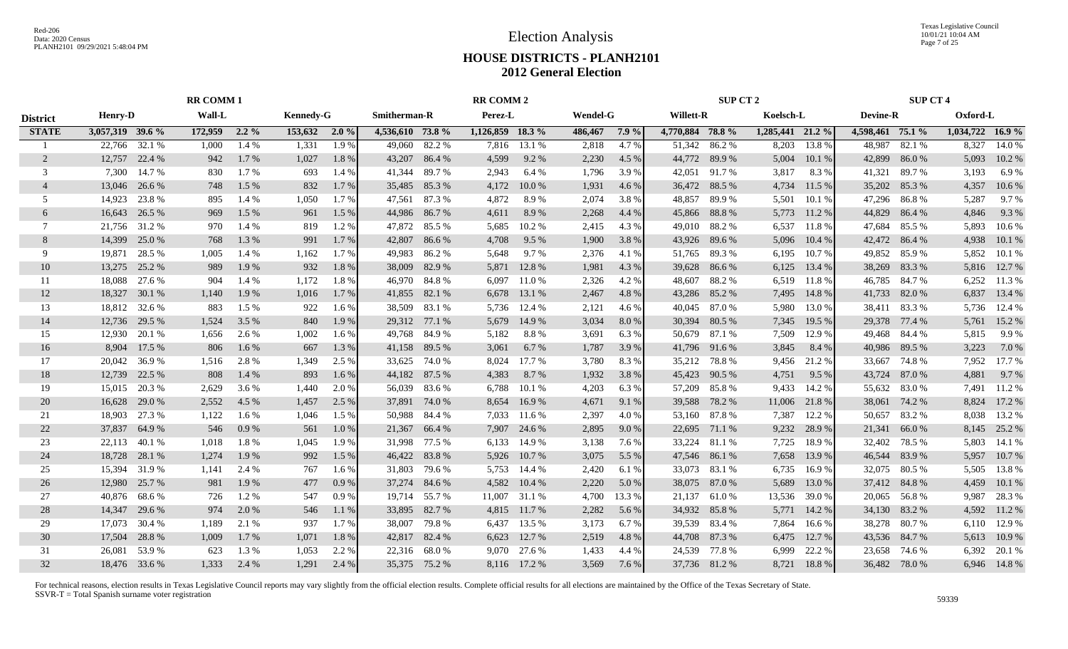# Election Analysis

## HOUSE DISTRICTS - PLANH2101
## 2012 General Election

| District | RR COMM 1 | | | | | | RR COMM 2 | | | | | | SUP CT 2 | | | | SUP CT 4 | | | |
|---|---|---|---|---|---|---|---|---|---|---|---|---|---|---|---|---|---|---|---|---|
| | Henry-D | | Wall-L | | Kennedy-G | | Smitherman-R | | Perez-L | | Wendel-G | | Willett-R | | Koelsch-L | | Devine-R | | Oxford-L | |
| **STATE** | **3,057,319** | **39.6 %** | **172,959** | **2.2 %** | **153,632** | **2.0 %** | **4,536,610** | **73.8 %** | **1,126,859** | **18.3 %** | **486,467** | **7.9 %** | **4,770,884** | **78.8 %** | **1,285,441** | **21.2 %** | **4,598,461** | **75.1 %** | **1,034,722** | **16.9 %** |
| 1 | 22,766 | 32.1 % | 1,000 | 1.4 % | 1,331 | 1.9 % | 49,060 | 82.2 % | 7,816 | 13.1 % | 2,818 | 4.7 % | 51,342 | 86.2 % | 8,203 | 13.8 % | 48,987 | 82.1 % | 8,327 | 14.0 % |
| 2 | 12,757 | 22.4 % | 942 | 1.7 % | 1,027 | 1.8 % | 43,207 | 86.4 % | 4,599 | 9.2 % | 2,230 | 4.5 % | 44,772 | 89.9 % | 5,004 | 10.1 % | 42,899 | 86.0 % | 5,093 | 10.2 % |
| 3 | 7,300 | 14.7 % | 830 | 1.7 % | 693 | 1.4 % | 41,344 | 89.7 % | 2,943 | 6.4 % | 1,796 | 3.9 % | 42,051 | 91.7 % | 3,817 | 8.3 % | 41,321 | 89.7 % | 3,193 | 6.9 % |
| 4 | 13,046 | 26.6 % | 748 | 1.5 % | 832 | 1.7 % | 35,485 | 85.3 % | 4,172 | 10.0 % | 1,931 | 4.6 % | 36,472 | 88.5 % | 4,734 | 11.5 % | 35,202 | 85.3 % | 4,357 | 10.6 % |
| 5 | 14,923 | 23.8 % | 895 | 1.4 % | 1,050 | 1.7 % | 47,561 | 87.3 % | 4,872 | 8.9 % | 2,074 | 3.8 % | 48,857 | 89.9 % | 5,501 | 10.1 % | 47,296 | 86.8 % | 5,287 | 9.7 % |
| 6 | 16,643 | 26.5 % | 969 | 1.5 % | 961 | 1.5 % | 44,986 | 86.7 % | 4,611 | 8.9 % | 2,268 | 4.4 % | 45,866 | 88.8 % | 5,773 | 11.2 % | 44,829 | 86.4 % | 4,846 | 9.3 % |
| 7 | 21,756 | 31.2 % | 970 | 1.4 % | 819 | 1.2 % | 47,872 | 85.5 % | 5,685 | 10.2 % | 2,415 | 4.3 % | 49,010 | 88.2 % | 6,537 | 11.8 % | 47,684 | 85.5 % | 5,893 | 10.6 % |
| 8 | 14,399 | 25.0 % | 768 | 1.3 % | 991 | 1.7 % | 42,807 | 86.6 % | 4,708 | 9.5 % | 1,900 | 3.8 % | 43,926 | 89.6 % | 5,096 | 10.4 % | 42,472 | 86.4 % | 4,938 | 10.1 % |
| 9 | 19,871 | 28.5 % | 1,005 | 1.4 % | 1,162 | 1.7 % | 49,983 | 86.2 % | 5,648 | 9.7 % | 2,376 | 4.1 % | 51,765 | 89.3 % | 6,195 | 10.7 % | 49,852 | 85.9 % | 5,852 | 10.1 % |
| 10 | 13,275 | 25.2 % | 989 | 1.9 % | 932 | 1.8 % | 38,009 | 82.9 % | 5,871 | 12.8 % | 1,981 | 4.3 % | 39,628 | 86.6 % | 6,125 | 13.4 % | 38,269 | 83.3 % | 5,816 | 12.7 % |
| 11 | 18,088 | 27.6 % | 904 | 1.4 % | 1,172 | 1.8 % | 46,970 | 84.8 % | 6,097 | 11.0 % | 2,326 | 4.2 % | 48,607 | 88.2 % | 6,519 | 11.8 % | 46,785 | 84.7 % | 6,252 | 11.3 % |
| 12 | 18,327 | 30.1 % | 1,140 | 1.9 % | 1,016 | 1.7 % | 41,855 | 82.1 % | 6,678 | 13.1 % | 2,467 | 4.8 % | 43,286 | 85.2 % | 7,495 | 14.8 % | 41,733 | 82.0 % | 6,837 | 13.4 % |
| 13 | 18,812 | 32.6 % | 883 | 1.5 % | 922 | 1.6 % | 38,509 | 83.1 % | 5,736 | 12.4 % | 2,121 | 4.6 % | 40,045 | 87.0 % | 5,980 | 13.0 % | 38,411 | 83.3 % | 5,736 | 12.4 % |
| 14 | 12,736 | 29.5 % | 1,524 | 3.5 % | 840 | 1.9 % | 29,312 | 77.1 % | 5,679 | 14.9 % | 3,034 | 8.0 % | 30,394 | 80.5 % | 7,345 | 19.5 % | 29,378 | 77.4 % | 5,761 | 15.2 % |
| 15 | 12,930 | 20.1 % | 1,656 | 2.6 % | 1,002 | 1.6 % | 49,768 | 84.9 % | 5,182 | 8.8 % | 3,691 | 6.3 % | 50,679 | 87.1 % | 7,509 | 12.9 % | 49,468 | 84.4 % | 5,815 | 9.9 % |
| 16 | 8,904 | 17.5 % | 806 | 1.6 % | 667 | 1.3 % | 41,158 | 89.5 % | 3,061 | 6.7 % | 1,787 | 3.9 % | 41,796 | 91.6 % | 3,845 | 8.4 % | 40,986 | 89.5 % | 3,223 | 7.0 % |
| 17 | 20,042 | 36.9 % | 1,516 | 2.8 % | 1,349 | 2.5 % | 33,625 | 74.0 % | 8,024 | 17.7 % | 3,780 | 8.3 % | 35,212 | 78.8 % | 9,456 | 21.2 % | 33,667 | 74.8 % | 7,952 | 17.7 % |
| 18 | 12,739 | 22.5 % | 808 | 1.4 % | 893 | 1.6 % | 44,182 | 87.5 % | 4,383 | 8.7 % | 1,932 | 3.8 % | 45,423 | 90.5 % | 4,751 | 9.5 % | 43,724 | 87.0 % | 4,881 | 9.7 % |
| 19 | 15,015 | 20.3 % | 2,629 | 3.6 % | 1,440 | 2.0 % | 56,039 | 83.6 % | 6,788 | 10.1 % | 4,203 | 6.3 % | 57,209 | 85.8 % | 9,433 | 14.2 % | 55,632 | 83.0 % | 7,491 | 11.2 % |
| 20 | 16,628 | 29.0 % | 2,552 | 4.5 % | 1,457 | 2.5 % | 37,891 | 74.0 % | 8,654 | 16.9 % | 4,671 | 9.1 % | 39,588 | 78.2 % | 11,006 | 21.8 % | 38,061 | 74.2 % | 8,824 | 17.2 % |
| 21 | 18,903 | 27.3 % | 1,122 | 1.6 % | 1,046 | 1.5 % | 50,988 | 84.4 % | 7,033 | 11.6 % | 2,397 | 4.0 % | 53,160 | 87.8 % | 7,387 | 12.2 % | 50,657 | 83.2 % | 8,038 | 13.2 % |
| 22 | 37,837 | 64.9 % | 546 | 0.9 % | 561 | 1.0 % | 21,367 | 66.4 % | 7,907 | 24.6 % | 2,895 | 9.0 % | 22,695 | 71.1 % | 9,232 | 28.9 % | 21,341 | 66.0 % | 8,145 | 25.2 % |
| 23 | 22,113 | 40.1 % | 1,018 | 1.8 % | 1,045 | 1.9 % | 31,998 | 77.5 % | 6,133 | 14.9 % | 3,138 | 7.6 % | 33,224 | 81.1 % | 7,725 | 18.9 % | 32,402 | 78.5 % | 5,803 | 14.1 % |
| 24 | 18,728 | 28.1 % | 1,274 | 1.9 % | 992 | 1.5 % | 46,422 | 83.8 % | 5,926 | 10.7 % | 3,075 | 5.5 % | 47,546 | 86.1 % | 7,658 | 13.9 % | 46,544 | 83.9 % | 5,957 | 10.7 % |
| 25 | 15,394 | 31.9 % | 1,141 | 2.4 % | 767 | 1.6 % | 31,803 | 79.6 % | 5,753 | 14.4 % | 2,420 | 6.1 % | 33,073 | 83.1 % | 6,735 | 16.9 % | 32,075 | 80.5 % | 5,505 | 13.8 % |
| 26 | 12,980 | 25.7 % | 981 | 1.9 % | 477 | 0.9 % | 37,274 | 84.6 % | 4,582 | 10.4 % | 2,220 | 5.0 % | 38,075 | 87.0 % | 5,689 | 13.0 % | 37,412 | 84.8 % | 4,459 | 10.1 % |
| 27 | 40,876 | 68.6 % | 726 | 1.2 % | 547 | 0.9 % | 19,714 | 55.7 % | 11,007 | 31.1 % | 4,700 | 13.3 % | 21,137 | 61.0 % | 13,536 | 39.0 % | 20,065 | 56.8 % | 9,987 | 28.3 % |
| 28 | 14,347 | 29.6 % | 974 | 2.0 % | 546 | 1.1 % | 33,895 | 82.7 % | 4,815 | 11.7 % | 2,282 | 5.6 % | 34,932 | 85.8 % | 5,771 | 14.2 % | 34,130 | 83.2 % | 4,592 | 11.2 % |
| 29 | 17,073 | 30.4 % | 1,189 | 2.1 % | 937 | 1.7 % | 38,007 | 79.8 % | 6,437 | 13.5 % | 3,173 | 6.7 % | 39,539 | 83.4 % | 7,864 | 16.6 % | 38,278 | 80.7 % | 6,110 | 12.9 % |
| 30 | 17,504 | 28.8 % | 1,009 | 1.7 % | 1,071 | 1.8 % | 42,817 | 82.4 % | 6,623 | 12.7 % | 2,519 | 4.8 % | 44,708 | 87.3 % | 6,475 | 12.7 % | 43,536 | 84.7 % | 5,613 | 10.9 % |
| 31 | 26,081 | 53.9 % | 623 | 1.3 % | 1,053 | 2.2 % | 22,316 | 68.0 % | 9,070 | 27.6 % | 1,433 | 4.4 % | 24,539 | 77.8 % | 6,999 | 22.2 % | 23,658 | 74.6 % | 6,392 | 20.1 % |
| 32 | 18,476 | 33.6 % | 1,333 | 2.4 % | 1,291 | 2.4 % | 35,375 | 75.2 % | 8,116 | 17.2 % | 3,569 | 7.6 % | 37,736 | 81.2 % | 8,721 | 18.8 % | 36,482 | 78.0 % | 6,946 | 14.8 % |

For technical reasons, election results in Texas Legislative Council reports may vary slightly from the official election results. Complete official results for all elections are maintained by the Office of the Texas Secretary of State.
SSVR-T = Total Spanish surname voter registration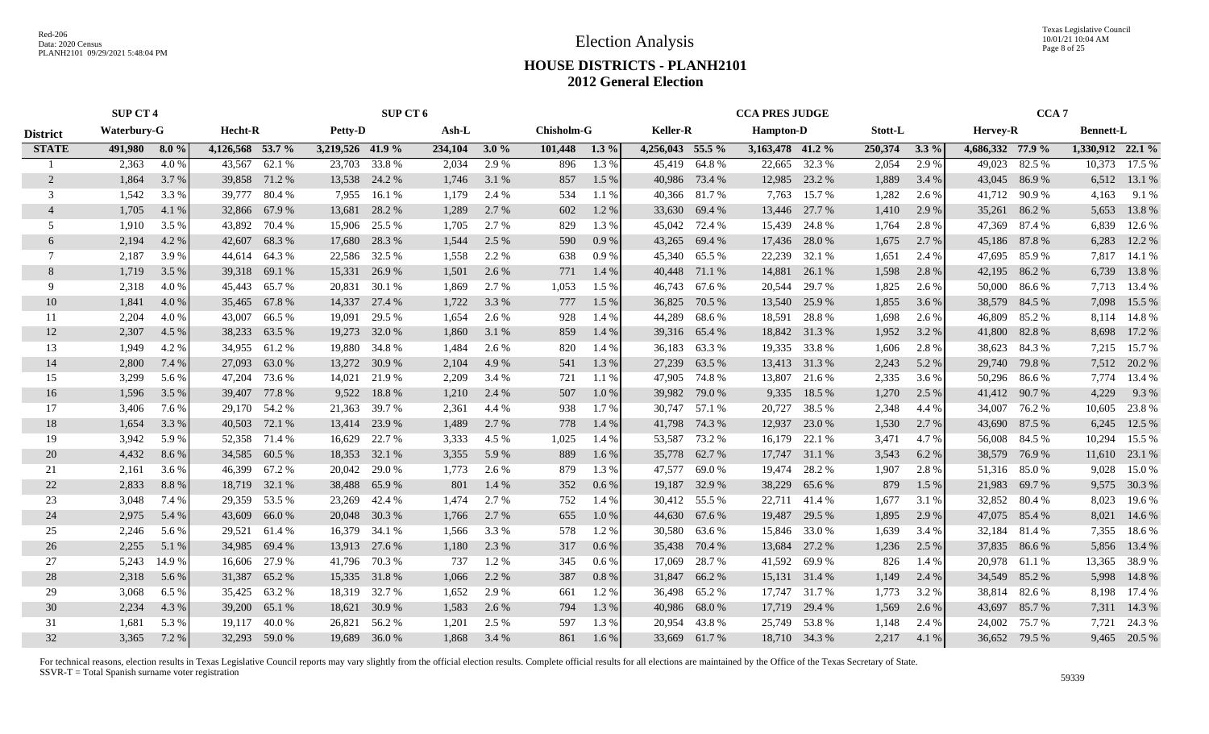# Election Analysis

## HOUSE DISTRICTS - PLANH2101
## 2012 General Election

| | SUP CT 4 | | | | SUP CT 6 | | | | | | | | CCA PRES JUDGE | | | | | | CCA 7 | | | |
|---|---|---|---|---|---|---|---|---|---|---|---|---|---|---|---|---|---|---|---|---|---|---|
| **District** | **Waterbury-G** | | **Hecht-R** | | **Petty-D** | | **Ash-L** | | **Chisholm-G** | | **Keller-R** | | **Hampton-D** | | **Stott-L** | | **Hervey-R** | | **Bennett-L** | |
| **STATE** | **491,980** | **8.0 %** | **4,126,568** | **53.7 %** | **3,219,526** | **41.9 %** | **234,104** | **3.0 %** | **101,448** | **1.3 %** | **4,256,043** | **55.5 %** | **3,163,478** | **41.2 %** | **250,374** | **3.3 %** | **4,686,332** | **77.9 %** | **1,330,912** | **22.1 %** |
| 1 | 2,363 | 4.0 % | 43,567 | 62.1 % | 23,703 | 33.8 % | 2,034 | 2.9 % | 896 | 1.3 % | 45,419 | 64.8 % | 22,665 | 32.3 % | 2,054 | 2.9 % | 49,023 | 82.5 % | 10,373 | 17.5 % |
| 2 | 1,864 | 3.7 % | 39,858 | 71.2 % | 13,538 | 24.2 % | 1,746 | 3.1 % | 857 | 1.5 % | 40,986 | 73.4 % | 12,985 | 23.2 % | 1,889 | 3.4 % | 43,045 | 86.9 % | 6,512 | 13.1 % |
| 3 | 1,542 | 3.3 % | 39,777 | 80.4 % | 7,955 | 16.1 % | 1,179 | 2.4 % | 534 | 1.1 % | 40,366 | 81.7 % | 7,763 | 15.7 % | 1,282 | 2.6 % | 41,712 | 90.9 % | 4,163 | 9.1 % |
| 4 | 1,705 | 4.1 % | 32,866 | 67.9 % | 13,681 | 28.2 % | 1,289 | 2.7 % | 602 | 1.2 % | 33,630 | 69.4 % | 13,446 | 27.7 % | 1,410 | 2.9 % | 35,261 | 86.2 % | 5,653 | 13.8 % |
| 5 | 1,910 | 3.5 % | 43,892 | 70.4 % | 15,906 | 25.5 % | 1,705 | 2.7 % | 829 | 1.3 % | 45,042 | 72.4 % | 15,439 | 24.8 % | 1,764 | 2.8 % | 47,369 | 87.4 % | 6,839 | 12.6 % |
| 6 | 2,194 | 4.2 % | 42,607 | 68.3 % | 17,680 | 28.3 % | 1,544 | 2.5 % | 590 | 0.9 % | 43,265 | 69.4 % | 17,436 | 28.0 % | 1,675 | 2.7 % | 45,186 | 87.8 % | 6,283 | 12.2 % |
| 7 | 2,187 | 3.9 % | 44,614 | 64.3 % | 22,586 | 32.5 % | 1,558 | 2.2 % | 638 | 0.9 % | 45,340 | 65.5 % | 22,239 | 32.1 % | 1,651 | 2.4 % | 47,695 | 85.9 % | 7,817 | 14.1 % |
| 8 | 1,719 | 3.5 % | 39,318 | 69.1 % | 15,331 | 26.9 % | 1,501 | 2.6 % | 771 | 1.4 % | 40,448 | 71.1 % | 14,881 | 26.1 % | 1,598 | 2.8 % | 42,195 | 86.2 % | 6,739 | 13.8 % |
| 9 | 2,318 | 4.0 % | 45,443 | 65.7 % | 20,831 | 30.1 % | 1,869 | 2.7 % | 1,053 | 1.5 % | 46,743 | 67.6 % | 20,544 | 29.7 % | 1,825 | 2.6 % | 50,000 | 86.6 % | 7,713 | 13.4 % |
| 10 | 1,841 | 4.0 % | 35,465 | 67.8 % | 14,337 | 27.4 % | 1,722 | 3.3 % | 777 | 1.5 % | 36,825 | 70.5 % | 13,540 | 25.9 % | 1,855 | 3.6 % | 38,579 | 84.5 % | 7,098 | 15.5 % |
| 11 | 2,204 | 4.0 % | 43,007 | 66.5 % | 19,091 | 29.5 % | 1,654 | 2.6 % | 928 | 1.4 % | 44,289 | 68.6 % | 18,591 | 28.8 % | 1,698 | 2.6 % | 46,809 | 85.2 % | 8,114 | 14.8 % |
| 12 | 2,307 | 4.5 % | 38,233 | 63.5 % | 19,273 | 32.0 % | 1,860 | 3.1 % | 859 | 1.4 % | 39,316 | 65.4 % | 18,842 | 31.3 % | 1,952 | 3.2 % | 41,800 | 82.8 % | 8,698 | 17.2 % |
| 13 | 1,949 | 4.2 % | 34,955 | 61.2 % | 19,880 | 34.8 % | 1,484 | 2.6 % | 820 | 1.4 % | 36,183 | 63.3 % | 19,335 | 33.8 % | 1,606 | 2.8 % | 38,623 | 84.3 % | 7,215 | 15.7 % |
| 14 | 2,800 | 7.4 % | 27,093 | 63.0 % | 13,272 | 30.9 % | 2,104 | 4.9 % | 541 | 1.3 % | 27,239 | 63.5 % | 13,413 | 31.3 % | 2,243 | 5.2 % | 29,740 | 79.8 % | 7,512 | 20.2 % |
| 15 | 3,299 | 5.6 % | 47,204 | 73.6 % | 14,021 | 21.9 % | 2,209 | 3.4 % | 721 | 1.1 % | 47,905 | 74.8 % | 13,807 | 21.6 % | 2,335 | 3.6 % | 50,296 | 86.6 % | 7,774 | 13.4 % |
| 16 | 1,596 | 3.5 % | 39,407 | 77.8 % | 9,522 | 18.8 % | 1,210 | 2.4 % | 507 | 1.0 % | 39,982 | 79.0 % | 9,335 | 18.5 % | 1,270 | 2.5 % | 41,412 | 90.7 % | 4,229 | 9.3 % |
| 17 | 3,406 | 7.6 % | 29,170 | 54.2 % | 21,363 | 39.7 % | 2,361 | 4.4 % | 938 | 1.7 % | 30,747 | 57.1 % | 20,727 | 38.5 % | 2,348 | 4.4 % | 34,007 | 76.2 % | 10,605 | 23.8 % |
| 18 | 1,654 | 3.3 % | 40,503 | 72.1 % | 13,414 | 23.9 % | 1,489 | 2.7 % | 778 | 1.4 % | 41,798 | 74.3 % | 12,937 | 23.0 % | 1,530 | 2.7 % | 43,690 | 87.5 % | 6,245 | 12.5 % |
| 19 | 3,942 | 5.9 % | 52,358 | 71.4 % | 16,629 | 22.7 % | 3,333 | 4.5 % | 1,025 | 1.4 % | 53,587 | 73.2 % | 16,179 | 22.1 % | 3,471 | 4.7 % | 56,008 | 84.5 % | 10,294 | 15.5 % |
| 20 | 4,432 | 8.6 % | 34,585 | 60.5 % | 18,353 | 32.1 % | 3,355 | 5.9 % | 889 | 1.6 % | 35,778 | 62.7 % | 17,747 | 31.1 % | 3,543 | 6.2 % | 38,579 | 76.9 % | 11,610 | 23.1 % |
| 21 | 2,161 | 3.6 % | 46,399 | 67.2 % | 20,042 | 29.0 % | 1,773 | 2.6 % | 879 | 1.3 % | 47,577 | 69.0 % | 19,474 | 28.2 % | 1,907 | 2.8 % | 51,316 | 85.0 % | 9,028 | 15.0 % |
| 22 | 2,833 | 8.8 % | 18,719 | 32.1 % | 38,488 | 65.9 % | 801 | 1.4 % | 352 | 0.6 % | 19,187 | 32.9 % | 38,229 | 65.6 % | 879 | 1.5 % | 21,983 | 69.7 % | 9,575 | 30.3 % |
| 23 | 3,048 | 7.4 % | 29,359 | 53.5 % | 23,269 | 42.4 % | 1,474 | 2.7 % | 752 | 1.4 % | 30,412 | 55.5 % | 22,711 | 41.4 % | 1,677 | 3.1 % | 32,852 | 80.4 % | 8,023 | 19.6 % |
| 24 | 2,975 | 5.4 % | 43,609 | 66.0 % | 20,048 | 30.3 % | 1,766 | 2.7 % | 655 | 1.0 % | 44,630 | 67.6 % | 19,487 | 29.5 % | 1,895 | 2.9 % | 47,075 | 85.4 % | 8,021 | 14.6 % |
| 25 | 2,246 | 5.6 % | 29,521 | 61.4 % | 16,379 | 34.1 % | 1,566 | 3.3 % | 578 | 1.2 % | 30,580 | 63.6 % | 15,846 | 33.0 % | 1,639 | 3.4 % | 32,184 | 81.4 % | 7,355 | 18.6 % |
| 26 | 2,255 | 5.1 % | 34,985 | 69.4 % | 13,913 | 27.6 % | 1,180 | 2.3 % | 317 | 0.6 % | 35,438 | 70.4 % | 13,684 | 27.2 % | 1,236 | 2.5 % | 37,835 | 86.6 % | 5,856 | 13.4 % |
| 27 | 5,243 | 14.9 % | 16,606 | 27.9 % | 41,796 | 70.3 % | 737 | 1.2 % | 345 | 0.6 % | 17,069 | 28.7 % | 41,592 | 69.9 % | 826 | 1.4 % | 20,978 | 61.1 % | 13,365 | 38.9 % |
| 28 | 2,318 | 5.6 % | 31,387 | 65.2 % | 15,335 | 31.8 % | 1,066 | 2.2 % | 387 | 0.8 % | 31,847 | 66.2 % | 15,131 | 31.4 % | 1,149 | 2.4 % | 34,549 | 85.2 % | 5,998 | 14.8 % |
| 29 | 3,068 | 6.5 % | 35,425 | 63.2 % | 18,319 | 32.7 % | 1,652 | 2.9 % | 661 | 1.2 % | 36,498 | 65.2 % | 17,747 | 31.7 % | 1,773 | 3.2 % | 38,814 | 82.6 % | 8,198 | 17.4 % |
| 30 | 2,234 | 4.3 % | 39,200 | 65.1 % | 18,621 | 30.9 % | 1,583 | 2.6 % | 794 | 1.3 % | 40,986 | 68.0 % | 17,719 | 29.4 % | 1,569 | 2.6 % | 43,697 | 85.7 % | 7,311 | 14.3 % |
| 31 | 1,681 | 5.3 % | 19,117 | 40.0 % | 26,821 | 56.2 % | 1,201 | 2.5 % | 597 | 1.3 % | 20,954 | 43.8 % | 25,749 | 53.8 % | 1,148 | 2.4 % | 24,002 | 75.7 % | 7,721 | 24.3 % |
| 32 | 3,365 | 7.2 % | 32,293 | 59.0 % | 19,689 | 36.0 % | 1,868 | 3.4 % | 861 | 1.6 % | 33,669 | 61.7 % | 18,710 | 34.3 % | 2,217 | 4.1 % | 36,652 | 79.5 % | 9,465 | 20.5 % |

For technical reasons, election results in Texas Legislative Council reports may vary slightly from the official election results. Complete official results for all elections are maintained by the Office of the Texas Secretary of State.
SSVR-T = Total Spanish surname voter registration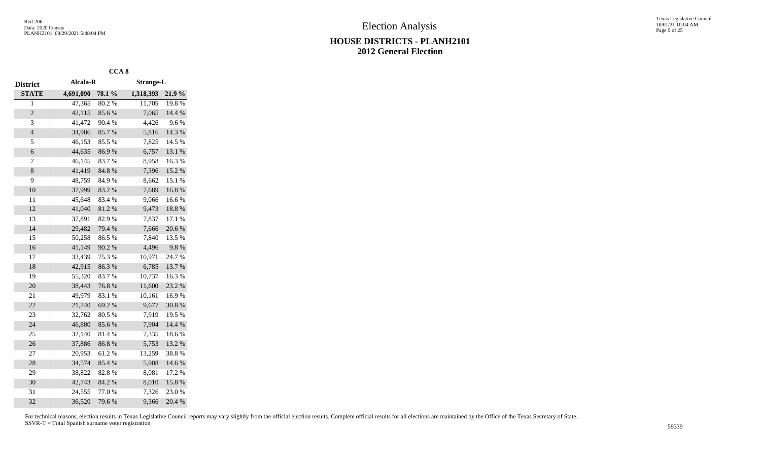# Election Analysis

## HOUSE DISTRICTS - PLANH2101
## 2012 General Election

| | CCA 8 | | | |
|---|---|---|---|---|
| **District** | **Alcala-R** | | **Strange-L** | |
| **STATE** | **4,691,090** | **78.1 %** | **1,318,393** | **21.9 %** |
| 1 | 47,365 | 80.2 % | 11,705 | 19.8 % |
| 2 | 42,115 | 85.6 % | 7,065 | 14.4 % |
| 3 | 41,472 | 90.4 % | 4,426 | 9.6 % |
| 4 | 34,986 | 85.7 % | 5,816 | 14.3 % |
| 5 | 46,153 | 85.5 % | 7,825 | 14.5 % |
| 6 | 44,635 | 86.9 % | 6,757 | 13.1 % |
| 7 | 46,145 | 83.7 % | 8,958 | 16.3 % |
| 8 | 41,419 | 84.8 % | 7,396 | 15.2 % |
| 9 | 48,759 | 84.9 % | 8,662 | 15.1 % |
| 10 | 37,999 | 83.2 % | 7,689 | 16.8 % |
| 11 | 45,648 | 83.4 % | 9,066 | 16.6 % |
| 12 | 41,040 | 81.2 % | 9,473 | 18.8 % |
| 13 | 37,891 | 82.9 % | 7,837 | 17.1 % |
| 14 | 29,482 | 79.4 % | 7,666 | 20.6 % |
| 15 | 50,258 | 86.5 % | 7,840 | 13.5 % |
| 16 | 41,149 | 90.2 % | 4,496 | 9.8 % |
| 17 | 33,439 | 75.3 % | 10,971 | 24.7 % |
| 18 | 42,915 | 86.3 % | 6,785 | 13.7 % |
| 19 | 55,320 | 83.7 % | 10,737 | 16.3 % |
| 20 | 38,443 | 76.8 % | 11,600 | 23.2 % |
| 21 | 49,979 | 83.1 % | 10,161 | 16.9 % |
| 22 | 21,740 | 69.2 % | 9,677 | 30.8 % |
| 23 | 32,762 | 80.5 % | 7,919 | 19.5 % |
| 24 | 46,880 | 85.6 % | 7,904 | 14.4 % |
| 25 | 32,140 | 81.4 % | 7,335 | 18.6 % |
| 26 | 37,886 | 86.8 % | 5,753 | 13.2 % |
| 27 | 20,953 | 61.2 % | 13,259 | 38.8 % |
| 28 | 34,574 | 85.4 % | 5,908 | 14.6 % |
| 29 | 38,822 | 82.8 % | 8,081 | 17.2 % |
| 30 | 42,743 | 84.2 % | 8,010 | 15.8 % |
| 31 | 24,555 | 77.0 % | 7,326 | 23.0 % |
| 32 | 36,520 | 79.6 % | 9,366 | 20.4 % |

For technical reasons, election results in Texas Legislative Council reports may vary slightly from the official election results. Complete official results for all elections are maintained by the Office of the Texas Secretary of State.
SSVR-T = Total Spanish surname voter registration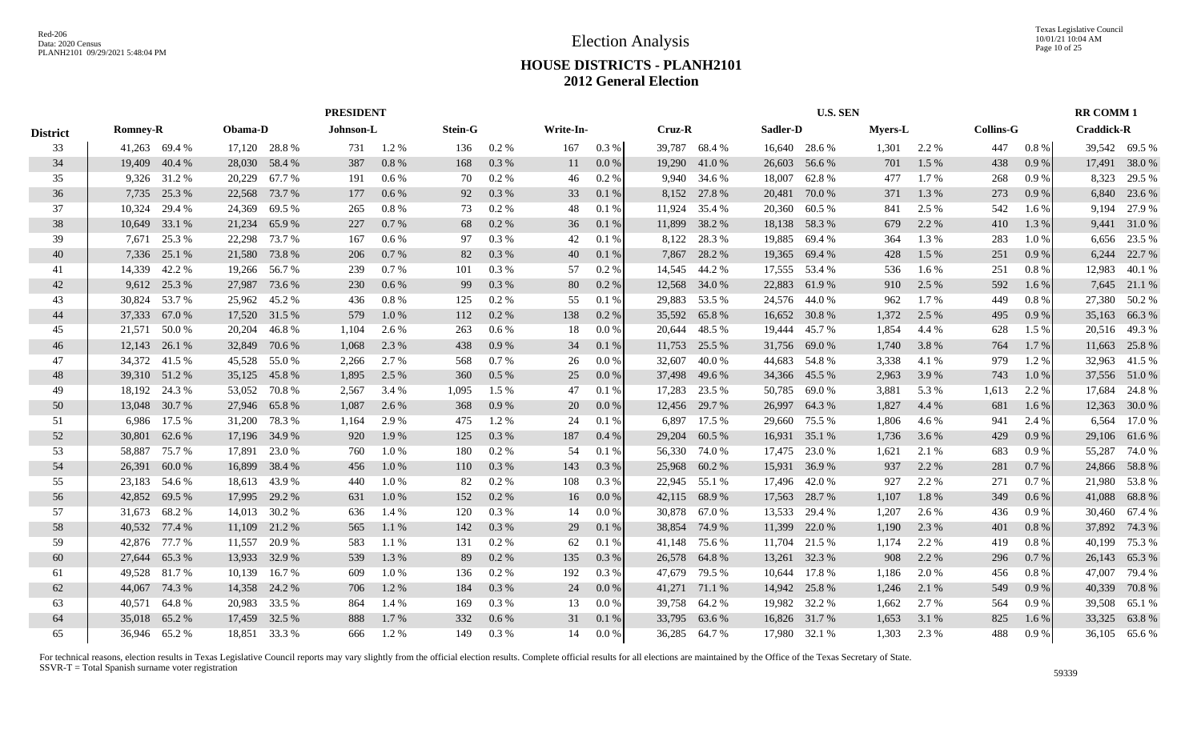# Election Analysis

## HOUSE DISTRICTS - PLANH2101
## 2012 General Election

| District | PRESIDENT | | | | | | | | | | U.S. SEN | | | | | | | | RR COMM 1 | |
|---|---|---|---|---|---|---|---|---|---|---|---|---|---|---|---|---|---|---|---|---|
| | Romney-R | | Obama-D | | Johnson-L | | Stein-G | | Write-In- | | Cruz-R | | Sadler-D | | Myers-L | | Collins-G | | Craddick-R | |
| 33 | 41,263 | 69.4 % | 17,120 | 28.8 % | 731 | 1.2 % | 136 | 0.2 % | 167 | 0.3 % | 39,787 | 68.4 % | 16,640 | 28.6 % | 1,301 | 2.2 % | 447 | 0.8 % | 39,542 | 69.5 % |
| 34 | 19,409 | 40.4 % | 28,030 | 58.4 % | 387 | 0.8 % | 168 | 0.3 % | 11 | 0.0 % | 19,290 | 41.0 % | 26,603 | 56.6 % | 701 | 1.5 % | 438 | 0.9 % | 17,491 | 38.0 % |
| 35 | 9,326 | 31.2 % | 20,229 | 67.7 % | 191 | 0.6 % | 70 | 0.2 % | 46 | 0.2 % | 9,940 | 34.6 % | 18,007 | 62.8 % | 477 | 1.7 % | 268 | 0.9 % | 8,323 | 29.5 % |
| 36 | 7,735 | 25.3 % | 22,568 | 73.7 % | 177 | 0.6 % | 92 | 0.3 % | 33 | 0.1 % | 8,152 | 27.8 % | 20,481 | 70.0 % | 371 | 1.3 % | 273 | 0.9 % | 6,840 | 23.6 % |
| 37 | 10,324 | 29.4 % | 24,369 | 69.5 % | 265 | 0.8 % | 73 | 0.2 % | 48 | 0.1 % | 11,924 | 35.4 % | 20,360 | 60.5 % | 841 | 2.5 % | 542 | 1.6 % | 9,194 | 27.9 % |
| 38 | 10,649 | 33.1 % | 21,234 | 65.9 % | 227 | 0.7 % | 68 | 0.2 % | 36 | 0.1 % | 11,899 | 38.2 % | 18,138 | 58.3 % | 679 | 2.2 % | 410 | 1.3 % | 9,441 | 31.0 % |
| 39 | 7,671 | 25.3 % | 22,298 | 73.7 % | 167 | 0.6 % | 97 | 0.3 % | 42 | 0.1 % | 8,122 | 28.3 % | 19,885 | 69.4 % | 364 | 1.3 % | 283 | 1.0 % | 6,656 | 23.5 % |
| 40 | 7,336 | 25.1 % | 21,580 | 73.8 % | 206 | 0.7 % | 82 | 0.3 % | 40 | 0.1 % | 7,867 | 28.2 % | 19,365 | 69.4 % | 428 | 1.5 % | 251 | 0.9 % | 6,244 | 22.7 % |
| 41 | 14,339 | 42.2 % | 19,266 | 56.7 % | 239 | 0.7 % | 101 | 0.3 % | 57 | 0.2 % | 14,545 | 44.2 % | 17,555 | 53.4 % | 536 | 1.6 % | 251 | 0.8 % | 12,983 | 40.1 % |
| 42 | 9,612 | 25.3 % | 27,987 | 73.6 % | 230 | 0.6 % | 99 | 0.3 % | 80 | 0.2 % | 12,568 | 34.0 % | 22,883 | 61.9 % | 910 | 2.5 % | 592 | 1.6 % | 7,645 | 21.1 % |
| 43 | 30,824 | 53.7 % | 25,962 | 45.2 % | 436 | 0.8 % | 125 | 0.2 % | 55 | 0.1 % | 29,883 | 53.5 % | 24,576 | 44.0 % | 962 | 1.7 % | 449 | 0.8 % | 27,380 | 50.2 % |
| 44 | 37,333 | 67.0 % | 17,520 | 31.5 % | 579 | 1.0 % | 112 | 0.2 % | 138 | 0.2 % | 35,592 | 65.8 % | 16,652 | 30.8 % | 1,372 | 2.5 % | 495 | 0.9 % | 35,163 | 66.3 % |
| 45 | 21,571 | 50.0 % | 20,204 | 46.8 % | 1,104 | 2.6 % | 263 | 0.6 % | 18 | 0.0 % | 20,644 | 48.5 % | 19,444 | 45.7 % | 1,854 | 4.4 % | 628 | 1.5 % | 20,516 | 49.3 % |
| 46 | 12,143 | 26.1 % | 32,849 | 70.6 % | 1,068 | 2.3 % | 438 | 0.9 % | 34 | 0.1 % | 11,753 | 25.5 % | 31,756 | 69.0 % | 1,740 | 3.8 % | 764 | 1.7 % | 11,663 | 25.8 % |
| 47 | 34,372 | 41.5 % | 45,528 | 55.0 % | 2,266 | 2.7 % | 568 | 0.7 % | 26 | 0.0 % | 32,607 | 40.0 % | 44,683 | 54.8 % | 3,338 | 4.1 % | 979 | 1.2 % | 32,963 | 41.5 % |
| 48 | 39,310 | 51.2 % | 35,125 | 45.8 % | 1,895 | 2.5 % | 360 | 0.5 % | 25 | 0.0 % | 37,498 | 49.6 % | 34,366 | 45.5 % | 2,963 | 3.9 % | 743 | 1.0 % | 37,556 | 51.0 % |
| 49 | 18,192 | 24.3 % | 53,052 | 70.8 % | 2,567 | 3.4 % | 1,095 | 1.5 % | 47 | 0.1 % | 17,283 | 23.5 % | 50,785 | 69.0 % | 3,881 | 5.3 % | 1,613 | 2.2 % | 17,684 | 24.8 % |
| 50 | 13,048 | 30.7 % | 27,946 | 65.8 % | 1,087 | 2.6 % | 368 | 0.9 % | 20 | 0.0 % | 12,456 | 29.7 % | 26,997 | 64.3 % | 1,827 | 4.4 % | 681 | 1.6 % | 12,363 | 30.0 % |
| 51 | 6,986 | 17.5 % | 31,200 | 78.3 % | 1,164 | 2.9 % | 475 | 1.2 % | 24 | 0.1 % | 6,897 | 17.5 % | 29,660 | 75.5 % | 1,806 | 4.6 % | 941 | 2.4 % | 6,564 | 17.0 % |
| 52 | 30,801 | 62.6 % | 17,196 | 34.9 % | 920 | 1.9 % | 125 | 0.3 % | 187 | 0.4 % | 29,204 | 60.5 % | 16,931 | 35.1 % | 1,736 | 3.6 % | 429 | 0.9 % | 29,106 | 61.6 % |
| 53 | 58,887 | 75.7 % | 17,891 | 23.0 % | 760 | 1.0 % | 180 | 0.2 % | 54 | 0.1 % | 56,330 | 74.0 % | 17,475 | 23.0 % | 1,621 | 2.1 % | 683 | 0.9 % | 55,287 | 74.0 % |
| 54 | 26,391 | 60.0 % | 16,899 | 38.4 % | 456 | 1.0 % | 110 | 0.3 % | 143 | 0.3 % | 25,968 | 60.2 % | 15,931 | 36.9 % | 937 | 2.2 % | 281 | 0.7 % | 24,866 | 58.8 % |
| 55 | 23,183 | 54.6 % | 18,613 | 43.9 % | 440 | 1.0 % | 82 | 0.2 % | 108 | 0.3 % | 22,945 | 55.1 % | 17,496 | 42.0 % | 927 | 2.2 % | 271 | 0.7 % | 21,980 | 53.8 % |
| 56 | 42,852 | 69.5 % | 17,995 | 29.2 % | 631 | 1.0 % | 152 | 0.2 % | 16 | 0.0 % | 42,115 | 68.9 % | 17,563 | 28.7 % | 1,107 | 1.8 % | 349 | 0.6 % | 41,088 | 68.8 % |
| 57 | 31,673 | 68.2 % | 14,013 | 30.2 % | 636 | 1.4 % | 120 | 0.3 % | 14 | 0.0 % | 30,878 | 67.0 % | 13,533 | 29.4 % | 1,207 | 2.6 % | 436 | 0.9 % | 30,460 | 67.4 % |
| 58 | 40,532 | 77.4 % | 11,109 | 21.2 % | 565 | 1.1 % | 142 | 0.3 % | 29 | 0.1 % | 38,854 | 74.9 % | 11,399 | 22.0 % | 1,190 | 2.3 % | 401 | 0.8 % | 37,892 | 74.3 % |
| 59 | 42,876 | 77.7 % | 11,557 | 20.9 % | 583 | 1.1 % | 131 | 0.2 % | 62 | 0.1 % | 41,148 | 75.6 % | 11,704 | 21.5 % | 1,174 | 2.2 % | 419 | 0.8 % | 40,199 | 75.3 % |
| 60 | 27,644 | 65.3 % | 13,933 | 32.9 % | 539 | 1.3 % | 89 | 0.2 % | 135 | 0.3 % | 26,578 | 64.8 % | 13,261 | 32.3 % | 908 | 2.2 % | 296 | 0.7 % | 26,143 | 65.3 % |
| 61 | 49,528 | 81.7 % | 10,139 | 16.7 % | 609 | 1.0 % | 136 | 0.2 % | 192 | 0.3 % | 47,679 | 79.5 % | 10,644 | 17.8 % | 1,186 | 2.0 % | 456 | 0.8 % | 47,007 | 79.4 % |
| 62 | 44,067 | 74.3 % | 14,358 | 24.2 % | 706 | 1.2 % | 184 | 0.3 % | 24 | 0.0 % | 41,271 | 71.1 % | 14,942 | 25.8 % | 1,246 | 2.1 % | 549 | 0.9 % | 40,339 | 70.8 % |
| 63 | 40,571 | 64.8 % | 20,983 | 33.5 % | 864 | 1.4 % | 169 | 0.3 % | 13 | 0.0 % | 39,758 | 64.2 % | 19,982 | 32.2 % | 1,662 | 2.7 % | 564 | 0.9 % | 39,508 | 65.1 % |
| 64 | 35,018 | 65.2 % | 17,459 | 32.5 % | 888 | 1.7 % | 332 | 0.6 % | 31 | 0.1 % | 33,795 | 63.6 % | 16,826 | 31.7 % | 1,653 | 3.1 % | 825 | 1.6 % | 33,325 | 63.8 % |
| 65 | 36,946 | 65.2 % | 18,851 | 33.3 % | 666 | 1.2 % | 149 | 0.3 % | 14 | 0.0 % | 36,285 | 64.7 % | 17,980 | 32.1 % | 1,303 | 2.3 % | 488 | 0.9 % | 36,105 | 65.6 % |

For technical reasons, election results in Texas Legislative Council reports may vary slightly from the official election results. Complete official results for all elections are maintained by the Office of the Texas Secretary of State.
SSVR-T = Total Spanish surname voter registration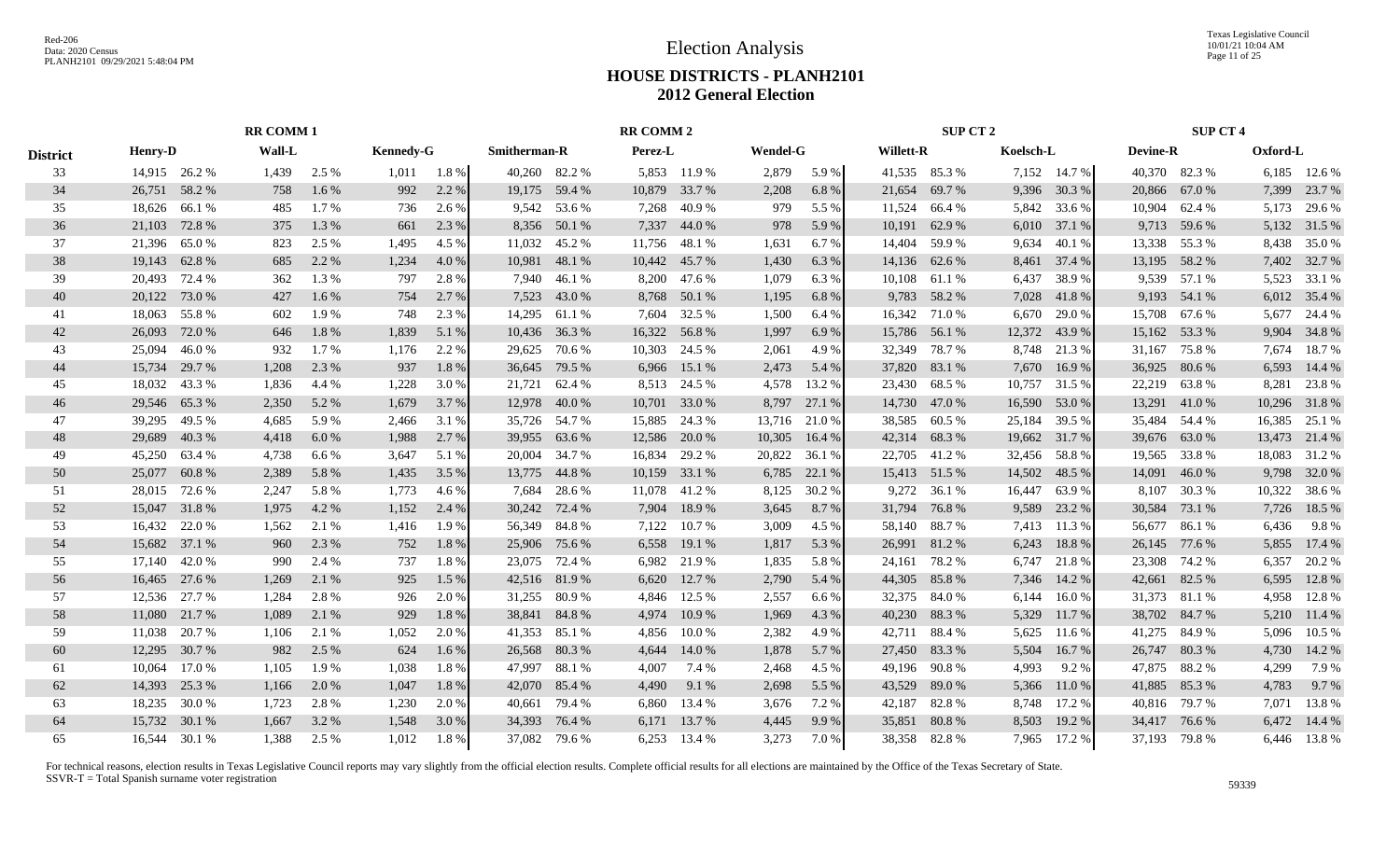# Election Analysis

## HOUSE DISTRICTS - PLANH2101
## 2012 General Election

| | RR COMM 1 | | | | | | RR COMM 2 | | | | | | SUP CT 2 | | | | SUP CT 4 | | | |
|---|---|---|---|---|---|---|---|---|---|---|---|---|---|---|---|---|---|---|---|---|
| District | Henry-D | | Wall-L | | Kennedy-G | | Smitherman-R | | Perez-L | | Wendel-G | | Willett-R | | Koelsch-L | | Devine-R | | Oxford-L | |
| 33 | 14,915 | 26.2 % | 1,439 | 2.5 % | 1,011 | 1.8 % | 40,260 | 82.2 % | 5,853 | 11.9 % | 2,879 | 5.9 % | 41,535 | 85.3 % | 7,152 | 14.7 % | 40,370 | 82.3 % | 6,185 | 12.6 % |
| 34 | 26,751 | 58.2 % | 758 | 1.6 % | 992 | 2.2 % | 19,175 | 59.4 % | 10,879 | 33.7 % | 2,208 | 6.8 % | 21,654 | 69.7 % | 9,396 | 30.3 % | 20,866 | 67.0 % | 7,399 | 23.7 % |
| 35 | 18,626 | 66.1 % | 485 | 1.7 % | 736 | 2.6 % | 9,542 | 53.6 % | 7,268 | 40.9 % | 979 | 5.5 % | 11,524 | 66.4 % | 5,842 | 33.6 % | 10,904 | 62.4 % | 5,173 | 29.6 % |
| 36 | 21,103 | 72.8 % | 375 | 1.3 % | 661 | 2.3 % | 8,356 | 50.1 % | 7,337 | 44.0 % | 978 | 5.9 % | 10,191 | 62.9 % | 6,010 | 37.1 % | 9,713 | 59.6 % | 5,132 | 31.5 % |
| 37 | 21,396 | 65.0 % | 823 | 2.5 % | 1,495 | 4.5 % | 11,032 | 45.2 % | 11,756 | 48.1 % | 1,631 | 6.7 % | 14,404 | 59.9 % | 9,634 | 40.1 % | 13,338 | 55.3 % | 8,438 | 35.0 % |
| 38 | 19,143 | 62.8 % | 685 | 2.2 % | 1,234 | 4.0 % | 10,981 | 48.1 % | 10,442 | 45.7 % | 1,430 | 6.3 % | 14,136 | 62.6 % | 8,461 | 37.4 % | 13,195 | 58.2 % | 7,402 | 32.7 % |
| 39 | 20,493 | 72.4 % | 362 | 1.3 % | 797 | 2.8 % | 7,940 | 46.1 % | 8,200 | 47.6 % | 1,079 | 6.3 % | 10,108 | 61.1 % | 6,437 | 38.9 % | 9,539 | 57.1 % | 5,523 | 33.1 % |
| 40 | 20,122 | 73.0 % | 427 | 1.6 % | 754 | 2.7 % | 7,523 | 43.0 % | 8,768 | 50.1 % | 1,195 | 6.8 % | 9,783 | 58.2 % | 7,028 | 41.8 % | 9,193 | 54.1 % | 6,012 | 35.4 % |
| 41 | 18,063 | 55.8 % | 602 | 1.9 % | 748 | 2.3 % | 14,295 | 61.1 % | 7,604 | 32.5 % | 1,500 | 6.4 % | 16,342 | 71.0 % | 6,670 | 29.0 % | 15,708 | 67.6 % | 5,677 | 24.4 % |
| 42 | 26,093 | 72.0 % | 646 | 1.8 % | 1,839 | 5.1 % | 10,436 | 36.3 % | 16,322 | 56.8 % | 1,997 | 6.9 % | 15,786 | 56.1 % | 12,372 | 43.9 % | 15,162 | 53.3 % | 9,904 | 34.8 % |
| 43 | 25,094 | 46.0 % | 932 | 1.7 % | 1,176 | 2.2 % | 29,625 | 70.6 % | 10,303 | 24.5 % | 2,061 | 4.9 % | 32,349 | 78.7 % | 8,748 | 21.3 % | 31,167 | 75.8 % | 7,674 | 18.7 % |
| 44 | 15,734 | 29.7 % | 1,208 | 2.3 % | 937 | 1.8 % | 36,645 | 79.5 % | 6,966 | 15.1 % | 2,473 | 5.4 % | 37,820 | 83.1 % | 7,670 | 16.9 % | 36,925 | 80.6 % | 6,593 | 14.4 % |
| 45 | 18,032 | 43.3 % | 1,836 | 4.4 % | 1,228 | 3.0 % | 21,721 | 62.4 % | 8,513 | 24.5 % | 4,578 | 13.2 % | 23,430 | 68.5 % | 10,757 | 31.5 % | 22,219 | 63.8 % | 8,281 | 23.8 % |
| 46 | 29,546 | 65.3 % | 2,350 | 5.2 % | 1,679 | 3.7 % | 12,978 | 40.0 % | 10,701 | 33.0 % | 8,797 | 27.1 % | 14,730 | 47.0 % | 16,590 | 53.0 % | 13,291 | 41.0 % | 10,296 | 31.8 % |
| 47 | 39,295 | 49.5 % | 4,685 | 5.9 % | 2,466 | 3.1 % | 35,726 | 54.7 % | 15,885 | 24.3 % | 13,716 | 21.0 % | 38,585 | 60.5 % | 25,184 | 39.5 % | 35,484 | 54.4 % | 16,385 | 25.1 % |
| 48 | 29,689 | 40.3 % | 4,418 | 6.0 % | 1,988 | 2.7 % | 39,955 | 63.6 % | 12,586 | 20.0 % | 10,305 | 16.4 % | 42,314 | 68.3 % | 19,662 | 31.7 % | 39,676 | 63.0 % | 13,473 | 21.4 % |
| 49 | 45,250 | 63.4 % | 4,738 | 6.6 % | 3,647 | 5.1 % | 20,004 | 34.7 % | 16,834 | 29.2 % | 20,822 | 36.1 % | 22,705 | 41.2 % | 32,456 | 58.8 % | 19,565 | 33.8 % | 18,083 | 31.2 % |
| 50 | 25,077 | 60.8 % | 2,389 | 5.8 % | 1,435 | 3.5 % | 13,775 | 44.8 % | 10,159 | 33.1 % | 6,785 | 22.1 % | 15,413 | 51.5 % | 14,502 | 48.5 % | 14,091 | 46.0 % | 9,798 | 32.0 % |
| 51 | 28,015 | 72.6 % | 2,247 | 5.8 % | 1,773 | 4.6 % | 7,684 | 28.6 % | 11,078 | 41.2 % | 8,125 | 30.2 % | 9,272 | 36.1 % | 16,447 | 63.9 % | 8,107 | 30.3 % | 10,322 | 38.6 % |
| 52 | 15,047 | 31.8 % | 1,975 | 4.2 % | 1,152 | 2.4 % | 30,242 | 72.4 % | 7,904 | 18.9 % | 3,645 | 8.7 % | 31,794 | 76.8 % | 9,589 | 23.2 % | 30,584 | 73.1 % | 7,726 | 18.5 % |
| 53 | 16,432 | 22.0 % | 1,562 | 2.1 % | 1,416 | 1.9 % | 56,349 | 84.8 % | 7,122 | 10.7 % | 3,009 | 4.5 % | 58,140 | 88.7 % | 7,413 | 11.3 % | 56,677 | 86.1 % | 6,436 | 9.8 % |
| 54 | 15,682 | 37.1 % | 960 | 2.3 % | 752 | 1.8 % | 25,906 | 75.6 % | 6,558 | 19.1 % | 1,817 | 5.3 % | 26,991 | 81.2 % | 6,243 | 18.8 % | 26,145 | 77.6 % | 5,855 | 17.4 % |
| 55 | 17,140 | 42.0 % | 990 | 2.4 % | 737 | 1.8 % | 23,075 | 72.4 % | 6,982 | 21.9 % | 1,835 | 5.8 % | 24,161 | 78.2 % | 6,747 | 21.8 % | 23,308 | 74.2 % | 6,357 | 20.2 % |
| 56 | 16,465 | 27.6 % | 1,269 | 2.1 % | 925 | 1.5 % | 42,516 | 81.9 % | 6,620 | 12.7 % | 2,790 | 5.4 % | 44,305 | 85.8 % | 7,346 | 14.2 % | 42,661 | 82.5 % | 6,595 | 12.8 % |
| 57 | 12,536 | 27.7 % | 1,284 | 2.8 % | 926 | 2.0 % | 31,255 | 80.9 % | 4,846 | 12.5 % | 2,557 | 6.6 % | 32,375 | 84.0 % | 6,144 | 16.0 % | 31,373 | 81.1 % | 4,958 | 12.8 % |
| 58 | 11,080 | 21.7 % | 1,089 | 2.1 % | 929 | 1.8 % | 38,841 | 84.8 % | 4,974 | 10.9 % | 1,969 | 4.3 % | 40,230 | 88.3 % | 5,329 | 11.7 % | 38,702 | 84.7 % | 5,210 | 11.4 % |
| 59 | 11,038 | 20.7 % | 1,106 | 2.1 % | 1,052 | 2.0 % | 41,353 | 85.1 % | 4,856 | 10.0 % | 2,382 | 4.9 % | 42,711 | 88.4 % | 5,625 | 11.6 % | 41,275 | 84.9 % | 5,096 | 10.5 % |
| 60 | 12,295 | 30.7 % | 982 | 2.5 % | 624 | 1.6 % | 26,568 | 80.3 % | 4,644 | 14.0 % | 1,878 | 5.7 % | 27,450 | 83.3 % | 5,504 | 16.7 % | 26,747 | 80.3 % | 4,730 | 14.2 % |
| 61 | 10,064 | 17.0 % | 1,105 | 1.9 % | 1,038 | 1.8 % | 47,997 | 88.1 % | 4,007 | 7.4 % | 2,468 | 4.5 % | 49,196 | 90.8 % | 4,993 | 9.2 % | 47,875 | 88.2 % | 4,299 | 7.9 % |
| 62 | 14,393 | 25.3 % | 1,166 | 2.0 % | 1,047 | 1.8 % | 42,070 | 85.4 % | 4,490 | 9.1 % | 2,698 | 5.5 % | 43,529 | 89.0 % | 5,366 | 11.0 % | 41,885 | 85.3 % | 4,783 | 9.7 % |
| 63 | 18,235 | 30.0 % | 1,723 | 2.8 % | 1,230 | 2.0 % | 40,661 | 79.4 % | 6,860 | 13.4 % | 3,676 | 7.2 % | 42,187 | 82.8 % | 8,748 | 17.2 % | 40,816 | 79.7 % | 7,071 | 13.8 % |
| 64 | 15,732 | 30.1 % | 1,667 | 3.2 % | 1,548 | 3.0 % | 34,393 | 76.4 % | 6,171 | 13.7 % | 4,445 | 9.9 % | 35,851 | 80.8 % | 8,503 | 19.2 % | 34,417 | 76.6 % | 6,472 | 14.4 % |
| 65 | 16,544 | 30.1 % | 1,388 | 2.5 % | 1,012 | 1.8 % | 37,082 | 79.6 % | 6,253 | 13.4 % | 3,273 | 7.0 % | 38,358 | 82.8 % | 7,965 | 17.2 % | 37,193 | 79.8 % | 6,446 | 13.8 % |

For technical reasons, election results in Texas Legislative Council reports may vary slightly from the official election results. Complete official results for all elections are maintained by the Office of the Texas Secretary of State.
SSVR-T = Total Spanish surname voter registration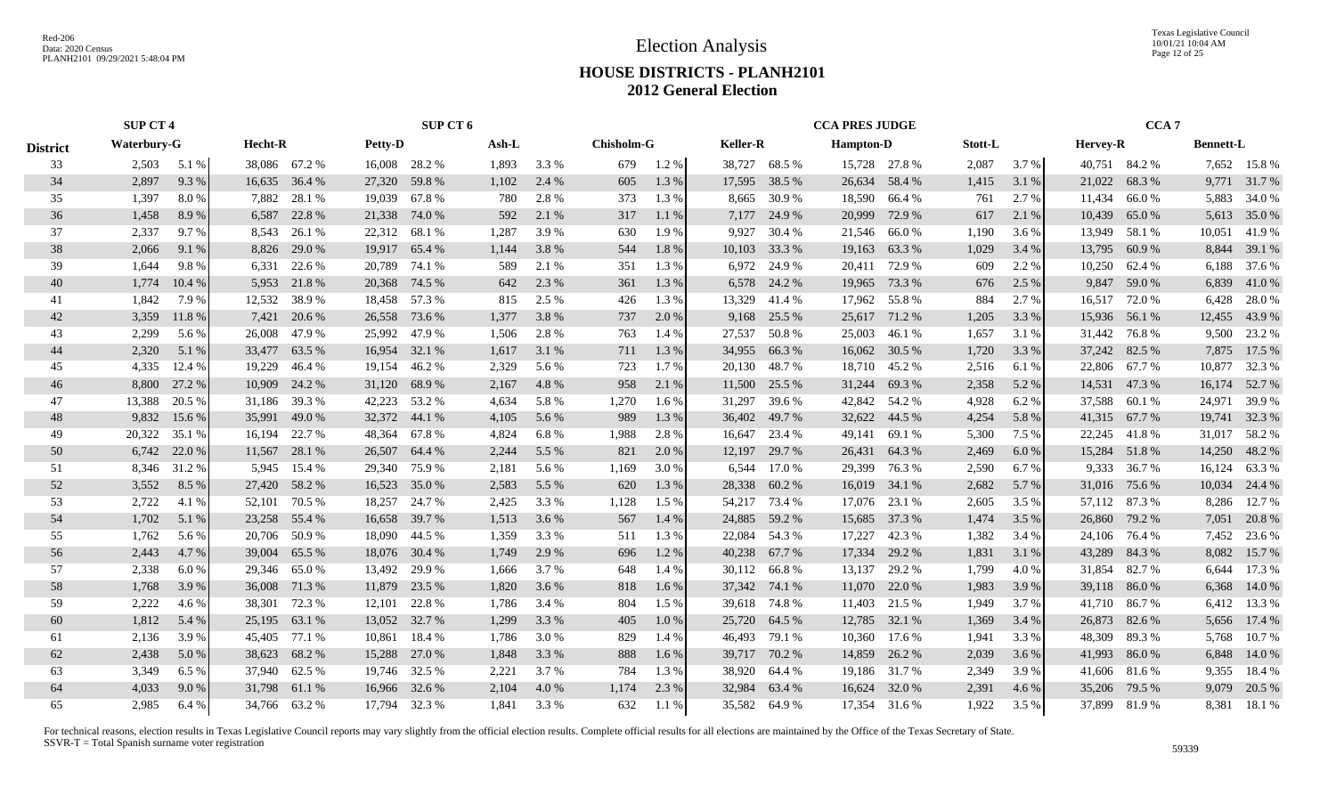# Election Analysis

## HOUSE DISTRICTS - PLANH2101

## 2012 General Election

| District | SUP CT 4 | | | | SUP CT 6 | | | | | | | | CCA PRES JUDGE | | | | | | CCA 7 | | | |
|---|---|---|---|---|---|---|---|---|---|---|---|---|---|---|---|---|---|---|---|---|---|---|
| | Waterbury-G | | Hecht-R | | Petty-D | | Ash-L | | Chisholm-G | | Keller-R | | Hampton-D | | Stott-L | | Hervey-R | | Bennett-L | |
| 33 | 2,503 | 5.1 % | 38,086 | 67.2 % | 16,008 | 28.2 % | 1,893 | 3.3 % | 679 | 1.2 % | 38,727 | 68.5 % | 15,728 | 27.8 % | 2,087 | 3.7 % | 40,751 | 84.2 % | 7,652 | 15.8 % |
| 34 | 2,897 | 9.3 % | 16,635 | 36.4 % | 27,320 | 59.8 % | 1,102 | 2.4 % | 605 | 1.3 % | 17,595 | 38.5 % | 26,634 | 58.4 % | 1,415 | 3.1 % | 21,022 | 68.3 % | 9,771 | 31.7 % |
| 35 | 1,397 | 8.0 % | 7,882 | 28.1 % | 19,039 | 67.8 % | 780 | 2.8 % | 373 | 1.3 % | 8,665 | 30.9 % | 18,590 | 66.4 % | 761 | 2.7 % | 11,434 | 66.0 % | 5,883 | 34.0 % |
| 36 | 1,458 | 8.9 % | 6,587 | 22.8 % | 21,338 | 74.0 % | 592 | 2.1 % | 317 | 1.1 % | 7,177 | 24.9 % | 20,999 | 72.9 % | 617 | 2.1 % | 10,439 | 65.0 % | 5,613 | 35.0 % |
| 37 | 2,337 | 9.7 % | 8,543 | 26.1 % | 22,312 | 68.1 % | 1,287 | 3.9 % | 630 | 1.9 % | 9,927 | 30.4 % | 21,546 | 66.0 % | 1,190 | 3.6 % | 13,949 | 58.1 % | 10,051 | 41.9 % |
| 38 | 2,066 | 9.1 % | 8,826 | 29.0 % | 19,917 | 65.4 % | 1,144 | 3.8 % | 544 | 1.8 % | 10,103 | 33.3 % | 19,163 | 63.3 % | 1,029 | 3.4 % | 13,795 | 60.9 % | 8,844 | 39.1 % |
| 39 | 1,644 | 9.8 % | 6,331 | 22.6 % | 20,789 | 74.1 % | 589 | 2.1 % | 351 | 1.3 % | 6,972 | 24.9 % | 20,411 | 72.9 % | 609 | 2.2 % | 10,250 | 62.4 % | 6,188 | 37.6 % |
| 40 | 1,774 | 10.4 % | 5,953 | 21.8 % | 20,368 | 74.5 % | 642 | 2.3 % | 361 | 1.3 % | 6,578 | 24.2 % | 19,965 | 73.3 % | 676 | 2.5 % | 9,847 | 59.0 % | 6,839 | 41.0 % |
| 41 | 1,842 | 7.9 % | 12,532 | 38.9 % | 18,458 | 57.3 % | 815 | 2.5 % | 426 | 1.3 % | 13,329 | 41.4 % | 17,962 | 55.8 % | 884 | 2.7 % | 16,517 | 72.0 % | 6,428 | 28.0 % |
| 42 | 3,359 | 11.8 % | 7,421 | 20.6 % | 26,558 | 73.6 % | 1,377 | 3.8 % | 737 | 2.0 % | 9,168 | 25.5 % | 25,617 | 71.2 % | 1,205 | 3.3 % | 15,936 | 56.1 % | 12,455 | 43.9 % |
| 43 | 2,299 | 5.6 % | 26,008 | 47.9 % | 25,992 | 47.9 % | 1,506 | 2.8 % | 763 | 1.4 % | 27,537 | 50.8 % | 25,003 | 46.1 % | 1,657 | 3.1 % | 31,442 | 76.8 % | 9,500 | 23.2 % |
| 44 | 2,320 | 5.1 % | 33,477 | 63.5 % | 16,954 | 32.1 % | 1,617 | 3.1 % | 711 | 1.3 % | 34,955 | 66.3 % | 16,062 | 30.5 % | 1,720 | 3.3 % | 37,242 | 82.5 % | 7,875 | 17.5 % |
| 45 | 4,335 | 12.4 % | 19,229 | 46.4 % | 19,154 | 46.2 % | 2,329 | 5.6 % | 723 | 1.7 % | 20,130 | 48.7 % | 18,710 | 45.2 % | 2,516 | 6.1 % | 22,806 | 67.7 % | 10,877 | 32.3 % |
| 46 | 8,800 | 27.2 % | 10,909 | 24.2 % | 31,120 | 68.9 % | 2,167 | 4.8 % | 958 | 2.1 % | 11,500 | 25.5 % | 31,244 | 69.3 % | 2,358 | 5.2 % | 14,531 | 47.3 % | 16,174 | 52.7 % |
| 47 | 13,388 | 20.5 % | 31,186 | 39.3 % | 42,223 | 53.2 % | 4,634 | 5.8 % | 1,270 | 1.6 % | 31,297 | 39.6 % | 42,842 | 54.2 % | 4,928 | 6.2 % | 37,588 | 60.1 % | 24,971 | 39.9 % |
| 48 | 9,832 | 15.6 % | 35,991 | 49.0 % | 32,372 | 44.1 % | 4,105 | 5.6 % | 989 | 1.3 % | 36,402 | 49.7 % | 32,622 | 44.5 % | 4,254 | 5.8 % | 41,315 | 67.7 % | 19,741 | 32.3 % |
| 49 | 20,322 | 35.1 % | 16,194 | 22.7 % | 48,364 | 67.8 % | 4,824 | 6.8 % | 1,988 | 2.8 % | 16,647 | 23.4 % | 49,141 | 69.1 % | 5,300 | 7.5 % | 22,245 | 41.8 % | 31,017 | 58.2 % |
| 50 | 6,742 | 22.0 % | 11,567 | 28.1 % | 26,507 | 64.4 % | 2,244 | 5.5 % | 821 | 2.0 % | 12,197 | 29.7 % | 26,431 | 64.3 % | 2,469 | 6.0 % | 15,284 | 51.8 % | 14,250 | 48.2 % |
| 51 | 8,346 | 31.2 % | 5,945 | 15.4 % | 29,340 | 75.9 % | 2,181 | 5.6 % | 1,169 | 3.0 % | 6,544 | 17.0 % | 29,399 | 76.3 % | 2,590 | 6.7 % | 9,333 | 36.7 % | 16,124 | 63.3 % |
| 52 | 3,552 | 8.5 % | 27,420 | 58.2 % | 16,523 | 35.0 % | 2,583 | 5.5 % | 620 | 1.3 % | 28,338 | 60.2 % | 16,019 | 34.1 % | 2,682 | 5.7 % | 31,016 | 75.6 % | 10,034 | 24.4 % |
| 53 | 2,722 | 4.1 % | 52,101 | 70.5 % | 18,257 | 24.7 % | 2,425 | 3.3 % | 1,128 | 1.5 % | 54,217 | 73.4 % | 17,076 | 23.1 % | 2,605 | 3.5 % | 57,112 | 87.3 % | 8,286 | 12.7 % |
| 54 | 1,702 | 5.1 % | 23,258 | 55.4 % | 16,658 | 39.7 % | 1,513 | 3.6 % | 567 | 1.4 % | 24,885 | 59.2 % | 15,685 | 37.3 % | 1,474 | 3.5 % | 26,860 | 79.2 % | 7,051 | 20.8 % |
| 55 | 1,762 | 5.6 % | 20,706 | 50.9 % | 18,090 | 44.5 % | 1,359 | 3.3 % | 511 | 1.3 % | 22,084 | 54.3 % | 17,227 | 42.3 % | 1,382 | 3.4 % | 24,106 | 76.4 % | 7,452 | 23.6 % |
| 56 | 2,443 | 4.7 % | 39,004 | 65.5 % | 18,076 | 30.4 % | 1,749 | 2.9 % | 696 | 1.2 % | 40,238 | 67.7 % | 17,334 | 29.2 % | 1,831 | 3.1 % | 43,289 | 84.3 % | 8,082 | 15.7 % |
| 57 | 2,338 | 6.0 % | 29,346 | 65.0 % | 13,492 | 29.9 % | 1,666 | 3.7 % | 648 | 1.4 % | 30,112 | 66.8 % | 13,137 | 29.2 % | 1,799 | 4.0 % | 31,854 | 82.7 % | 6,644 | 17.3 % |
| 58 | 1,768 | 3.9 % | 36,008 | 71.3 % | 11,879 | 23.5 % | 1,820 | 3.6 % | 818 | 1.6 % | 37,342 | 74.1 % | 11,070 | 22.0 % | 1,983 | 3.9 % | 39,118 | 86.0 % | 6,368 | 14.0 % |
| 59 | 2,222 | 4.6 % | 38,301 | 72.3 % | 12,101 | 22.8 % | 1,786 | 3.4 % | 804 | 1.5 % | 39,618 | 74.8 % | 11,403 | 21.5 % | 1,949 | 3.7 % | 41,710 | 86.7 % | 6,412 | 13.3 % |
| 60 | 1,812 | 5.4 % | 25,195 | 63.1 % | 13,052 | 32.7 % | 1,299 | 3.3 % | 405 | 1.0 % | 25,720 | 64.5 % | 12,785 | 32.1 % | 1,369 | 3.4 % | 26,873 | 82.6 % | 5,656 | 17.4 % |
| 61 | 2,136 | 3.9 % | 45,405 | 77.1 % | 10,861 | 18.4 % | 1,786 | 3.0 % | 829 | 1.4 % | 46,493 | 79.1 % | 10,360 | 17.6 % | 1,941 | 3.3 % | 48,309 | 89.3 % | 5,768 | 10.7 % |
| 62 | 2,438 | 5.0 % | 38,623 | 68.2 % | 15,288 | 27.0 % | 1,848 | 3.3 % | 888 | 1.6 % | 39,717 | 70.2 % | 14,859 | 26.2 % | 2,039 | 3.6 % | 41,993 | 86.0 % | 6,848 | 14.0 % |
| 63 | 3,349 | 6.5 % | 37,940 | 62.5 % | 19,746 | 32.5 % | 2,221 | 3.7 % | 784 | 1.3 % | 38,920 | 64.4 % | 19,186 | 31.7 % | 2,349 | 3.9 % | 41,606 | 81.6 % | 9,355 | 18.4 % |
| 64 | 4,033 | 9.0 % | 31,798 | 61.1 % | 16,966 | 32.6 % | 2,104 | 4.0 % | 1,174 | 2.3 % | 32,984 | 63.4 % | 16,624 | 32.0 % | 2,391 | 4.6 % | 35,206 | 79.5 % | 9,079 | 20.5 % |
| 65 | 2,985 | 6.4 % | 34,766 | 63.2 % | 17,794 | 32.3 % | 1,841 | 3.3 % | 632 | 1.1 % | 35,582 | 64.9 % | 17,354 | 31.6 % | 1,922 | 3.5 % | 37,899 | 81.9 % | 8,381 | 18.1 % |

For technical reasons, election results in Texas Legislative Council reports may vary slightly from the official election results. Complete official results for all elections are maintained by the Office of the Texas Secretary of State.
SSVR-T = Total Spanish surname voter registration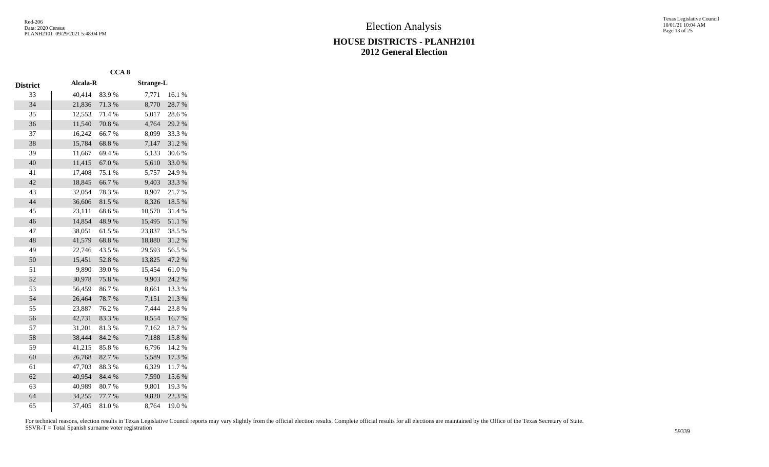# Election Analysis

## HOUSE DISTRICTS - PLANH2101
## 2012 General Election

| | CCA 8 | | | |
|---|---|---|---|---|
| **District** | **Alcala-R** | | **Strange-L** | |
| 33 | 40,414 | 83.9 % | 7,771 | 16.1 % |
| 34 | 21,836 | 71.3 % | 8,770 | 28.7 % |
| 35 | 12,553 | 71.4 % | 5,017 | 28.6 % |
| 36 | 11,540 | 70.8 % | 4,764 | 29.2 % |
| 37 | 16,242 | 66.7 % | 8,099 | 33.3 % |
| 38 | 15,784 | 68.8 % | 7,147 | 31.2 % |
| 39 | 11,667 | 69.4 % | 5,133 | 30.6 % |
| 40 | 11,415 | 67.0 % | 5,610 | 33.0 % |
| 41 | 17,408 | 75.1 % | 5,757 | 24.9 % |
| 42 | 18,845 | 66.7 % | 9,403 | 33.3 % |
| 43 | 32,054 | 78.3 % | 8,907 | 21.7 % |
| 44 | 36,606 | 81.5 % | 8,326 | 18.5 % |
| 45 | 23,111 | 68.6 % | 10,570 | 31.4 % |
| 46 | 14,854 | 48.9 % | 15,495 | 51.1 % |
| 47 | 38,051 | 61.5 % | 23,837 | 38.5 % |
| 48 | 41,579 | 68.8 % | 18,880 | 31.2 % |
| 49 | 22,746 | 43.5 % | 29,593 | 56.5 % |
| 50 | 15,451 | 52.8 % | 13,825 | 47.2 % |
| 51 | 9,890 | 39.0 % | 15,454 | 61.0 % |
| 52 | 30,978 | 75.8 % | 9,903 | 24.2 % |
| 53 | 56,459 | 86.7 % | 8,661 | 13.3 % |
| 54 | 26,464 | 78.7 % | 7,151 | 21.3 % |
| 55 | 23,887 | 76.2 % | 7,444 | 23.8 % |
| 56 | 42,731 | 83.3 % | 8,554 | 16.7 % |
| 57 | 31,201 | 81.3 % | 7,162 | 18.7 % |
| 58 | 38,444 | 84.2 % | 7,188 | 15.8 % |
| 59 | 41,215 | 85.8 % | 6,796 | 14.2 % |
| 60 | 26,768 | 82.7 % | 5,589 | 17.3 % |
| 61 | 47,703 | 88.3 % | 6,329 | 11.7 % |
| 62 | 40,954 | 84.4 % | 7,590 | 15.6 % |
| 63 | 40,989 | 80.7 % | 9,801 | 19.3 % |
| 64 | 34,255 | 77.7 % | 9,820 | 22.3 % |
| 65 | 37,405 | 81.0 % | 8,764 | 19.0 % |

For technical reasons, election results in Texas Legislative Council reports may vary slightly from the official election results. Complete official results for all elections are maintained by the Office of the Texas Secretary of State.
SSVR-T = Total Spanish surname voter registration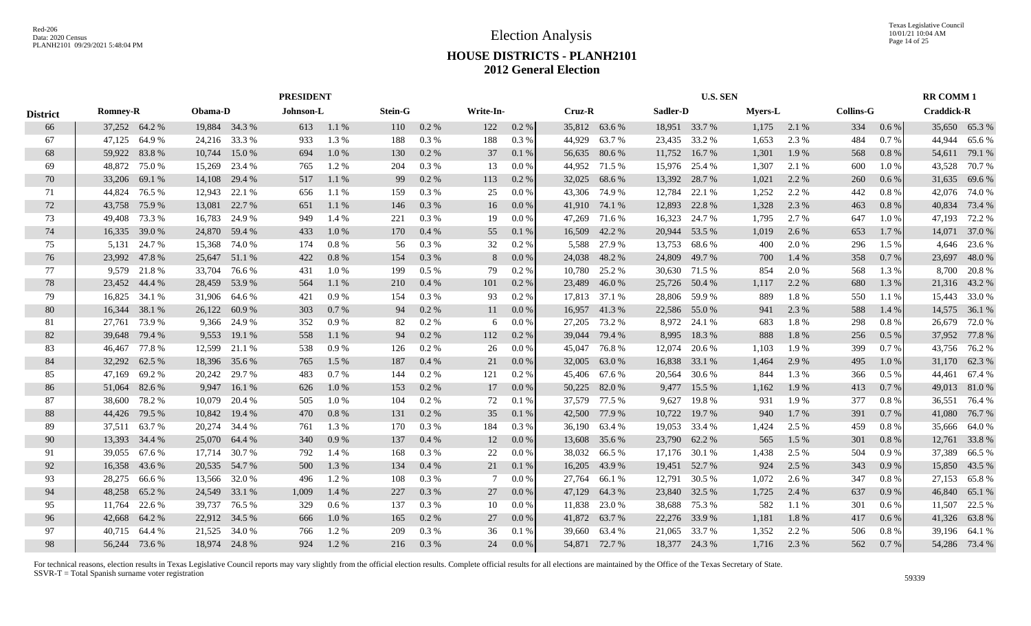# Election Analysis

## HOUSE DISTRICTS - PLANH2101

### 2012 General Election

Red-206
Data: 2020 Census
PLANH2101 09/29/2021 5:48:04 PM

Texas Legislative Council
10/01/21 10:04 AM

| District | PRESIDENT | | | | | | | | | | U.S. SEN | | | | | | | | RR COMM 1 | |
|---|---|---|---|---|---|---|---|---|---|---|---|---|---|---|---|---|---|---|---|---|
| | Romney-R | | Obama-D | | Johnson-L | | Stein-G | | Write-In- | | Cruz-R | | Sadler-D | | Myers-L | | Collins-G | | Craddick-R | |
| 66 | 37,252 | 64.2 % | 19,884 | 34.3 % | 613 | 1.1 % | 110 | 0.2 % | 122 | 0.2 % | 35,812 | 63.6 % | 18,951 | 33.7 % | 1,175 | 2.1 % | 334 | 0.6 % | 35,650 | 65.3 % |
| 67 | 47,125 | 64.9 % | 24,216 | 33.3 % | 933 | 1.3 % | 188 | 0.3 % | 188 | 0.3 % | 44,929 | 63.7 % | 23,435 | 33.2 % | 1,653 | 2.3 % | 484 | 0.7 % | 44,944 | 65.6 % |
| 68 | 59,922 | 83.8 % | 10,744 | 15.0 % | 694 | 1.0 % | 130 | 0.2 % | 37 | 0.1 % | 56,635 | 80.6 % | 11,752 | 16.7 % | 1,301 | 1.9 % | 568 | 0.8 % | 54,611 | 79.1 % |
| 69 | 48,872 | 75.0 % | 15,269 | 23.4 % | 765 | 1.2 % | 204 | 0.3 % | 13 | 0.0 % | 44,952 | 71.5 % | 15,976 | 25.4 % | 1,307 | 2.1 % | 600 | 1.0 % | 43,528 | 70.7 % |
| 70 | 33,206 | 69.1 % | 14,108 | 29.4 % | 517 | 1.1 % | 99 | 0.2 % | 113 | 0.2 % | 32,025 | 68.6 % | 13,392 | 28.7 % | 1,021 | 2.2 % | 260 | 0.6 % | 31,635 | 69.6 % |
| 71 | 44,824 | 76.5 % | 12,943 | 22.1 % | 656 | 1.1 % | 159 | 0.3 % | 25 | 0.0 % | 43,306 | 74.9 % | 12,784 | 22.1 % | 1,252 | 2.2 % | 442 | 0.8 % | 42,076 | 74.0 % |
| 72 | 43,758 | 75.9 % | 13,081 | 22.7 % | 651 | 1.1 % | 146 | 0.3 % | 16 | 0.0 % | 41,910 | 74.1 % | 12,893 | 22.8 % | 1,328 | 2.3 % | 463 | 0.8 % | 40,834 | 73.4 % |
| 73 | 49,408 | 73.3 % | 16,783 | 24.9 % | 949 | 1.4 % | 221 | 0.3 % | 19 | 0.0 % | 47,269 | 71.6 % | 16,323 | 24.7 % | 1,795 | 2.7 % | 647 | 1.0 % | 47,193 | 72.2 % |
| 74 | 16,335 | 39.0 % | 24,870 | 59.4 % | 433 | 1.0 % | 170 | 0.4 % | 55 | 0.1 % | 16,509 | 42.2 % | 20,944 | 53.5 % | 1,019 | 2.6 % | 653 | 1.7 % | 14,071 | 37.0 % |
| 75 | 5,131 | 24.7 % | 15,368 | 74.0 % | 174 | 0.8 % | 56 | 0.3 % | 32 | 0.2 % | 5,588 | 27.9 % | 13,753 | 68.6 % | 400 | 2.0 % | 296 | 1.5 % | 4,646 | 23.6 % |
| 76 | 23,992 | 47.8 % | 25,647 | 51.1 % | 422 | 0.8 % | 154 | 0.3 % | 8 | 0.0 % | 24,038 | 48.2 % | 24,809 | 49.7 % | 700 | 1.4 % | 358 | 0.7 % | 23,697 | 48.0 % |
| 77 | 9,579 | 21.8 % | 33,704 | 76.6 % | 431 | 1.0 % | 199 | 0.5 % | 79 | 0.2 % | 10,780 | 25.2 % | 30,630 | 71.5 % | 854 | 2.0 % | 568 | 1.3 % | 8,700 | 20.8 % |
| 78 | 23,452 | 44.4 % | 28,459 | 53.9 % | 564 | 1.1 % | 210 | 0.4 % | 101 | 0.2 % | 23,489 | 46.0 % | 25,726 | 50.4 % | 1,117 | 2.2 % | 680 | 1.3 % | 21,316 | 43.2 % |
| 79 | 16,825 | 34.1 % | 31,906 | 64.6 % | 421 | 0.9 % | 154 | 0.3 % | 93 | 0.2 % | 17,813 | 37.1 % | 28,806 | 59.9 % | 889 | 1.8 % | 550 | 1.1 % | 15,443 | 33.0 % |
| 80 | 16,344 | 38.1 % | 26,122 | 60.9 % | 303 | 0.7 % | 94 | 0.2 % | 11 | 0.0 % | 16,957 | 41.3 % | 22,586 | 55.0 % | 941 | 2.3 % | 588 | 1.4 % | 14,575 | 36.1 % |
| 81 | 27,761 | 73.9 % | 9,366 | 24.9 % | 352 | 0.9 % | 82 | 0.2 % | 6 | 0.0 % | 27,205 | 73.2 % | 8,972 | 24.1 % | 683 | 1.8 % | 298 | 0.8 % | 26,679 | 72.0 % |
| 82 | 39,648 | 79.4 % | 9,553 | 19.1 % | 558 | 1.1 % | 94 | 0.2 % | 112 | 0.2 % | 39,044 | 79.4 % | 8,995 | 18.3 % | 888 | 1.8 % | 256 | 0.5 % | 37,952 | 77.8 % |
| 83 | 46,467 | 77.8 % | 12,599 | 21.1 % | 538 | 0.9 % | 126 | 0.2 % | 26 | 0.0 % | 45,047 | 76.8 % | 12,074 | 20.6 % | 1,103 | 1.9 % | 399 | 0.7 % | 43,756 | 76.2 % |
| 84 | 32,292 | 62.5 % | 18,396 | 35.6 % | 765 | 1.5 % | 187 | 0.4 % | 21 | 0.0 % | 32,005 | 63.0 % | 16,838 | 33.1 % | 1,464 | 2.9 % | 495 | 1.0 % | 31,170 | 62.3 % |
| 85 | 47,169 | 69.2 % | 20,242 | 29.7 % | 483 | 0.7 % | 144 | 0.2 % | 121 | 0.2 % | 45,406 | 67.6 % | 20,564 | 30.6 % | 844 | 1.3 % | 366 | 0.5 % | 44,461 | 67.4 % |
| 86 | 51,064 | 82.6 % | 9,947 | 16.1 % | 626 | 1.0 % | 153 | 0.2 % | 17 | 0.0 % | 50,225 | 82.0 % | 9,477 | 15.5 % | 1,162 | 1.9 % | 413 | 0.7 % | 49,013 | 81.0 % |
| 87 | 38,600 | 78.2 % | 10,079 | 20.4 % | 505 | 1.0 % | 104 | 0.2 % | 72 | 0.1 % | 37,579 | 77.5 % | 9,627 | 19.8 % | 931 | 1.9 % | 377 | 0.8 % | 36,551 | 76.4 % |
| 88 | 44,426 | 79.5 % | 10,842 | 19.4 % | 470 | 0.8 % | 131 | 0.2 % | 35 | 0.1 % | 42,500 | 77.9 % | 10,722 | 19.7 % | 940 | 1.7 % | 391 | 0.7 % | 41,080 | 76.7 % |
| 89 | 37,511 | 63.7 % | 20,274 | 34.4 % | 761 | 1.3 % | 170 | 0.3 % | 184 | 0.3 % | 36,190 | 63.4 % | 19,053 | 33.4 % | 1,424 | 2.5 % | 459 | 0.8 % | 35,666 | 64.0 % |
| 90 | 13,393 | 34.4 % | 25,070 | 64.4 % | 340 | 0.9 % | 137 | 0.4 % | 12 | 0.0 % | 13,608 | 35.6 % | 23,790 | 62.2 % | 565 | 1.5 % | 301 | 0.8 % | 12,761 | 33.8 % |
| 91 | 39,055 | 67.6 % | 17,714 | 30.7 % | 792 | 1.4 % | 168 | 0.3 % | 22 | 0.0 % | 38,032 | 66.5 % | 17,176 | 30.1 % | 1,438 | 2.5 % | 504 | 0.9 % | 37,389 | 66.5 % |
| 92 | 16,358 | 43.6 % | 20,535 | 54.7 % | 500 | 1.3 % | 134 | 0.4 % | 21 | 0.1 % | 16,205 | 43.9 % | 19,451 | 52.7 % | 924 | 2.5 % | 343 | 0.9 % | 15,850 | 43.5 % |
| 93 | 28,275 | 66.6 % | 13,566 | 32.0 % | 496 | 1.2 % | 108 | 0.3 % | 7 | 0.0 % | 27,764 | 66.1 % | 12,791 | 30.5 % | 1,072 | 2.6 % | 347 | 0.8 % | 27,153 | 65.8 % |
| 94 | 48,258 | 65.2 % | 24,549 | 33.1 % | 1,009 | 1.4 % | 227 | 0.3 % | 27 | 0.0 % | 47,129 | 64.3 % | 23,840 | 32.5 % | 1,725 | 2.4 % | 637 | 0.9 % | 46,840 | 65.1 % |
| 95 | 11,764 | 22.6 % | 39,737 | 76.5 % | 329 | 0.6 % | 137 | 0.3 % | 10 | 0.0 % | 11,838 | 23.0 % | 38,688 | 75.3 % | 582 | 1.1 % | 301 | 0.6 % | 11,507 | 22.5 % |
| 96 | 42,668 | 64.2 % | 22,912 | 34.5 % | 666 | 1.0 % | 165 | 0.2 % | 27 | 0.0 % | 41,872 | 63.7 % | 22,276 | 33.9 % | 1,181 | 1.8 % | 417 | 0.6 % | 41,326 | 63.8 % |
| 97 | 40,715 | 64.4 % | 21,525 | 34.0 % | 766 | 1.2 % | 209 | 0.3 % | 36 | 0.1 % | 39,660 | 63.4 % | 21,065 | 33.7 % | 1,352 | 2.2 % | 506 | 0.8 % | 39,196 | 64.1 % |
| 98 | 56,244 | 73.6 % | 18,974 | 24.8 % | 924 | 1.2 % | 216 | 0.3 % | 24 | 0.0 % | 54,871 | 72.7 % | 18,377 | 24.3 % | 1,716 | 2.3 % | 562 | 0.7 % | 54,286 | 73.4 % |

For technical reasons, election results in Texas Legislative Council reports may vary slightly from the official election results. Complete official results for all elections are maintained by the Office of the Texas Secretary of State.
SSVR-T = Total Spanish surname voter registration

59339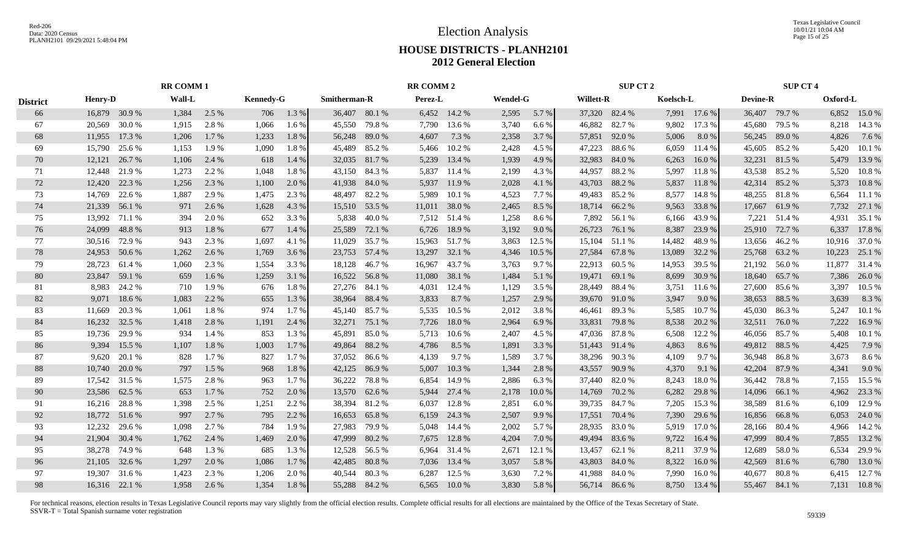# Election Analysis

## HOUSE DISTRICTS - PLANH2101

## 2012 General Election

| District | RR COMM 1 | | | | | | RR COMM 2 | | | | | | SUP CT 2 | | | | SUP CT 4 | | | |
|---|---|---|---|---|---|---|---|---|---|---|---|---|---|---|---|---|---|---|---|---|
| | Henry-D | | Wall-L | | Kennedy-G | | Smitherman-R | | Perez-L | | Wendel-G | | Willett-R | | Koelsch-L | | Devine-R | | Oxford-L | |
| 66 | 16,879 | 30.9 % | 1,384 | 2.5 % | 706 | 1.3 % | 36,407 | 80.1 % | 6,452 | 14.2 % | 2,595 | 5.7 % | 37,320 | 82.4 % | 7,991 | 17.6 % | 36,407 | 79.7 % | 6,852 | 15.0 % |
| 67 | 20,569 | 30.0 % | 1,915 | 2.8 % | 1,066 | 1.6 % | 45,550 | 79.8 % | 7,790 | 13.6 % | 3,740 | 6.6 % | 46,882 | 82.7 % | 9,802 | 17.3 % | 45,680 | 79.5 % | 8,218 | 14.3 % |
| 68 | 11,955 | 17.3 % | 1,206 | 1.7 % | 1,233 | 1.8 % | 56,248 | 89.0 % | 4,607 | 7.3 % | 2,358 | 3.7 % | 57,851 | 92.0 % | 5,006 | 8.0 % | 56,245 | 89.0 % | 4,826 | 7.6 % |
| 69 | 15,790 | 25.6 % | 1,153 | 1.9 % | 1,090 | 1.8 % | 45,489 | 85.2 % | 5,466 | 10.2 % | 2,428 | 4.5 % | 47,223 | 88.6 % | 6,059 | 11.4 % | 45,605 | 85.2 % | 5,420 | 10.1 % |
| 70 | 12,121 | 26.7 % | 1,106 | 2.4 % | 618 | 1.4 % | 32,035 | 81.7 % | 5,239 | 13.4 % | 1,939 | 4.9 % | 32,983 | 84.0 % | 6,263 | 16.0 % | 32,231 | 81.5 % | 5,479 | 13.9 % |
| 71 | 12,448 | 21.9 % | 1,273 | 2.2 % | 1,048 | 1.8 % | 43,150 | 84.3 % | 5,837 | 11.4 % | 2,199 | 4.3 % | 44,957 | 88.2 % | 5,997 | 11.8 % | 43,538 | 85.2 % | 5,520 | 10.8 % |
| 72 | 12,420 | 22.3 % | 1,256 | 2.3 % | 1,100 | 2.0 % | 41,938 | 84.0 % | 5,937 | 11.9 % | 2,028 | 4.1 % | 43,703 | 88.2 % | 5,837 | 11.8 % | 42,314 | 85.2 % | 5,373 | 10.8 % |
| 73 | 14,769 | 22.6 % | 1,887 | 2.9 % | 1,475 | 2.3 % | 48,497 | 82.2 % | 5,989 | 10.1 % | 4,523 | 7.7 % | 49,483 | 85.2 % | 8,577 | 14.8 % | 48,255 | 81.8 % | 6,564 | 11.1 % |
| 74 | 21,339 | 56.1 % | 971 | 2.6 % | 1,628 | 4.3 % | 15,510 | 53.5 % | 11,011 | 38.0 % | 2,465 | 8.5 % | 18,714 | 66.2 % | 9,563 | 33.8 % | 17,667 | 61.9 % | 7,732 | 27.1 % |
| 75 | 13,992 | 71.1 % | 394 | 2.0 % | 652 | 3.3 % | 5,838 | 40.0 % | 7,512 | 51.4 % | 1,258 | 8.6 % | 7,892 | 56.1 % | 6,166 | 43.9 % | 7,221 | 51.4 % | 4,931 | 35.1 % |
| 76 | 24,099 | 48.8 % | 913 | 1.8 % | 677 | 1.4 % | 25,589 | 72.1 % | 6,726 | 18.9 % | 3,192 | 9.0 % | 26,723 | 76.1 % | 8,387 | 23.9 % | 25,910 | 72.7 % | 6,337 | 17.8 % |
| 77 | 30,516 | 72.9 % | 943 | 2.3 % | 1,697 | 4.1 % | 11,029 | 35.7 % | 15,963 | 51.7 % | 3,863 | 12.5 % | 15,104 | 51.1 % | 14,482 | 48.9 % | 13,656 | 46.2 % | 10,916 | 37.0 % |
| 78 | 24,953 | 50.6 % | 1,262 | 2.6 % | 1,769 | 3.6 % | 23,753 | 57.4 % | 13,297 | 32.1 % | 4,346 | 10.5 % | 27,584 | 67.8 % | 13,089 | 32.2 % | 25,768 | 63.2 % | 10,223 | 25.1 % |
| 79 | 28,723 | 61.4 % | 1,060 | 2.3 % | 1,554 | 3.3 % | 18,128 | 46.7 % | 16,967 | 43.7 % | 3,763 | 9.7 % | 22,913 | 60.5 % | 14,953 | 39.5 % | 21,192 | 56.0 % | 11,877 | 31.4 % |
| 80 | 23,847 | 59.1 % | 659 | 1.6 % | 1,259 | 3.1 % | 16,522 | 56.8 % | 11,080 | 38.1 % | 1,484 | 5.1 % | 19,471 | 69.1 % | 8,699 | 30.9 % | 18,640 | 65.7 % | 7,386 | 26.0 % |
| 81 | 8,983 | 24.2 % | 710 | 1.9 % | 676 | 1.8 % | 27,276 | 84.1 % | 4,031 | 12.4 % | 1,129 | 3.5 % | 28,449 | 88.4 % | 3,751 | 11.6 % | 27,600 | 85.6 % | 3,397 | 10.5 % |
| 82 | 9,071 | 18.6 % | 1,083 | 2.2 % | 655 | 1.3 % | 38,964 | 88.4 % | 3,833 | 8.7 % | 1,257 | 2.9 % | 39,670 | 91.0 % | 3,947 | 9.0 % | 38,653 | 88.5 % | 3,639 | 8.3 % |
| 83 | 11,669 | 20.3 % | 1,061 | 1.8 % | 974 | 1.7 % | 45,140 | 85.7 % | 5,535 | 10.5 % | 2,012 | 3.8 % | 46,461 | 89.3 % | 5,585 | 10.7 % | 45,030 | 86.3 % | 5,247 | 10.1 % |
| 84 | 16,232 | 32.5 % | 1,418 | 2.8 % | 1,191 | 2.4 % | 32,271 | 75.1 % | 7,726 | 18.0 % | 2,964 | 6.9 % | 33,831 | 79.8 % | 8,538 | 20.2 % | 32,511 | 76.0 % | 7,222 | 16.9 % |
| 85 | 19,736 | 29.9 % | 934 | 1.4 % | 853 | 1.3 % | 45,891 | 85.0 % | 5,713 | 10.6 % | 2,407 | 4.5 % | 47,036 | 87.8 % | 6,508 | 12.2 % | 46,056 | 85.7 % | 5,408 | 10.1 % |
| 86 | 9,394 | 15.5 % | 1,107 | 1.8 % | 1,003 | 1.7 % | 49,864 | 88.2 % | 4,786 | 8.5 % | 1,891 | 3.3 % | 51,443 | 91.4 % | 4,863 | 8.6 % | 49,812 | 88.5 % | 4,425 | 7.9 % |
| 87 | 9,620 | 20.1 % | 828 | 1.7 % | 827 | 1.7 % | 37,052 | 86.6 % | 4,139 | 9.7 % | 1,589 | 3.7 % | 38,296 | 90.3 % | 4,109 | 9.7 % | 36,948 | 86.8 % | 3,673 | 8.6 % |
| 88 | 10,740 | 20.0 % | 797 | 1.5 % | 968 | 1.8 % | 42,125 | 86.9 % | 5,007 | 10.3 % | 1,344 | 2.8 % | 43,557 | 90.9 % | 4,370 | 9.1 % | 42,204 | 87.9 % | 4,341 | 9.0 % |
| 89 | 17,542 | 31.5 % | 1,575 | 2.8 % | 963 | 1.7 % | 36,222 | 78.8 % | 6,854 | 14.9 % | 2,886 | 6.3 % | 37,440 | 82.0 % | 8,243 | 18.0 % | 36,442 | 78.8 % | 7,155 | 15.5 % |
| 90 | 23,586 | 62.5 % | 653 | 1.7 % | 752 | 2.0 % | 13,570 | 62.6 % | 5,944 | 27.4 % | 2,178 | 10.0 % | 14,769 | 70.2 % | 6,282 | 29.8 % | 14,096 | 66.1 % | 4,962 | 23.3 % |
| 91 | 16,216 | 28.8 % | 1,398 | 2.5 % | 1,251 | 2.2 % | 38,394 | 81.2 % | 6,037 | 12.8 % | 2,851 | 6.0 % | 39,735 | 84.7 % | 7,205 | 15.3 % | 38,589 | 81.6 % | 6,109 | 12.9 % |
| 92 | 18,772 | 51.6 % | 997 | 2.7 % | 795 | 2.2 % | 16,653 | 65.8 % | 6,159 | 24.3 % | 2,507 | 9.9 % | 17,551 | 70.4 % | 7,390 | 29.6 % | 16,856 | 66.8 % | 6,053 | 24.0 % |
| 93 | 12,232 | 29.6 % | 1,098 | 2.7 % | 784 | 1.9 % | 27,983 | 79.9 % | 5,048 | 14.4 % | 2,002 | 5.7 % | 28,935 | 83.0 % | 5,919 | 17.0 % | 28,166 | 80.4 % | 4,966 | 14.2 % |
| 94 | 21,904 | 30.4 % | 1,762 | 2.4 % | 1,469 | 2.0 % | 47,999 | 80.2 % | 7,675 | 12.8 % | 4,204 | 7.0 % | 49,494 | 83.6 % | 9,722 | 16.4 % | 47,999 | 80.4 % | 7,855 | 13.2 % |
| 95 | 38,278 | 74.9 % | 648 | 1.3 % | 685 | 1.3 % | 12,528 | 56.5 % | 6,964 | 31.4 % | 2,671 | 12.1 % | 13,457 | 62.1 % | 8,211 | 37.9 % | 12,689 | 58.0 % | 6,534 | 29.9 % |
| 96 | 21,105 | 32.6 % | 1,297 | 2.0 % | 1,086 | 1.7 % | 42,485 | 80.8 % | 7,036 | 13.4 % | 3,057 | 5.8 % | 43,803 | 84.0 % | 8,322 | 16.0 % | 42,569 | 81.6 % | 6,780 | 13.0 % |
| 97 | 19,307 | 31.6 % | 1,423 | 2.3 % | 1,206 | 2.0 % | 40,544 | 80.3 % | 6,287 | 12.5 % | 3,630 | 7.2 % | 41,988 | 84.0 % | 7,990 | 16.0 % | 40,677 | 80.8 % | 6,415 | 12.7 % |
| 98 | 16,316 | 22.1 % | 1,958 | 2.6 % | 1,354 | 1.8 % | 55,288 | 84.2 % | 6,565 | 10.0 % | 3,830 | 5.8 % | 56,714 | 86.6 % | 8,750 | 13.4 % | 55,467 | 84.1 % | 7,131 | 10.8 % |

For technical reasons, election results in Texas Legislative Council reports may vary slightly from the official election results. Complete official results for all elections are maintained by the Office of the Texas Secretary of State.
SSVR-T = Total Spanish surname voter registration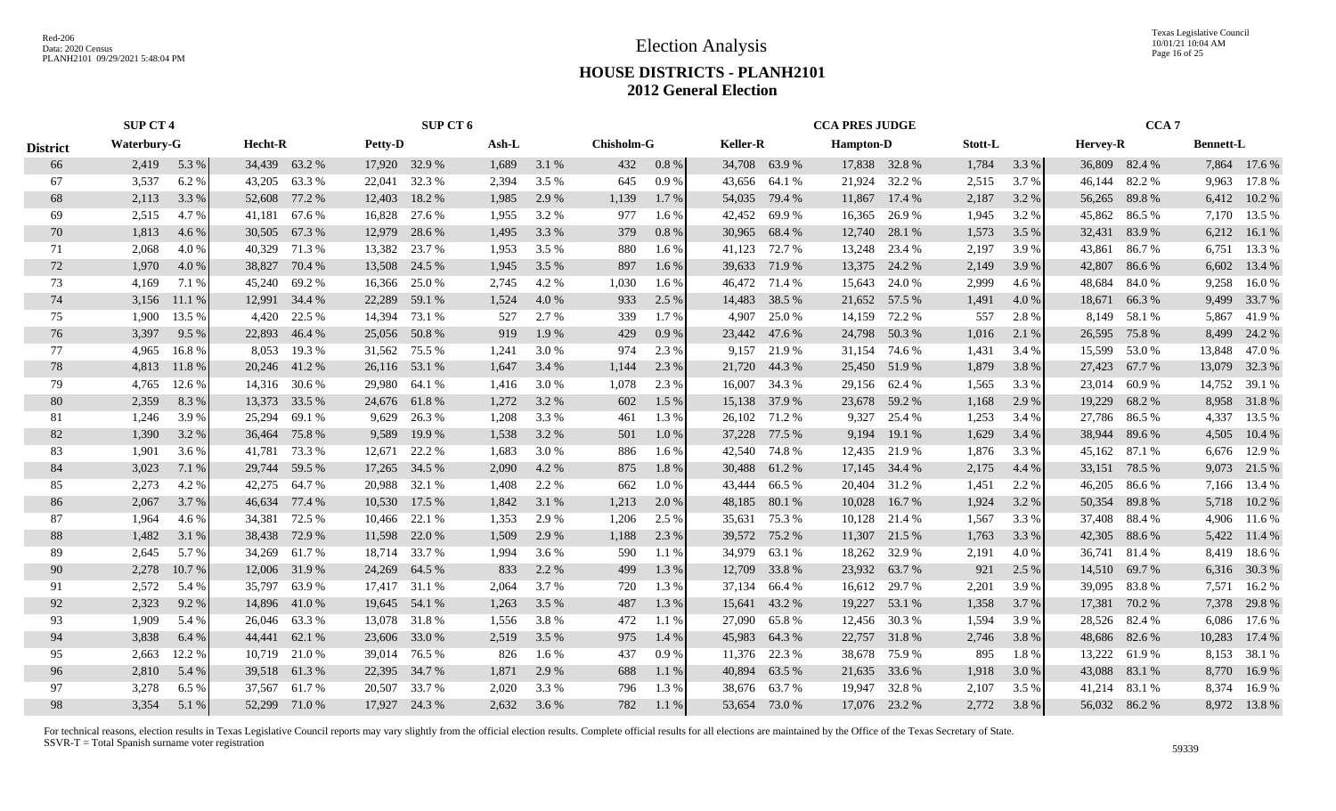# Election Analysis

## HOUSE DISTRICTS - PLANH2101
## 2012 General Election

| | SUP CT 4 | | | | SUP CT 6 | | | | | | CCA PRES JUDGE | | | | | | CCA 7 | | | |
|---|---|---|---|---|---|---|---|---|---|---|---|---|---|---|---|---|---|---|---|---|
| **District** | **Waterbury-G** | | **Hecht-R** | | **Petty-D** | | **Ash-L** | | **Chisholm-G** | | **Keller-R** | | **Hampton-D** | | **Stott-L** | | **Hervey-R** | | **Bennett-L** | |
| 66 | 2,419 | 5.3 % | 34,439 | 63.2 % | 17,920 | 32.9 % | 1,689 | 3.1 % | 432 | 0.8 % | 34,708 | 63.9 % | 17,838 | 32.8 % | 1,784 | 3.3 % | 36,809 | 82.4 % | 7,864 | 17.6 % |
| 67 | 3,537 | 6.2 % | 43,205 | 63.3 % | 22,041 | 32.3 % | 2,394 | 3.5 % | 645 | 0.9 % | 43,656 | 64.1 % | 21,924 | 32.2 % | 2,515 | 3.7 % | 46,144 | 82.2 % | 9,963 | 17.8 % |
| 68 | 2,113 | 3.3 % | 52,608 | 77.2 % | 12,403 | 18.2 % | 1,985 | 2.9 % | 1,139 | 1.7 % | 54,035 | 79.4 % | 11,867 | 17.4 % | 2,187 | 3.2 % | 56,265 | 89.8 % | 6,412 | 10.2 % |
| 69 | 2,515 | 4.7 % | 41,181 | 67.6 % | 16,828 | 27.6 % | 1,955 | 3.2 % | 977 | 1.6 % | 42,452 | 69.9 % | 16,365 | 26.9 % | 1,945 | 3.2 % | 45,862 | 86.5 % | 7,170 | 13.5 % |
| 70 | 1,813 | 4.6 % | 30,505 | 67.3 % | 12,979 | 28.6 % | 1,495 | 3.3 % | 379 | 0.8 % | 30,965 | 68.4 % | 12,740 | 28.1 % | 1,573 | 3.5 % | 32,431 | 83.9 % | 6,212 | 16.1 % |
| 71 | 2,068 | 4.0 % | 40,329 | 71.3 % | 13,382 | 23.7 % | 1,953 | 3.5 % | 880 | 1.6 % | 41,123 | 72.7 % | 13,248 | 23.4 % | 2,197 | 3.9 % | 43,861 | 86.7 % | 6,751 | 13.3 % |
| 72 | 1,970 | 4.0 % | 38,827 | 70.4 % | 13,508 | 24.5 % | 1,945 | 3.5 % | 897 | 1.6 % | 39,633 | 71.9 % | 13,375 | 24.2 % | 2,149 | 3.9 % | 42,807 | 86.6 % | 6,602 | 13.4 % |
| 73 | 4,169 | 7.1 % | 45,240 | 69.2 % | 16,366 | 25.0 % | 2,745 | 4.2 % | 1,030 | 1.6 % | 46,472 | 71.4 % | 15,643 | 24.0 % | 2,999 | 4.6 % | 48,684 | 84.0 % | 9,258 | 16.0 % |
| 74 | 3,156 | 11.1 % | 12,991 | 34.4 % | 22,289 | 59.1 % | 1,524 | 4.0 % | 933 | 2.5 % | 14,483 | 38.5 % | 21,652 | 57.5 % | 1,491 | 4.0 % | 18,671 | 66.3 % | 9,499 | 33.7 % |
| 75 | 1,900 | 13.5 % | 4,420 | 22.5 % | 14,394 | 73.1 % | 527 | 2.7 % | 339 | 1.7 % | 4,907 | 25.0 % | 14,159 | 72.2 % | 557 | 2.8 % | 8,149 | 58.1 % | 5,867 | 41.9 % |
| 76 | 3,397 | 9.5 % | 22,893 | 46.4 % | 25,056 | 50.8 % | 919 | 1.9 % | 429 | 0.9 % | 23,442 | 47.6 % | 24,798 | 50.3 % | 1,016 | 2.1 % | 26,595 | 75.8 % | 8,499 | 24.2 % |
| 77 | 4,965 | 16.8 % | 8,053 | 19.3 % | 31,562 | 75.5 % | 1,241 | 3.0 % | 974 | 2.3 % | 9,157 | 21.9 % | 31,154 | 74.6 % | 1,431 | 3.4 % | 15,599 | 53.0 % | 13,848 | 47.0 % |
| 78 | 4,813 | 11.8 % | 20,246 | 41.2 % | 26,116 | 53.1 % | 1,647 | 3.4 % | 1,144 | 2.3 % | 21,720 | 44.3 % | 25,450 | 51.9 % | 1,879 | 3.8 % | 27,423 | 67.7 % | 13,079 | 32.3 % |
| 79 | 4,765 | 12.6 % | 14,316 | 30.6 % | 29,980 | 64.1 % | 1,416 | 3.0 % | 1,078 | 2.3 % | 16,007 | 34.3 % | 29,156 | 62.4 % | 1,565 | 3.3 % | 23,014 | 60.9 % | 14,752 | 39.1 % |
| 80 | 2,359 | 8.3 % | 13,373 | 33.5 % | 24,676 | 61.8 % | 1,272 | 3.2 % | 602 | 1.5 % | 15,138 | 37.9 % | 23,678 | 59.2 % | 1,168 | 2.9 % | 19,229 | 68.2 % | 8,958 | 31.8 % |
| 81 | 1,246 | 3.9 % | 25,294 | 69.1 % | 9,629 | 26.3 % | 1,208 | 3.3 % | 461 | 1.3 % | 26,102 | 71.2 % | 9,327 | 25.4 % | 1,253 | 3.4 % | 27,786 | 86.5 % | 4,337 | 13.5 % |
| 82 | 1,390 | 3.2 % | 36,464 | 75.8 % | 9,589 | 19.9 % | 1,538 | 3.2 % | 501 | 1.0 % | 37,228 | 77.5 % | 9,194 | 19.1 % | 1,629 | 3.4 % | 38,944 | 89.6 % | 4,505 | 10.4 % |
| 83 | 1,901 | 3.6 % | 41,781 | 73.3 % | 12,671 | 22.2 % | 1,683 | 3.0 % | 886 | 1.6 % | 42,540 | 74.8 % | 12,435 | 21.9 % | 1,876 | 3.3 % | 45,162 | 87.1 % | 6,676 | 12.9 % |
| 84 | 3,023 | 7.1 % | 29,744 | 59.5 % | 17,265 | 34.5 % | 2,090 | 4.2 % | 875 | 1.8 % | 30,488 | 61.2 % | 17,145 | 34.4 % | 2,175 | 4.4 % | 33,151 | 78.5 % | 9,073 | 21.5 % |
| 85 | 2,273 | 4.2 % | 42,275 | 64.7 % | 20,988 | 32.1 % | 1,408 | 2.2 % | 662 | 1.0 % | 43,444 | 66.5 % | 20,404 | 31.2 % | 1,451 | 2.2 % | 46,205 | 86.6 % | 7,166 | 13.4 % |
| 86 | 2,067 | 3.7 % | 46,634 | 77.4 % | 10,530 | 17.5 % | 1,842 | 3.1 % | 1,213 | 2.0 % | 48,185 | 80.1 % | 10,028 | 16.7 % | 1,924 | 3.2 % | 50,354 | 89.8 % | 5,718 | 10.2 % |
| 87 | 1,964 | 4.6 % | 34,381 | 72.5 % | 10,466 | 22.1 % | 1,353 | 2.9 % | 1,206 | 2.5 % | 35,631 | 75.3 % | 10,128 | 21.4 % | 1,567 | 3.3 % | 37,408 | 88.4 % | 4,906 | 11.6 % |
| 88 | 1,482 | 3.1 % | 38,438 | 72.9 % | 11,598 | 22.0 % | 1,509 | 2.9 % | 1,188 | 2.3 % | 39,572 | 75.2 % | 11,307 | 21.5 % | 1,763 | 3.3 % | 42,305 | 88.6 % | 5,422 | 11.4 % |
| 89 | 2,645 | 5.7 % | 34,269 | 61.7 % | 18,714 | 33.7 % | 1,994 | 3.6 % | 590 | 1.1 % | 34,979 | 63.1 % | 18,262 | 32.9 % | 2,191 | 4.0 % | 36,741 | 81.4 % | 8,419 | 18.6 % |
| 90 | 2,278 | 10.7 % | 12,006 | 31.9 % | 24,269 | 64.5 % | 833 | 2.2 % | 499 | 1.3 % | 12,709 | 33.8 % | 23,932 | 63.7 % | 921 | 2.5 % | 14,510 | 69.7 % | 6,316 | 30.3 % |
| 91 | 2,572 | 5.4 % | 35,797 | 63.9 % | 17,417 | 31.1 % | 2,064 | 3.7 % | 720 | 1.3 % | 37,134 | 66.4 % | 16,612 | 29.7 % | 2,201 | 3.9 % | 39,095 | 83.8 % | 7,571 | 16.2 % |
| 92 | 2,323 | 9.2 % | 14,896 | 41.0 % | 19,645 | 54.1 % | 1,263 | 3.5 % | 487 | 1.3 % | 15,641 | 43.2 % | 19,227 | 53.1 % | 1,358 | 3.7 % | 17,381 | 70.2 % | 7,378 | 29.8 % |
| 93 | 1,909 | 5.4 % | 26,046 | 63.3 % | 13,078 | 31.8 % | 1,556 | 3.8 % | 472 | 1.1 % | 27,090 | 65.8 % | 12,456 | 30.3 % | 1,594 | 3.9 % | 28,526 | 82.4 % | 6,086 | 17.6 % |
| 94 | 3,838 | 6.4 % | 44,441 | 62.1 % | 23,606 | 33.0 % | 2,519 | 3.5 % | 975 | 1.4 % | 45,983 | 64.3 % | 22,757 | 31.8 % | 2,746 | 3.8 % | 48,686 | 82.6 % | 10,283 | 17.4 % |
| 95 | 2,663 | 12.2 % | 10,719 | 21.0 % | 39,014 | 76.5 % | 826 | 1.6 % | 437 | 0.9 % | 11,376 | 22.3 % | 38,678 | 75.9 % | 895 | 1.8 % | 13,222 | 61.9 % | 8,153 | 38.1 % |
| 96 | 2,810 | 5.4 % | 39,518 | 61.3 % | 22,395 | 34.7 % | 1,871 | 2.9 % | 688 | 1.1 % | 40,894 | 63.5 % | 21,635 | 33.6 % | 1,918 | 3.0 % | 43,088 | 83.1 % | 8,770 | 16.9 % |
| 97 | 3,278 | 6.5 % | 37,567 | 61.7 % | 20,507 | 33.7 % | 2,020 | 3.3 % | 796 | 1.3 % | 38,676 | 63.7 % | 19,947 | 32.8 % | 2,107 | 3.5 % | 41,214 | 83.1 % | 8,374 | 16.9 % |
| 98 | 3,354 | 5.1 % | 52,299 | 71.0 % | 17,927 | 24.3 % | 2,632 | 3.6 % | 782 | 1.1 % | 53,654 | 73.0 % | 17,076 | 23.2 % | 2,772 | 3.8 % | 56,032 | 86.2 % | 8,972 | 13.8 % |

For technical reasons, election results in Texas Legislative Council reports may vary slightly from the official election results. Complete official results for all elections are maintained by the Office of the Texas Secretary of State.
SSVR-T = Total Spanish surname voter registration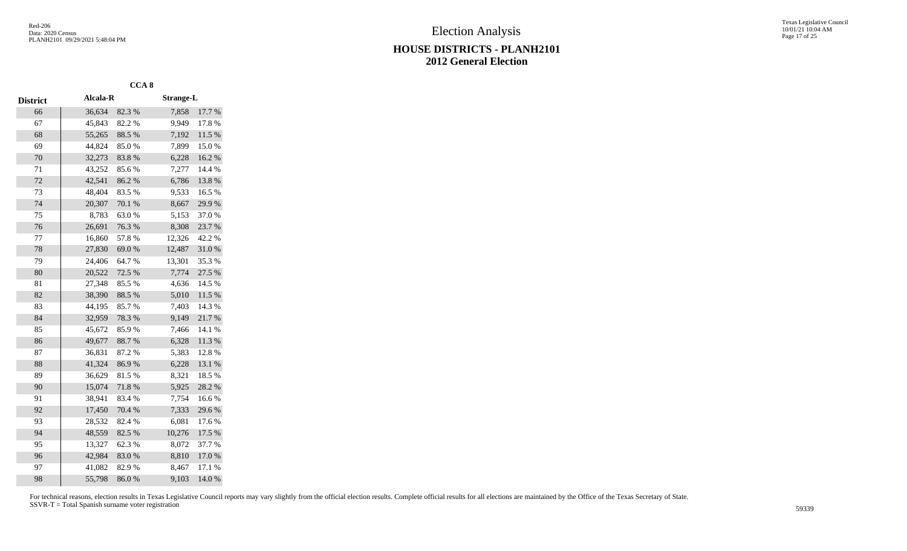# Election Analysis

## HOUSE DISTRICTS - PLANH2101
## 2012 General Election

| District | CCA 8 | | | |
|---|---|---|---|---|
| | Alcala-R | | Strange-L | |
| 66 | 36,634 | 82.3 % | 7,858 | 17.7 % |
| 67 | 45,843 | 82.2 % | 9,949 | 17.8 % |
| 68 | 55,265 | 88.5 % | 7,192 | 11.5 % |
| 69 | 44,824 | 85.0 % | 7,899 | 15.0 % |
| 70 | 32,273 | 83.8 % | 6,228 | 16.2 % |
| 71 | 43,252 | 85.6 % | 7,277 | 14.4 % |
| 72 | 42,541 | 86.2 % | 6,786 | 13.8 % |
| 73 | 48,404 | 83.5 % | 9,533 | 16.5 % |
| 74 | 20,307 | 70.1 % | 8,667 | 29.9 % |
| 75 | 8,783 | 63.0 % | 5,153 | 37.0 % |
| 76 | 26,691 | 76.3 % | 8,308 | 23.7 % |
| 77 | 16,860 | 57.8 % | 12,326 | 42.2 % |
| 78 | 27,830 | 69.0 % | 12,487 | 31.0 % |
| 79 | 24,406 | 64.7 % | 13,301 | 35.3 % |
| 80 | 20,522 | 72.5 % | 7,774 | 27.5 % |
| 81 | 27,348 | 85.5 % | 4,636 | 14.5 % |
| 82 | 38,390 | 88.5 % | 5,010 | 11.5 % |
| 83 | 44,195 | 85.7 % | 7,403 | 14.3 % |
| 84 | 32,959 | 78.3 % | 9,149 | 21.7 % |
| 85 | 45,672 | 85.9 % | 7,466 | 14.1 % |
| 86 | 49,677 | 88.7 % | 6,328 | 11.3 % |
| 87 | 36,831 | 87.2 % | 5,383 | 12.8 % |
| 88 | 41,324 | 86.9 % | 6,228 | 13.1 % |
| 89 | 36,629 | 81.5 % | 8,321 | 18.5 % |
| 90 | 15,074 | 71.8 % | 5,925 | 28.2 % |
| 91 | 38,941 | 83.4 % | 7,754 | 16.6 % |
| 92 | 17,450 | 70.4 % | 7,333 | 29.6 % |
| 93 | 28,532 | 82.4 % | 6,081 | 17.6 % |
| 94 | 48,559 | 82.5 % | 10,276 | 17.5 % |
| 95 | 13,327 | 62.3 % | 8,072 | 37.7 % |
| 96 | 42,984 | 83.0 % | 8,810 | 17.0 % |
| 97 | 41,082 | 82.9 % | 8,467 | 17.1 % |
| 98 | 55,798 | 86.0 % | 9,103 | 14.0 % |

For technical reasons, election results in Texas Legislative Council reports may vary slightly from the official election results. Complete official results for all elections are maintained by the Office of the Texas Secretary of State.
SSVR-T = Total Spanish surname voter registration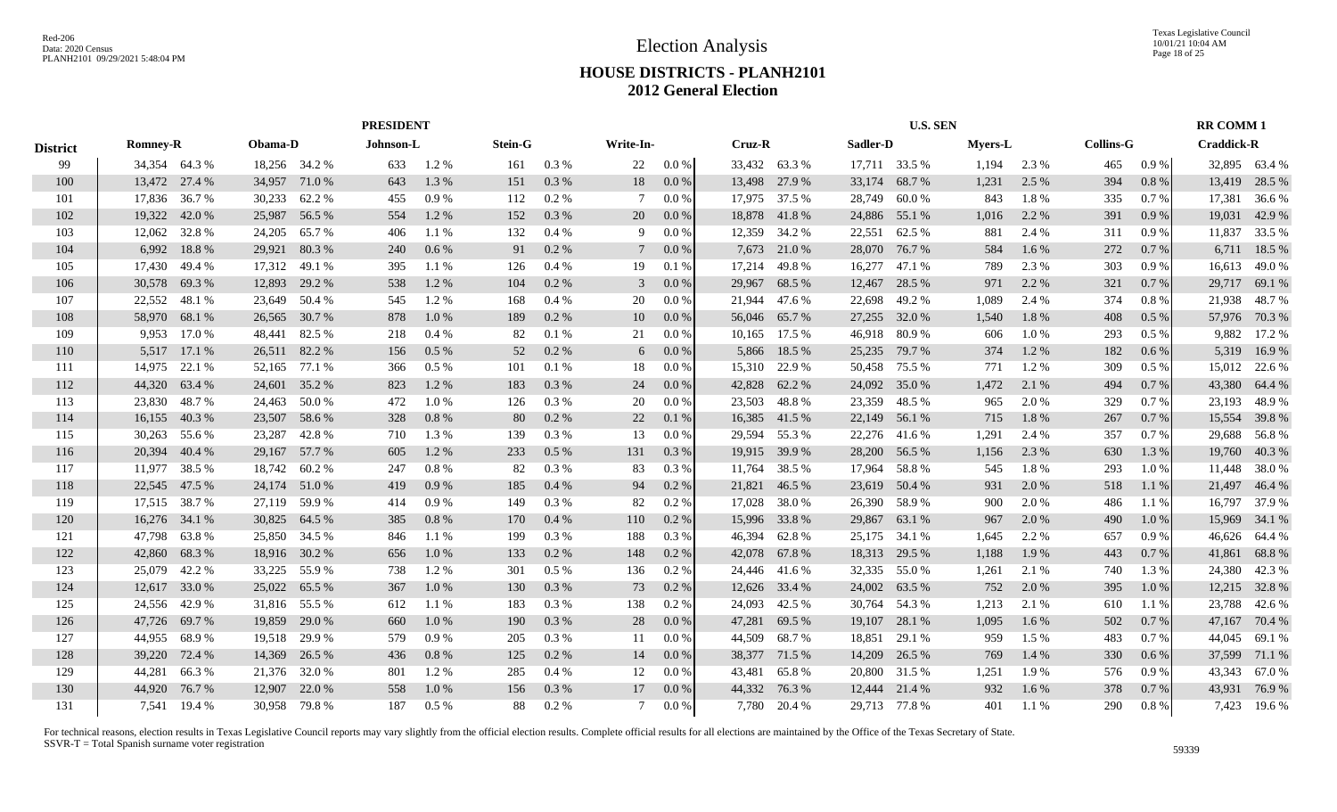# Election Analysis

## HOUSE DISTRICTS - PLANH2101
## 2012 General Election

| District | PRESIDENT | | | | | | | | | | U.S. SEN | | | | | | | | RR COMM 1 | |
|---|---|---|---|---|---|---|---|---|---|---|---|---|---|---|---|---|---|---|---|---|
| | Romney-R | | Obama-D | | Johnson-L | | Stein-G | | Write-In- | | Cruz-R | | Sadler-D | | Myers-L | | Collins-G | | Craddick-R | |
| 99 | 34,354 | 64.3 % | 18,256 | 34.2 % | 633 | 1.2 % | 161 | 0.3 % | 22 | 0.0 % | 33,432 | 63.3 % | 17,711 | 33.5 % | 1,194 | 2.3 % | 465 | 0.9 % | 32,895 | 63.4 % |
| 100 | 13,472 | 27.4 % | 34,957 | 71.0 % | 643 | 1.3 % | 151 | 0.3 % | 18 | 0.0 % | 13,498 | 27.9 % | 33,174 | 68.7 % | 1,231 | 2.5 % | 394 | 0.8 % | 13,419 | 28.5 % |
| 101 | 17,836 | 36.7 % | 30,233 | 62.2 % | 455 | 0.9 % | 112 | 0.2 % | 7 | 0.0 % | 17,975 | 37.5 % | 28,749 | 60.0 % | 843 | 1.8 % | 335 | 0.7 % | 17,381 | 36.6 % |
| 102 | 19,322 | 42.0 % | 25,987 | 56.5 % | 554 | 1.2 % | 152 | 0.3 % | 20 | 0.0 % | 18,878 | 41.8 % | 24,886 | 55.1 % | 1,016 | 2.2 % | 391 | 0.9 % | 19,031 | 42.9 % |
| 103 | 12,062 | 32.8 % | 24,205 | 65.7 % | 406 | 1.1 % | 132 | 0.4 % | 9 | 0.0 % | 12,359 | 34.2 % | 22,551 | 62.5 % | 881 | 2.4 % | 311 | 0.9 % | 11,837 | 33.5 % |
| 104 | 6,992 | 18.8 % | 29,921 | 80.3 % | 240 | 0.6 % | 91 | 0.2 % | 7 | 0.0 % | 7,673 | 21.0 % | 28,070 | 76.7 % | 584 | 1.6 % | 272 | 0.7 % | 6,711 | 18.5 % |
| 105 | 17,430 | 49.4 % | 17,312 | 49.1 % | 395 | 1.1 % | 126 | 0.4 % | 19 | 0.1 % | 17,214 | 49.8 % | 16,277 | 47.1 % | 789 | 2.3 % | 303 | 0.9 % | 16,613 | 49.0 % |
| 106 | 30,578 | 69.3 % | 12,893 | 29.2 % | 538 | 1.2 % | 104 | 0.2 % | 3 | 0.0 % | 29,967 | 68.5 % | 12,467 | 28.5 % | 971 | 2.2 % | 321 | 0.7 % | 29,717 | 69.1 % |
| 107 | 22,552 | 48.1 % | 23,649 | 50.4 % | 545 | 1.2 % | 168 | 0.4 % | 20 | 0.0 % | 21,944 | 47.6 % | 22,698 | 49.2 % | 1,089 | 2.4 % | 374 | 0.8 % | 21,938 | 48.7 % |
| 108 | 58,970 | 68.1 % | 26,565 | 30.7 % | 878 | 1.0 % | 189 | 0.2 % | 10 | 0.0 % | 56,046 | 65.7 % | 27,255 | 32.0 % | 1,540 | 1.8 % | 408 | 0.5 % | 57,976 | 70.3 % |
| 109 | 9,953 | 17.0 % | 48,441 | 82.5 % | 218 | 0.4 % | 82 | 0.1 % | 21 | 0.0 % | 10,165 | 17.5 % | 46,918 | 80.9 % | 606 | 1.0 % | 293 | 0.5 % | 9,882 | 17.2 % |
| 110 | 5,517 | 17.1 % | 26,511 | 82.2 % | 156 | 0.5 % | 52 | 0.2 % | 6 | 0.0 % | 5,866 | 18.5 % | 25,235 | 79.7 % | 374 | 1.2 % | 182 | 0.6 % | 5,319 | 16.9 % |
| 111 | 14,975 | 22.1 % | 52,165 | 77.1 % | 366 | 0.5 % | 101 | 0.1 % | 18 | 0.0 % | 15,310 | 22.9 % | 50,458 | 75.5 % | 771 | 1.2 % | 309 | 0.5 % | 15,012 | 22.6 % |
| 112 | 44,320 | 63.4 % | 24,601 | 35.2 % | 823 | 1.2 % | 183 | 0.3 % | 24 | 0.0 % | 42,828 | 62.2 % | 24,092 | 35.0 % | 1,472 | 2.1 % | 494 | 0.7 % | 43,380 | 64.4 % |
| 113 | 23,830 | 48.7 % | 24,463 | 50.0 % | 472 | 1.0 % | 126 | 0.3 % | 20 | 0.0 % | 23,503 | 48.8 % | 23,359 | 48.5 % | 965 | 2.0 % | 329 | 0.7 % | 23,193 | 48.9 % |
| 114 | 16,155 | 40.3 % | 23,507 | 58.6 % | 328 | 0.8 % | 80 | 0.2 % | 22 | 0.1 % | 16,385 | 41.5 % | 22,149 | 56.1 % | 715 | 1.8 % | 267 | 0.7 % | 15,554 | 39.8 % |
| 115 | 30,263 | 55.6 % | 23,287 | 42.8 % | 710 | 1.3 % | 139 | 0.3 % | 13 | 0.0 % | 29,594 | 55.3 % | 22,276 | 41.6 % | 1,291 | 2.4 % | 357 | 0.7 % | 29,688 | 56.8 % |
| 116 | 20,394 | 40.4 % | 29,167 | 57.7 % | 605 | 1.2 % | 233 | 0.5 % | 131 | 0.3 % | 19,915 | 39.9 % | 28,200 | 56.5 % | 1,156 | 2.3 % | 630 | 1.3 % | 19,760 | 40.3 % |
| 117 | 11,977 | 38.5 % | 18,742 | 60.2 % | 247 | 0.8 % | 82 | 0.3 % | 83 | 0.3 % | 11,764 | 38.5 % | 17,964 | 58.8 % | 545 | 1.8 % | 293 | 1.0 % | 11,448 | 38.0 % |
| 118 | 22,545 | 47.5 % | 24,174 | 51.0 % | 419 | 0.9 % | 185 | 0.4 % | 94 | 0.2 % | 21,821 | 46.5 % | 23,619 | 50.4 % | 931 | 2.0 % | 518 | 1.1 % | 21,497 | 46.4 % |
| 119 | 17,515 | 38.7 % | 27,119 | 59.9 % | 414 | 0.9 % | 149 | 0.3 % | 82 | 0.2 % | 17,028 | 38.0 % | 26,390 | 58.9 % | 900 | 2.0 % | 486 | 1.1 % | 16,797 | 37.9 % |
| 120 | 16,276 | 34.1 % | 30,825 | 64.5 % | 385 | 0.8 % | 170 | 0.4 % | 110 | 0.2 % | 15,996 | 33.8 % | 29,867 | 63.1 % | 967 | 2.0 % | 490 | 1.0 % | 15,969 | 34.1 % |
| 121 | 47,798 | 63.8 % | 25,850 | 34.5 % | 846 | 1.1 % | 199 | 0.3 % | 188 | 0.3 % | 46,394 | 62.8 % | 25,175 | 34.1 % | 1,645 | 2.2 % | 657 | 0.9 % | 46,626 | 64.4 % |
| 122 | 42,860 | 68.3 % | 18,916 | 30.2 % | 656 | 1.0 % | 133 | 0.2 % | 148 | 0.2 % | 42,078 | 67.8 % | 18,313 | 29.5 % | 1,188 | 1.9 % | 443 | 0.7 % | 41,861 | 68.8 % |
| 123 | 25,079 | 42.2 % | 33,225 | 55.9 % | 738 | 1.2 % | 301 | 0.5 % | 136 | 0.2 % | 24,446 | 41.6 % | 32,335 | 55.0 % | 1,261 | 2.1 % | 740 | 1.3 % | 24,380 | 42.3 % |
| 124 | 12,617 | 33.0 % | 25,022 | 65.5 % | 367 | 1.0 % | 130 | 0.3 % | 73 | 0.2 % | 12,626 | 33.4 % | 24,002 | 63.5 % | 752 | 2.0 % | 395 | 1.0 % | 12,215 | 32.8 % |
| 125 | 24,556 | 42.9 % | 31,816 | 55.5 % | 612 | 1.1 % | 183 | 0.3 % | 138 | 0.2 % | 24,093 | 42.5 % | 30,764 | 54.3 % | 1,213 | 2.1 % | 610 | 1.1 % | 23,788 | 42.6 % |
| 126 | 47,726 | 69.7 % | 19,859 | 29.0 % | 660 | 1.0 % | 190 | 0.3 % | 28 | 0.0 % | 47,281 | 69.5 % | 19,107 | 28.1 % | 1,095 | 1.6 % | 502 | 0.7 % | 47,167 | 70.4 % |
| 127 | 44,955 | 68.9 % | 19,518 | 29.9 % | 579 | 0.9 % | 205 | 0.3 % | 11 | 0.0 % | 44,509 | 68.7 % | 18,851 | 29.1 % | 959 | 1.5 % | 483 | 0.7 % | 44,045 | 69.1 % |
| 128 | 39,220 | 72.4 % | 14,369 | 26.5 % | 436 | 0.8 % | 125 | 0.2 % | 14 | 0.0 % | 38,377 | 71.5 % | 14,209 | 26.5 % | 769 | 1.4 % | 330 | 0.6 % | 37,599 | 71.1 % |
| 129 | 44,281 | 66.3 % | 21,376 | 32.0 % | 801 | 1.2 % | 285 | 0.4 % | 12 | 0.0 % | 43,481 | 65.8 % | 20,800 | 31.5 % | 1,251 | 1.9 % | 576 | 0.9 % | 43,343 | 67.0 % |
| 130 | 44,920 | 76.7 % | 12,907 | 22.0 % | 558 | 1.0 % | 156 | 0.3 % | 17 | 0.0 % | 44,332 | 76.3 % | 12,444 | 21.4 % | 932 | 1.6 % | 378 | 0.7 % | 43,931 | 76.9 % |
| 131 | 7,541 | 19.4 % | 30,958 | 79.8 % | 187 | 0.5 % | 88 | 0.2 % | 7 | 0.0 % | 7,780 | 20.4 % | 29,713 | 77.8 % | 401 | 1.1 % | 290 | 0.8 % | 7,423 | 19.6 % |

For technical reasons, election results in Texas Legislative Council reports may vary slightly from the official election results. Complete official results for all elections are maintained by the Office of the Texas Secretary of State.
SSVR-T = Total Spanish surname voter registration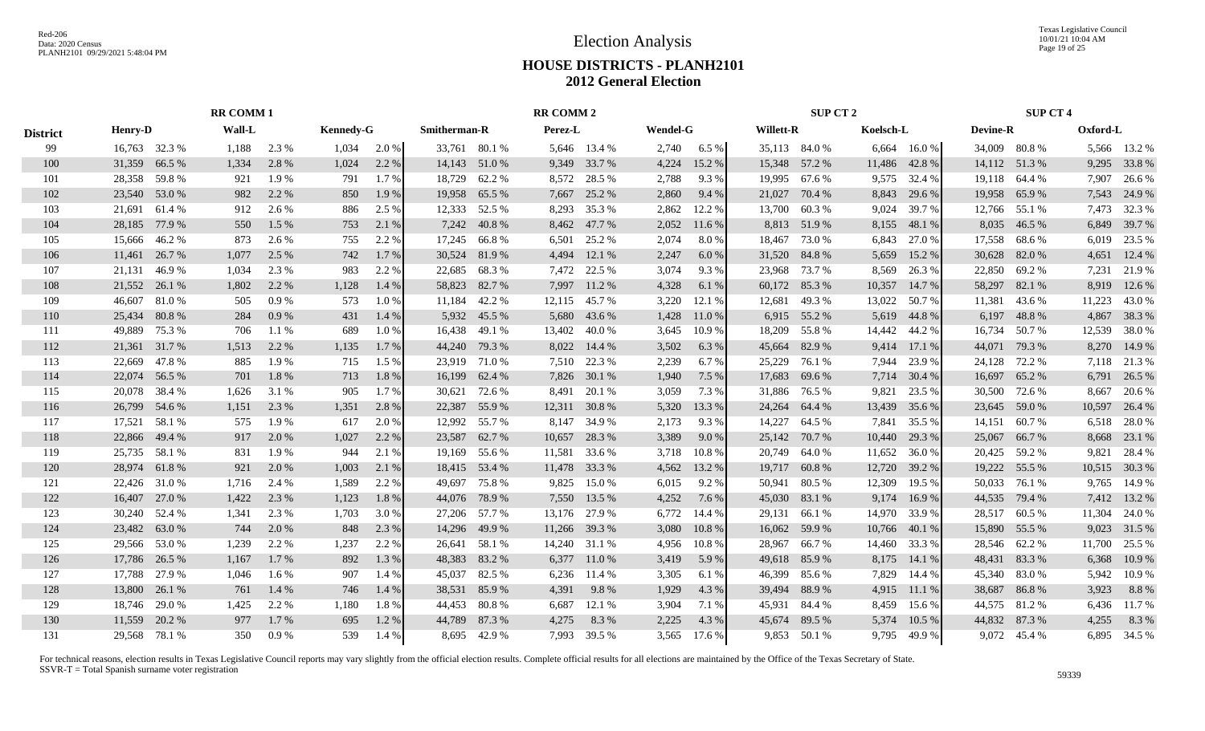Red-206
Data: 2020 Census
PLANH2101 09/29/2021 5:48:04 PM

# Election Analysis

## HOUSE DISTRICTS - PLANH2101
## 2012 General Election

| District | RR COMM 1 | | | | | | RR COMM 2 | | | | | | SUP CT 2 | | | | SUP CT 4 | | | |
|---|---|---|---|---|---|---|---|---|---|---|---|---|---|---|---|---|---|---|---|---|
| | Henry-D | | Wall-L | | Kennedy-G | | Smitherman-R | | Perez-L | | Wendel-G | | Willett-R | | Koelsch-L | | Devine-R | | Oxford-L | |
| 99 | 16,763 | 32.3 % | 1,188 | 2.3 % | 1,034 | 2.0 % | 33,761 | 80.1 % | 5,646 | 13.4 % | 2,740 | 6.5 % | 35,113 | 84.0 % | 6,664 | 16.0 % | 34,009 | 80.8 % | 5,566 | 13.2 % |
| 100 | 31,359 | 66.5 % | 1,334 | 2.8 % | 1,024 | 2.2 % | 14,143 | 51.0 % | 9,349 | 33.7 % | 4,224 | 15.2 % | 15,348 | 57.2 % | 11,486 | 42.8 % | 14,112 | 51.3 % | 9,295 | 33.8 % |
| 101 | 28,358 | 59.8 % | 921 | 1.9 % | 791 | 1.7 % | 18,729 | 62.2 % | 8,572 | 28.5 % | 2,788 | 9.3 % | 19,995 | 67.6 % | 9,575 | 32.4 % | 19,118 | 64.4 % | 7,907 | 26.6 % |
| 102 | 23,540 | 53.0 % | 982 | 2.2 % | 850 | 1.9 % | 19,958 | 65.5 % | 7,667 | 25.2 % | 2,860 | 9.4 % | 21,027 | 70.4 % | 8,843 | 29.6 % | 19,958 | 65.9 % | 7,543 | 24.9 % |
| 103 | 21,691 | 61.4 % | 912 | 2.6 % | 886 | 2.5 % | 12,333 | 52.5 % | 8,293 | 35.3 % | 2,862 | 12.2 % | 13,700 | 60.3 % | 9,024 | 39.7 % | 12,766 | 55.1 % | 7,473 | 32.3 % |
| 104 | 28,185 | 77.9 % | 550 | 1.5 % | 753 | 2.1 % | 7,242 | 40.8 % | 8,462 | 47.7 % | 2,052 | 11.6 % | 8,813 | 51.9 % | 8,155 | 48.1 % | 8,035 | 46.5 % | 6,849 | 39.7 % |
| 105 | 15,666 | 46.2 % | 873 | 2.6 % | 755 | 2.2 % | 17,245 | 66.8 % | 6,501 | 25.2 % | 2,074 | 8.0 % | 18,467 | 73.0 % | 6,843 | 27.0 % | 17,558 | 68.6 % | 6,019 | 23.5 % |
| 106 | 11,461 | 26.7 % | 1,077 | 2.5 % | 742 | 1.7 % | 30,524 | 81.9 % | 4,494 | 12.1 % | 2,247 | 6.0 % | 31,520 | 84.8 % | 5,659 | 15.2 % | 30,628 | 82.0 % | 4,651 | 12.4 % |
| 107 | 21,131 | 46.9 % | 1,034 | 2.3 % | 983 | 2.2 % | 22,685 | 68.3 % | 7,472 | 22.5 % | 3,074 | 9.3 % | 23,968 | 73.7 % | 8,569 | 26.3 % | 22,850 | 69.2 % | 7,231 | 21.9 % |
| 108 | 21,552 | 26.1 % | 1,802 | 2.2 % | 1,128 | 1.4 % | 58,823 | 82.7 % | 7,997 | 11.2 % | 4,328 | 6.1 % | 60,172 | 85.3 % | 10,357 | 14.7 % | 58,297 | 82.1 % | 8,919 | 12.6 % |
| 109 | 46,607 | 81.0 % | 505 | 0.9 % | 573 | 1.0 % | 11,184 | 42.2 % | 12,115 | 45.7 % | 3,220 | 12.1 % | 12,681 | 49.3 % | 13,022 | 50.7 % | 11,381 | 43.6 % | 11,223 | 43.0 % |
| 110 | 25,434 | 80.8 % | 284 | 0.9 % | 431 | 1.4 % | 5,932 | 45.5 % | 5,680 | 43.6 % | 1,428 | 11.0 % | 6,915 | 55.2 % | 5,619 | 44.8 % | 6,197 | 48.8 % | 4,867 | 38.3 % |
| 111 | 49,889 | 75.3 % | 706 | 1.1 % | 689 | 1.0 % | 16,438 | 49.1 % | 13,402 | 40.0 % | 3,645 | 10.9 % | 18,209 | 55.8 % | 14,442 | 44.2 % | 16,734 | 50.7 % | 12,539 | 38.0 % |
| 112 | 21,361 | 31.7 % | 1,513 | 2.2 % | 1,135 | 1.7 % | 44,240 | 79.3 % | 8,022 | 14.4 % | 3,502 | 6.3 % | 45,664 | 82.9 % | 9,414 | 17.1 % | 44,071 | 79.3 % | 8,270 | 14.9 % |
| 113 | 22,669 | 47.8 % | 885 | 1.9 % | 715 | 1.5 % | 23,919 | 71.0 % | 7,510 | 22.3 % | 2,239 | 6.7 % | 25,229 | 76.1 % | 7,944 | 23.9 % | 24,128 | 72.2 % | 7,118 | 21.3 % |
| 114 | 22,074 | 56.5 % | 701 | 1.8 % | 713 | 1.8 % | 16,199 | 62.4 % | 7,826 | 30.1 % | 1,940 | 7.5 % | 17,683 | 69.6 % | 7,714 | 30.4 % | 16,697 | 65.2 % | 6,791 | 26.5 % |
| 115 | 20,078 | 38.4 % | 1,626 | 3.1 % | 905 | 1.7 % | 30,621 | 72.6 % | 8,491 | 20.1 % | 3,059 | 7.3 % | 31,886 | 76.5 % | 9,821 | 23.5 % | 30,500 | 72.6 % | 8,667 | 20.6 % |
| 116 | 26,799 | 54.6 % | 1,151 | 2.3 % | 1,351 | 2.8 % | 22,387 | 55.9 % | 12,311 | 30.8 % | 5,320 | 13.3 % | 24,264 | 64.4 % | 13,439 | 35.6 % | 23,645 | 59.0 % | 10,597 | 26.4 % |
| 117 | 17,521 | 58.1 % | 575 | 1.9 % | 617 | 2.0 % | 12,992 | 55.7 % | 8,147 | 34.9 % | 2,173 | 9.3 % | 14,227 | 64.5 % | 7,841 | 35.5 % | 14,151 | 60.7 % | 6,518 | 28.0 % |
| 118 | 22,866 | 49.4 % | 917 | 2.0 % | 1,027 | 2.2 % | 23,587 | 62.7 % | 10,657 | 28.3 % | 3,389 | 9.0 % | 25,142 | 70.7 % | 10,440 | 29.3 % | 25,067 | 66.7 % | 8,668 | 23.1 % |
| 119 | 25,735 | 58.1 % | 831 | 1.9 % | 944 | 2.1 % | 19,169 | 55.6 % | 11,581 | 33.6 % | 3,718 | 10.8 % | 20,749 | 64.0 % | 11,652 | 36.0 % | 20,425 | 59.2 % | 9,821 | 28.4 % |
| 120 | 28,974 | 61.8 % | 921 | 2.0 % | 1,003 | 2.1 % | 18,415 | 53.4 % | 11,478 | 33.3 % | 4,562 | 13.2 % | 19,717 | 60.8 % | 12,720 | 39.2 % | 19,222 | 55.5 % | 10,515 | 30.3 % |
| 121 | 22,426 | 31.0 % | 1,716 | 2.4 % | 1,589 | 2.2 % | 49,697 | 75.8 % | 9,825 | 15.0 % | 6,015 | 9.2 % | 50,941 | 80.5 % | 12,309 | 19.5 % | 50,033 | 76.1 % | 9,765 | 14.9 % |
| 122 | 16,407 | 27.0 % | 1,422 | 2.3 % | 1,123 | 1.8 % | 44,076 | 78.9 % | 7,550 | 13.5 % | 4,252 | 7.6 % | 45,030 | 83.1 % | 9,174 | 16.9 % | 44,535 | 79.4 % | 7,412 | 13.2 % |
| 123 | 30,240 | 52.4 % | 1,341 | 2.3 % | 1,703 | 3.0 % | 27,206 | 57.7 % | 13,176 | 27.9 % | 6,772 | 14.4 % | 29,131 | 66.1 % | 14,970 | 33.9 % | 28,517 | 60.5 % | 11,304 | 24.0 % |
| 124 | 23,482 | 63.0 % | 744 | 2.0 % | 848 | 2.3 % | 14,296 | 49.9 % | 11,266 | 39.3 % | 3,080 | 10.8 % | 16,062 | 59.9 % | 10,766 | 40.1 % | 15,890 | 55.5 % | 9,023 | 31.5 % |
| 125 | 29,566 | 53.0 % | 1,239 | 2.2 % | 1,237 | 2.2 % | 26,641 | 58.1 % | 14,240 | 31.1 % | 4,956 | 10.8 % | 28,967 | 66.7 % | 14,460 | 33.3 % | 28,546 | 62.2 % | 11,700 | 25.5 % |
| 126 | 17,786 | 26.5 % | 1,167 | 1.7 % | 892 | 1.3 % | 48,383 | 83.2 % | 6,377 | 11.0 % | 3,419 | 5.9 % | 49,618 | 85.9 % | 8,175 | 14.1 % | 48,431 | 83.3 % | 6,368 | 10.9 % |
| 127 | 17,788 | 27.9 % | 1,046 | 1.6 % | 907 | 1.4 % | 45,037 | 82.5 % | 6,236 | 11.4 % | 3,305 | 6.1 % | 46,399 | 85.6 % | 7,829 | 14.4 % | 45,340 | 83.0 % | 5,942 | 10.9 % |
| 128 | 13,800 | 26.1 % | 761 | 1.4 % | 746 | 1.4 % | 38,531 | 85.9 % | 4,391 | 9.8 % | 1,929 | 4.3 % | 39,494 | 88.9 % | 4,915 | 11.1 % | 38,687 | 86.8 % | 3,923 | 8.8 % |
| 129 | 18,746 | 29.0 % | 1,425 | 2.2 % | 1,180 | 1.8 % | 44,453 | 80.8 % | 6,687 | 12.1 % | 3,904 | 7.1 % | 45,931 | 84.4 % | 8,459 | 15.6 % | 44,575 | 81.2 % | 6,436 | 11.7 % |
| 130 | 11,559 | 20.2 % | 977 | 1.7 % | 695 | 1.2 % | 44,789 | 87.3 % | 4,275 | 8.3 % | 2,225 | 4.3 % | 45,674 | 89.5 % | 5,374 | 10.5 % | 44,832 | 87.3 % | 4,255 | 8.3 % |
| 131 | 29,568 | 78.1 % | 350 | 0.9 % | 539 | 1.4 % | 8,695 | 42.9 % | 7,993 | 39.5 % | 3,565 | 17.6 % | 9,853 | 50.1 % | 9,795 | 49.9 % | 9,072 | 45.4 % | 6,895 | 34.5 % |

For technical reasons, election results in Texas Legislative Council reports may vary slightly from the official election results. Complete official results for all elections are maintained by the Office of the Texas Secretary of State.
SSVR-T = Total Spanish surname voter registration

59339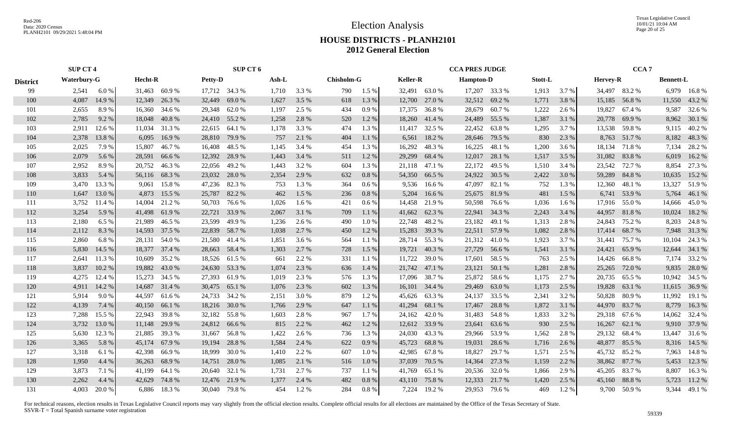# Election Analysis

## HOUSE DISTRICTS - PLANH2101
## 2012 General Election

| | SUP CT 4 | | SUP CT 6 | | | | | | | | CCA PRES JUDGE | | | | | | CCA 7 | | | |
|---|---|---|---|---|---|---|---|---|---|---|---|---|---|---|---|---|---|---|---|---|
| **District** | **Waterbury-G** | | **Hecht-R** | | **Petty-D** | | **Ash-L** | | **Chisholm-G** | | **Keller-R** | | **Hampton-D** | | **Stott-L** | | **Hervey-R** | | **Bennett-L** | |
| 99 | 2,541 | 6.0 % | 31,463 | 60.9 % | 17,712 | 34.3 % | 1,710 | 3.3 % | 790 | 1.5 % | 32,491 | 63.0 % | 17,207 | 33.3 % | 1,913 | 3.7 % | 34,497 | 83.2 % | 6,979 | 16.8 % |
| 100 | 4,087 | 14.9 % | 12,349 | 26.3 % | 32,449 | 69.0 % | 1,627 | 3.5 % | 618 | 1.3 % | 12,700 | 27.0 % | 32,512 | 69.2 % | 1,771 | 3.8 % | 15,185 | 56.8 % | 11,550 | 43.2 % |
| 101 | 2,655 | 8.9 % | 16,360 | 34.6 % | 29,348 | 62.0 % | 1,197 | 2.5 % | 434 | 0.9 % | 17,375 | 36.8 % | 28,679 | 60.7 % | 1,222 | 2.6 % | 19,827 | 67.4 % | 9,587 | 32.6 % |
| 102 | 2,785 | 9.2 % | 18,048 | 40.8 % | 24,410 | 55.2 % | 1,258 | 2.8 % | 520 | 1.2 % | 18,260 | 41.4 % | 24,489 | 55.5 % | 1,387 | 3.1 % | 20,778 | 69.9 % | 8,962 | 30.1 % |
| 103 | 2,911 | 12.6 % | 11,034 | 31.3 % | 22,615 | 64.1 % | 1,178 | 3.3 % | 474 | 1.3 % | 11,417 | 32.5 % | 22,452 | 63.8 % | 1,295 | 3.7 % | 13,538 | 59.8 % | 9,115 | 40.2 % |
| 104 | 2,378 | 13.8 % | 6,095 | 16.9 % | 28,810 | 79.9 % | 757 | 2.1 % | 404 | 1.1 % | 6,561 | 18.2 % | 28,646 | 79.5 % | 830 | 2.3 % | 8,763 | 51.7 % | 8,182 | 48.3 % |
| 105 | 2,025 | 7.9 % | 15,807 | 46.7 % | 16,408 | 48.5 % | 1,145 | 3.4 % | 454 | 1.3 % | 16,292 | 48.3 % | 16,225 | 48.1 % | 1,200 | 3.6 % | 18,134 | 71.8 % | 7,134 | 28.2 % |
| 106 | 2,079 | 5.6 % | 28,591 | 66.6 % | 12,392 | 28.9 % | 1,443 | 3.4 % | 511 | 1.2 % | 29,299 | 68.4 % | 12,017 | 28.1 % | 1,517 | 3.5 % | 31,082 | 83.8 % | 6,019 | 16.2 % |
| 107 | 2,952 | 8.9 % | 20,752 | 46.3 % | 22,056 | 49.2 % | 1,443 | 3.2 % | 604 | 1.3 % | 21,118 | 47.1 % | 22,172 | 49.5 % | 1,510 | 3.4 % | 23,542 | 72.7 % | 8,854 | 27.3 % |
| 108 | 3,833 | 5.4 % | 56,116 | 68.3 % | 23,032 | 28.0 % | 2,354 | 2.9 % | 632 | 0.8 % | 54,350 | 66.5 % | 24,922 | 30.5 % | 2,422 | 3.0 % | 59,289 | 84.8 % | 10,635 | 15.2 % |
| 109 | 3,470 | 13.3 % | 9,061 | 15.8 % | 47,236 | 82.3 % | 753 | 1.3 % | 364 | 0.6 % | 9,536 | 16.6 % | 47,097 | 82.1 % | 752 | 1.3 % | 12,360 | 48.1 % | 13,327 | 51.9 % |
| 110 | 1,647 | 13.0 % | 4,873 | 15.5 % | 25,787 | 82.2 % | 462 | 1.5 % | 236 | 0.8 % | 5,204 | 16.6 % | 25,675 | 81.9 % | 481 | 1.5 % | 6,741 | 53.9 % | 5,764 | 46.1 % |
| 111 | 3,752 | 11.4 % | 14,004 | 21.2 % | 50,703 | 76.6 % | 1,026 | 1.6 % | 421 | 0.6 % | 14,458 | 21.9 % | 50,598 | 76.6 % | 1,036 | 1.6 % | 17,916 | 55.0 % | 14,666 | 45.0 % |
| 112 | 3,254 | 5.9 % | 41,498 | 61.9 % | 22,721 | 33.9 % | 2,067 | 3.1 % | 709 | 1.1 % | 41,662 | 62.3 % | 22,941 | 34.3 % | 2,243 | 3.4 % | 44,957 | 81.8 % | 10,024 | 18.2 % |
| 113 | 2,180 | 6.5 % | 21,989 | 46.5 % | 23,599 | 49.9 % | 1,236 | 2.6 % | 490 | 1.0 % | 22,748 | 48.2 % | 23,182 | 49.1 % | 1,313 | 2.8 % | 24,843 | 75.2 % | 8,203 | 24.8 % |
| 114 | 2,112 | 8.3 % | 14,593 | 37.5 % | 22,839 | 58.7 % | 1,038 | 2.7 % | 450 | 1.2 % | 15,283 | 39.3 % | 22,511 | 57.9 % | 1,082 | 2.8 % | 17,414 | 68.7 % | 7,948 | 31.3 % |
| 115 | 2,860 | 6.8 % | 28,131 | 54.0 % | 21,580 | 41.4 % | 1,851 | 3.6 % | 564 | 1.1 % | 28,714 | 55.3 % | 21,312 | 41.0 % | 1,923 | 3.7 % | 31,441 | 75.7 % | 10,104 | 24.3 % |
| 116 | 5,830 | 14.5 % | 18,377 | 37.4 % | 28,663 | 58.4 % | 1,303 | 2.7 % | 728 | 1.5 % | 19,721 | 40.3 % | 27,729 | 56.6 % | 1,541 | 3.1 % | 24,421 | 65.9 % | 12,644 | 34.1 % |
| 117 | 2,641 | 11.3 % | 10,609 | 35.2 % | 18,526 | 61.5 % | 661 | 2.2 % | 331 | 1.1 % | 11,722 | 39.0 % | 17,601 | 58.5 % | 763 | 2.5 % | 14,426 | 66.8 % | 7,174 | 33.2 % |
| 118 | 3,837 | 10.2 % | 19,882 | 43.0 % | 24,630 | 53.3 % | 1,074 | 2.3 % | 636 | 1.4 % | 21,742 | 47.1 % | 23,121 | 50.1 % | 1,281 | 2.8 % | 25,265 | 72.0 % | 9,835 | 28.0 % |
| 119 | 4,275 | 12.4 % | 15,273 | 34.5 % | 27,393 | 61.9 % | 1,019 | 2.3 % | 576 | 1.3 % | 17,096 | 38.7 % | 25,872 | 58.6 % | 1,175 | 2.7 % | 20,735 | 65.5 % | 10,942 | 34.5 % |
| 120 | 4,911 | 14.2 % | 14,687 | 31.4 % | 30,475 | 65.1 % | 1,076 | 2.3 % | 602 | 1.3 % | 16,101 | 34.4 % | 29,469 | 63.0 % | 1,173 | 2.5 % | 19,828 | 63.1 % | 11,615 | 36.9 % |
| 121 | 5,914 | 9.0 % | 44,597 | 61.6 % | 24,733 | 34.2 % | 2,151 | 3.0 % | 879 | 1.2 % | 45,626 | 63.3 % | 24,137 | 33.5 % | 2,341 | 3.2 % | 50,828 | 80.9 % | 11,992 | 19.1 % |
| 122 | 4,139 | 7.4 % | 40,150 | 66.1 % | 18,216 | 30.0 % | 1,766 | 2.9 % | 647 | 1.1 % | 41,294 | 68.1 % | 17,467 | 28.8 % | 1,872 | 3.1 % | 44,970 | 83.7 % | 8,779 | 16.3 % |
| 123 | 7,288 | 15.5 % | 22,943 | 39.8 % | 32,182 | 55.8 % | 1,603 | 2.8 % | 967 | 1.7 % | 24,162 | 42.0 % | 31,483 | 54.8 % | 1,833 | 3.2 % | 29,318 | 67.6 % | 14,062 | 32.4 % |
| 124 | 3,732 | 13.0 % | 11,148 | 29.9 % | 24,812 | 66.6 % | 815 | 2.2 % | 462 | 1.2 % | 12,612 | 33.9 % | 23,641 | 63.6 % | 930 | 2.5 % | 16,267 | 62.1 % | 9,910 | 37.9 % |
| 125 | 5,630 | 12.3 % | 21,885 | 39.3 % | 31,667 | 56.8 % | 1,422 | 2.6 % | 736 | 1.3 % | 24,030 | 43.3 % | 29,966 | 53.9 % | 1,562 | 2.8 % | 29,132 | 68.4 % | 13,447 | 31.6 % |
| 126 | 3,365 | 5.8 % | 45,174 | 67.9 % | 19,194 | 28.8 % | 1,584 | 2.4 % | 622 | 0.9 % | 45,723 | 68.8 % | 19,031 | 28.6 % | 1,716 | 2.6 % | 48,877 | 85.5 % | 8,316 | 14.5 % |
| 127 | 3,318 | 6.1 % | 42,398 | 66.9 % | 18,999 | 30.0 % | 1,410 | 2.2 % | 607 | 1.0 % | 42,985 | 67.8 % | 18,827 | 29.7 % | 1,571 | 2.5 % | 45,732 | 85.2 % | 7,963 | 14.8 % |
| 128 | 1,950 | 4.4 % | 36,263 | 68.9 % | 14,751 | 28.0 % | 1,085 | 2.1 % | 516 | 1.0 % | 37,039 | 70.5 % | 14,364 | 27.3 % | 1,159 | 2.2 % | 38,862 | 87.7 % | 5,453 | 12.3 % |
| 129 | 3,873 | 7.1 % | 41,199 | 64.1 % | 20,640 | 32.1 % | 1,731 | 2.7 % | 737 | 1.1 % | 41,769 | 65.1 % | 20,536 | 32.0 % | 1,866 | 2.9 % | 45,205 | 83.7 % | 8,807 | 16.3 % |
| 130 | 2,262 | 4.4 % | 42,629 | 74.8 % | 12,476 | 21.9 % | 1,377 | 2.4 % | 482 | 0.8 % | 43,110 | 75.8 % | 12,333 | 21.7 % | 1,420 | 2.5 % | 45,160 | 88.8 % | 5,723 | 11.2 % |
| 131 | 4,003 | 20.0 % | 6,886 | 18.3 % | 30,040 | 79.8 % | 454 | 1.2 % | 284 | 0.8 % | 7,224 | 19.2 % | 29,953 | 79.6 % | 469 | 1.2 % | 9,700 | 50.9 % | 9,344 | 49.1 % |

For technical reasons, election results in Texas Legislative Council reports may vary slightly from the official election results. Complete official results for all elections are maintained by the Office of the Texas Secretary of State.
SSVR-T = Total Spanish surname voter registration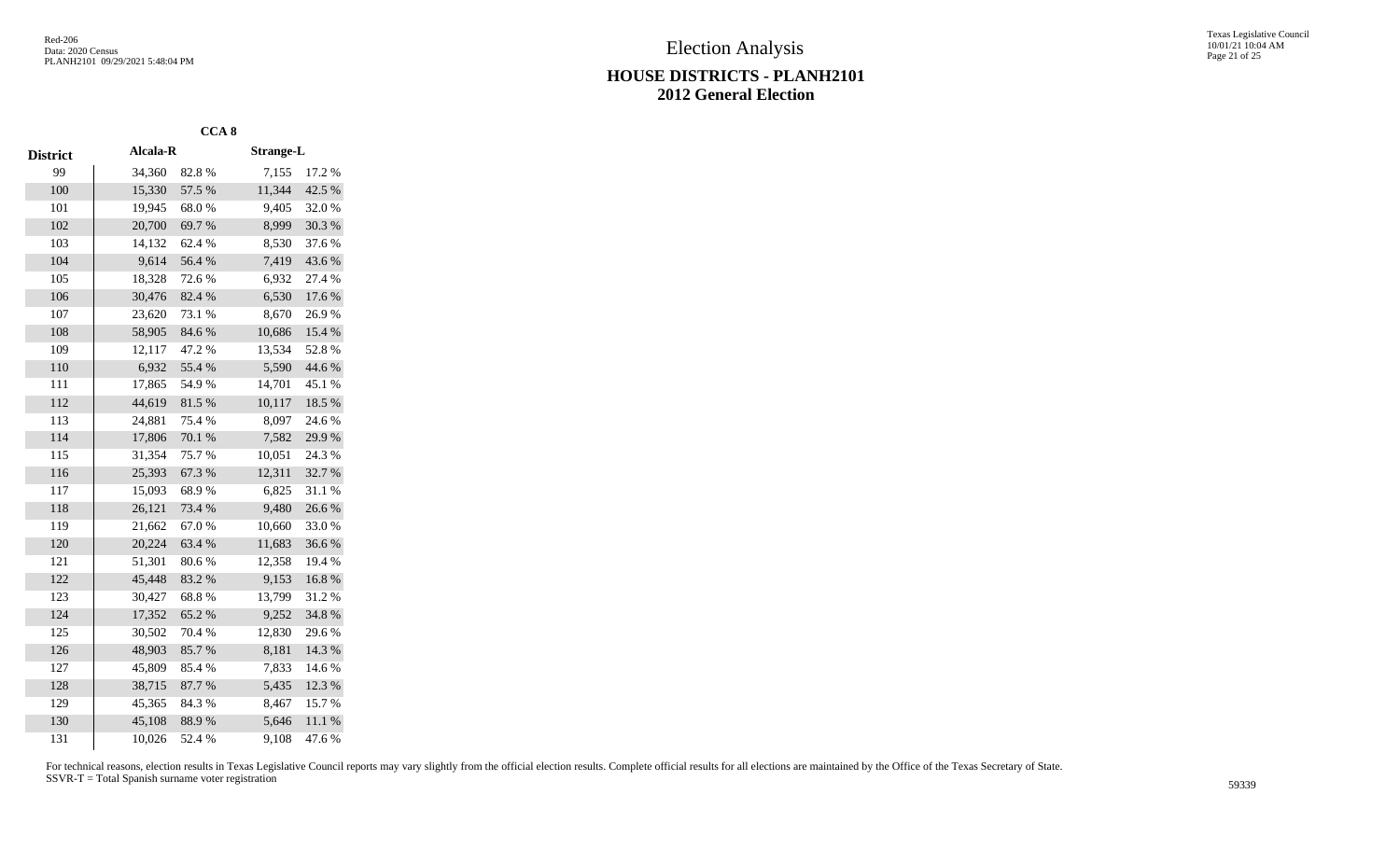# Election Analysis

## HOUSE DISTRICTS - PLANH2101
## 2012 General Election

| | CCA 8 | | | |
|---|---|---|---|---|
| **District** | **Alcala-R** | | **Strange-L** | |
| 99 | 34,360 | 82.8 % | 7,155 | 17.2 % |
| 100 | 15,330 | 57.5 % | 11,344 | 42.5 % |
| 101 | 19,945 | 68.0 % | 9,405 | 32.0 % |
| 102 | 20,700 | 69.7 % | 8,999 | 30.3 % |
| 103 | 14,132 | 62.4 % | 8,530 | 37.6 % |
| 104 | 9,614 | 56.4 % | 7,419 | 43.6 % |
| 105 | 18,328 | 72.6 % | 6,932 | 27.4 % |
| 106 | 30,476 | 82.4 % | 6,530 | 17.6 % |
| 107 | 23,620 | 73.1 % | 8,670 | 26.9 % |
| 108 | 58,905 | 84.6 % | 10,686 | 15.4 % |
| 109 | 12,117 | 47.2 % | 13,534 | 52.8 % |
| 110 | 6,932 | 55.4 % | 5,590 | 44.6 % |
| 111 | 17,865 | 54.9 % | 14,701 | 45.1 % |
| 112 | 44,619 | 81.5 % | 10,117 | 18.5 % |
| 113 | 24,881 | 75.4 % | 8,097 | 24.6 % |
| 114 | 17,806 | 70.1 % | 7,582 | 29.9 % |
| 115 | 31,354 | 75.7 % | 10,051 | 24.3 % |
| 116 | 25,393 | 67.3 % | 12,311 | 32.7 % |
| 117 | 15,093 | 68.9 % | 6,825 | 31.1 % |
| 118 | 26,121 | 73.4 % | 9,480 | 26.6 % |
| 119 | 21,662 | 67.0 % | 10,660 | 33.0 % |
| 120 | 20,224 | 63.4 % | 11,683 | 36.6 % |
| 121 | 51,301 | 80.6 % | 12,358 | 19.4 % |
| 122 | 45,448 | 83.2 % | 9,153 | 16.8 % |
| 123 | 30,427 | 68.8 % | 13,799 | 31.2 % |
| 124 | 17,352 | 65.2 % | 9,252 | 34.8 % |
| 125 | 30,502 | 70.4 % | 12,830 | 29.6 % |
| 126 | 48,903 | 85.7 % | 8,181 | 14.3 % |
| 127 | 45,809 | 85.4 % | 7,833 | 14.6 % |
| 128 | 38,715 | 87.7 % | 5,435 | 12.3 % |
| 129 | 45,365 | 84.3 % | 8,467 | 15.7 % |
| 130 | 45,108 | 88.9 % | 5,646 | 11.1 % |
| 131 | 10,026 | 52.4 % | 9,108 | 47.6 % |

For technical reasons, election results in Texas Legislative Council reports may vary slightly from the official election results. Complete official results for all elections are maintained by the Office of the Texas Secretary of State.
SSVR-T = Total Spanish surname voter registration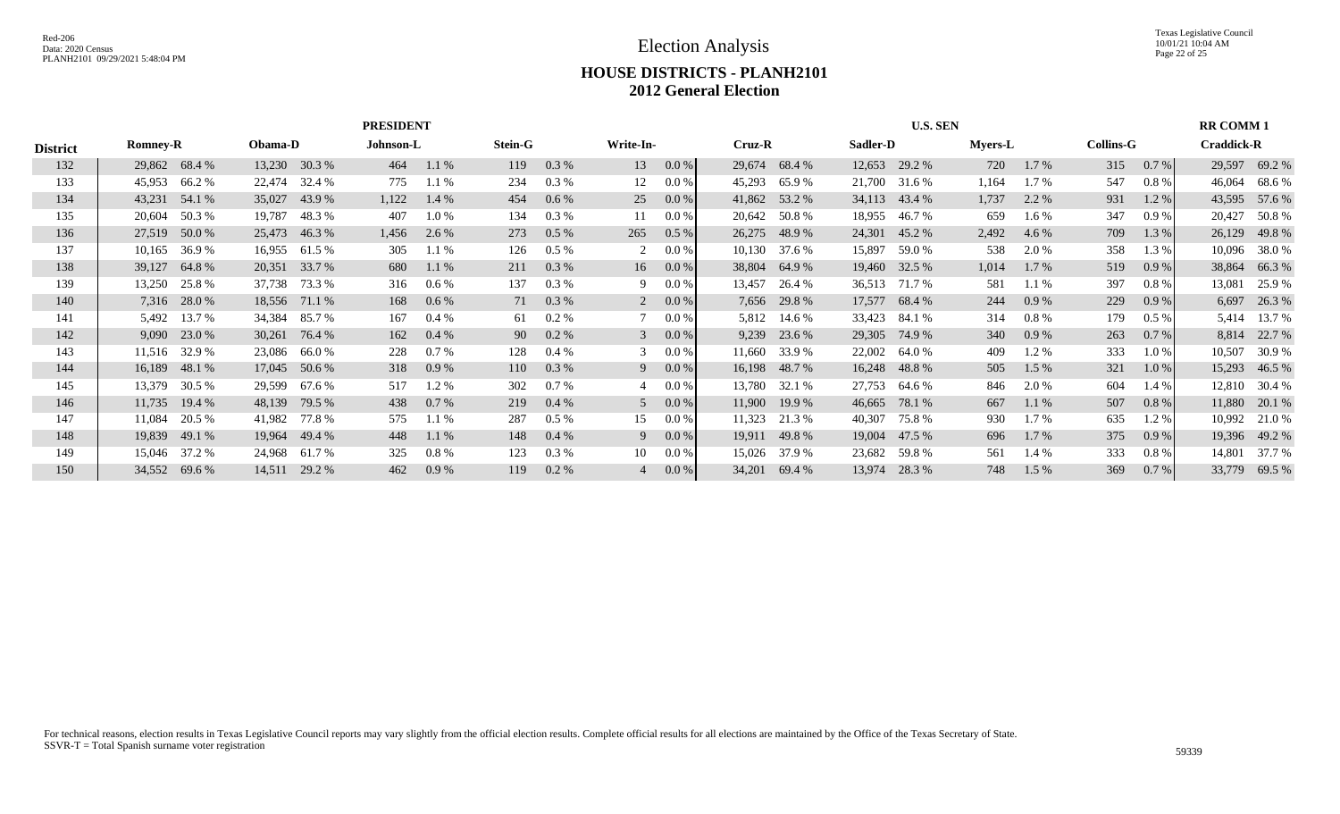# Election Analysis

## HOUSE DISTRICTS - PLANH2101

## 2012 General Election

| | PRESIDENT | | | | | | | | | | U.S. SEN | | | | | | | | RR COMM 1 | |
|---|---|---|---|---|---|---|---|---|---|---|---|---|---|---|---|---|---|---|---|---|
| **District** | **Romney-R** | | **Obama-D** | | **Johnson-L** | | **Stein-G** | | **Write-In-** | | **Cruz-R** | | **Sadler-D** | | **Myers-L** | | **Collins-G** | | **Craddick-R** | |
| 132 | 29,862 | 68.4 % | 13,230 | 30.3 % | 464 | 1.1 % | 119 | 0.3 % | 13 | 0.0 % | 29,674 | 68.4 % | 12,653 | 29.2 % | 720 | 1.7 % | 315 | 0.7 % | 29,597 | 69.2 % |
| 133 | 45,953 | 66.2 % | 22,474 | 32.4 % | 775 | 1.1 % | 234 | 0.3 % | 12 | 0.0 % | 45,293 | 65.9 % | 21,700 | 31.6 % | 1,164 | 1.7 % | 547 | 0.8 % | 46,064 | 68.6 % |
| 134 | 43,231 | 54.1 % | 35,027 | 43.9 % | 1,122 | 1.4 % | 454 | 0.6 % | 25 | 0.0 % | 41,862 | 53.2 % | 34,113 | 43.4 % | 1,737 | 2.2 % | 931 | 1.2 % | 43,595 | 57.6 % |
| 135 | 20,604 | 50.3 % | 19,787 | 48.3 % | 407 | 1.0 % | 134 | 0.3 % | 11 | 0.0 % | 20,642 | 50.8 % | 18,955 | 46.7 % | 659 | 1.6 % | 347 | 0.9 % | 20,427 | 50.8 % |
| 136 | 27,519 | 50.0 % | 25,473 | 46.3 % | 1,456 | 2.6 % | 273 | 0.5 % | 265 | 0.5 % | 26,275 | 48.9 % | 24,301 | 45.2 % | 2,492 | 4.6 % | 709 | 1.3 % | 26,129 | 49.8 % |
| 137 | 10,165 | 36.9 % | 16,955 | 61.5 % | 305 | 1.1 % | 126 | 0.5 % | 2 | 0.0 % | 10,130 | 37.6 % | 15,897 | 59.0 % | 538 | 2.0 % | 358 | 1.3 % | 10,096 | 38.0 % |
| 138 | 39,127 | 64.8 % | 20,351 | 33.7 % | 680 | 1.1 % | 211 | 0.3 % | 16 | 0.0 % | 38,804 | 64.9 % | 19,460 | 32.5 % | 1,014 | 1.7 % | 519 | 0.9 % | 38,864 | 66.3 % |
| 139 | 13,250 | 25.8 % | 37,738 | 73.3 % | 316 | 0.6 % | 137 | 0.3 % | 9 | 0.0 % | 13,457 | 26.4 % | 36,513 | 71.7 % | 581 | 1.1 % | 397 | 0.8 % | 13,081 | 25.9 % |
| 140 | 7,316 | 28.0 % | 18,556 | 71.1 % | 168 | 0.6 % | 71 | 0.3 % | 2 | 0.0 % | 7,656 | 29.8 % | 17,577 | 68.4 % | 244 | 0.9 % | 229 | 0.9 % | 6,697 | 26.3 % |
| 141 | 5,492 | 13.7 % | 34,384 | 85.7 % | 167 | 0.4 % | 61 | 0.2 % | 7 | 0.0 % | 5,812 | 14.6 % | 33,423 | 84.1 % | 314 | 0.8 % | 179 | 0.5 % | 5,414 | 13.7 % |
| 142 | 9,090 | 23.0 % | 30,261 | 76.4 % | 162 | 0.4 % | 90 | 0.2 % | 3 | 0.0 % | 9,239 | 23.6 % | 29,305 | 74.9 % | 340 | 0.9 % | 263 | 0.7 % | 8,814 | 22.7 % |
| 143 | 11,516 | 32.9 % | 23,086 | 66.0 % | 228 | 0.7 % | 128 | 0.4 % | 3 | 0.0 % | 11,660 | 33.9 % | 22,002 | 64.0 % | 409 | 1.2 % | 333 | 1.0 % | 10,507 | 30.9 % |
| 144 | 16,189 | 48.1 % | 17,045 | 50.6 % | 318 | 0.9 % | 110 | 0.3 % | 9 | 0.0 % | 16,198 | 48.7 % | 16,248 | 48.8 % | 505 | 1.5 % | 321 | 1.0 % | 15,293 | 46.5 % |
| 145 | 13,379 | 30.5 % | 29,599 | 67.6 % | 517 | 1.2 % | 302 | 0.7 % | 4 | 0.0 % | 13,780 | 32.1 % | 27,753 | 64.6 % | 846 | 2.0 % | 604 | 1.4 % | 12,810 | 30.4 % |
| 146 | 11,735 | 19.4 % | 48,139 | 79.5 % | 438 | 0.7 % | 219 | 0.4 % | 5 | 0.0 % | 11,900 | 19.9 % | 46,665 | 78.1 % | 667 | 1.1 % | 507 | 0.8 % | 11,880 | 20.1 % |
| 147 | 11,084 | 20.5 % | 41,982 | 77.8 % | 575 | 1.1 % | 287 | 0.5 % | 15 | 0.0 % | 11,323 | 21.3 % | 40,307 | 75.8 % | 930 | 1.7 % | 635 | 1.2 % | 10,992 | 21.0 % |
| 148 | 19,839 | 49.1 % | 19,964 | 49.4 % | 448 | 1.1 % | 148 | 0.4 % | 9 | 0.0 % | 19,911 | 49.8 % | 19,004 | 47.5 % | 696 | 1.7 % | 375 | 0.9 % | 19,396 | 49.2 % |
| 149 | 15,046 | 37.2 % | 24,968 | 61.7 % | 325 | 0.8 % | 123 | 0.3 % | 10 | 0.0 % | 15,026 | 37.9 % | 23,682 | 59.8 % | 561 | 1.4 % | 333 | 0.8 % | 14,801 | 37.7 % |
| 150 | 34,552 | 69.6 % | 14,511 | 29.2 % | 462 | 0.9 % | 119 | 0.2 % | 4 | 0.0 % | 34,201 | 69.4 % | 13,974 | 28.3 % | 748 | 1.5 % | 369 | 0.7 % | 33,779 | 69.5 % |

For technical reasons, election results in Texas Legislative Council reports may vary slightly from the official election results. Complete official results for all elections are maintained by the Office of the Texas Secretary of State.
SSVR-T = Total Spanish surname voter registration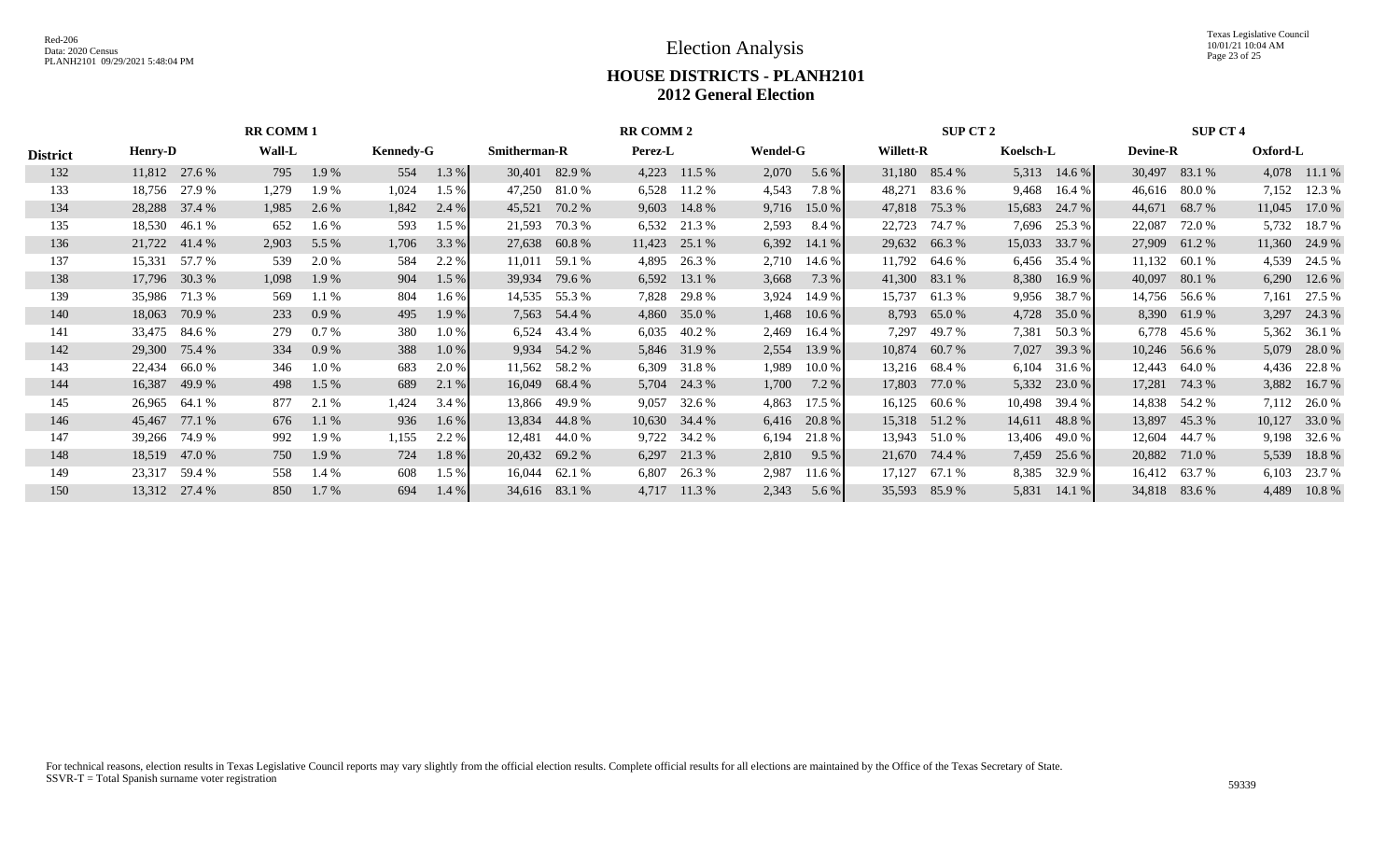# Election Analysis

## HOUSE DISTRICTS - PLANH2101
## 2012 General Election

| | RR COMM 1 | | | | | | RR COMM 2 | | | | | | SUP CT 2 | | | | SUP CT 4 | | | |
|---|---|---|---|---|---|---|---|---|---|---|---|---|---|---|---|---|---|---|---|---|
| **District** | **Henry-D** | | **Wall-L** | | **Kennedy-G** | | **Smitherman-R** | | **Perez-L** | | **Wendel-G** | | **Willett-R** | | **Koelsch-L** | | **Devine-R** | | **Oxford-L** | |
| 132 | 11,812 | 27.6 % | 795 | 1.9 % | 554 | 1.3 % | 30,401 | 82.9 % | 4,223 | 11.5 % | 2,070 | 5.6 % | 31,180 | 85.4 % | 5,313 | 14.6 % | 30,497 | 83.1 % | 4,078 | 11.1 % |
| 133 | 18,756 | 27.9 % | 1,279 | 1.9 % | 1,024 | 1.5 % | 47,250 | 81.0 % | 6,528 | 11.2 % | 4,543 | 7.8 % | 48,271 | 83.6 % | 9,468 | 16.4 % | 46,616 | 80.0 % | 7,152 | 12.3 % |
| 134 | 28,288 | 37.4 % | 1,985 | 2.6 % | 1,842 | 2.4 % | 45,521 | 70.2 % | 9,603 | 14.8 % | 9,716 | 15.0 % | 47,818 | 75.3 % | 15,683 | 24.7 % | 44,671 | 68.7 % | 11,045 | 17.0 % |
| 135 | 18,530 | 46.1 % | 652 | 1.6 % | 593 | 1.5 % | 21,593 | 70.3 % | 6,532 | 21.3 % | 2,593 | 8.4 % | 22,723 | 74.7 % | 7,696 | 25.3 % | 22,087 | 72.0 % | 5,732 | 18.7 % |
| 136 | 21,722 | 41.4 % | 2,903 | 5.5 % | 1,706 | 3.3 % | 27,638 | 60.8 % | 11,423 | 25.1 % | 6,392 | 14.1 % | 29,632 | 66.3 % | 15,033 | 33.7 % | 27,909 | 61.2 % | 11,360 | 24.9 % |
| 137 | 15,331 | 57.7 % | 539 | 2.0 % | 584 | 2.2 % | 11,011 | 59.1 % | 4,895 | 26.3 % | 2,710 | 14.6 % | 11,792 | 64.6 % | 6,456 | 35.4 % | 11,132 | 60.1 % | 4,539 | 24.5 % |
| 138 | 17,796 | 30.3 % | 1,098 | 1.9 % | 904 | 1.5 % | 39,934 | 79.6 % | 6,592 | 13.1 % | 3,668 | 7.3 % | 41,300 | 83.1 % | 8,380 | 16.9 % | 40,097 | 80.1 % | 6,290 | 12.6 % |
| 139 | 35,986 | 71.3 % | 569 | 1.1 % | 804 | 1.6 % | 14,535 | 55.3 % | 7,828 | 29.8 % | 3,924 | 14.9 % | 15,737 | 61.3 % | 9,956 | 38.7 % | 14,756 | 56.6 % | 7,161 | 27.5 % |
| 140 | 18,063 | 70.9 % | 233 | 0.9 % | 495 | 1.9 % | 7,563 | 54.4 % | 4,860 | 35.0 % | 1,468 | 10.6 % | 8,793 | 65.0 % | 4,728 | 35.0 % | 8,390 | 61.9 % | 3,297 | 24.3 % |
| 141 | 33,475 | 84.6 % | 279 | 0.7 % | 380 | 1.0 % | 6,524 | 43.4 % | 6,035 | 40.2 % | 2,469 | 16.4 % | 7,297 | 49.7 % | 7,381 | 50.3 % | 6,778 | 45.6 % | 5,362 | 36.1 % |
| 142 | 29,300 | 75.4 % | 334 | 0.9 % | 388 | 1.0 % | 9,934 | 54.2 % | 5,846 | 31.9 % | 2,554 | 13.9 % | 10,874 | 60.7 % | 7,027 | 39.3 % | 10,246 | 56.6 % | 5,079 | 28.0 % |
| 143 | 22,434 | 66.0 % | 346 | 1.0 % | 683 | 2.0 % | 11,562 | 58.2 % | 6,309 | 31.8 % | 1,989 | 10.0 % | 13,216 | 68.4 % | 6,104 | 31.6 % | 12,443 | 64.0 % | 4,436 | 22.8 % |
| 144 | 16,387 | 49.9 % | 498 | 1.5 % | 689 | 2.1 % | 16,049 | 68.4 % | 5,704 | 24.3 % | 1,700 | 7.2 % | 17,803 | 77.0 % | 5,332 | 23.0 % | 17,281 | 74.3 % | 3,882 | 16.7 % |
| 145 | 26,965 | 64.1 % | 877 | 2.1 % | 1,424 | 3.4 % | 13,866 | 49.9 % | 9,057 | 32.6 % | 4,863 | 17.5 % | 16,125 | 60.6 % | 10,498 | 39.4 % | 14,838 | 54.2 % | 7,112 | 26.0 % |
| 146 | 45,467 | 77.1 % | 676 | 1.1 % | 936 | 1.6 % | 13,834 | 44.8 % | 10,630 | 34.4 % | 6,416 | 20.8 % | 15,318 | 51.2 % | 14,611 | 48.8 % | 13,897 | 45.3 % | 10,127 | 33.0 % |
| 147 | 39,266 | 74.9 % | 992 | 1.9 % | 1,155 | 2.2 % | 12,481 | 44.0 % | 9,722 | 34.2 % | 6,194 | 21.8 % | 13,943 | 51.0 % | 13,406 | 49.0 % | 12,604 | 44.7 % | 9,198 | 32.6 % |
| 148 | 18,519 | 47.0 % | 750 | 1.9 % | 724 | 1.8 % | 20,432 | 69.2 % | 6,297 | 21.3 % | 2,810 | 9.5 % | 21,670 | 74.4 % | 7,459 | 25.6 % | 20,882 | 71.0 % | 5,539 | 18.8 % |
| 149 | 23,317 | 59.4 % | 558 | 1.4 % | 608 | 1.5 % | 16,044 | 62.1 % | 6,807 | 26.3 % | 2,987 | 11.6 % | 17,127 | 67.1 % | 8,385 | 32.9 % | 16,412 | 63.7 % | 6,103 | 23.7 % |
| 150 | 13,312 | 27.4 % | 850 | 1.7 % | 694 | 1.4 % | 34,616 | 83.1 % | 4,717 | 11.3 % | 2,343 | 5.6 % | 35,593 | 85.9 % | 5,831 | 14.1 % | 34,818 | 83.6 % | 4,489 | 10.8 % |

For technical reasons, election results in Texas Legislative Council reports may vary slightly from the official election results. Complete official results for all elections are maintained by the Office of the Texas Secretary of State.
SSVR-T = Total Spanish surname voter registration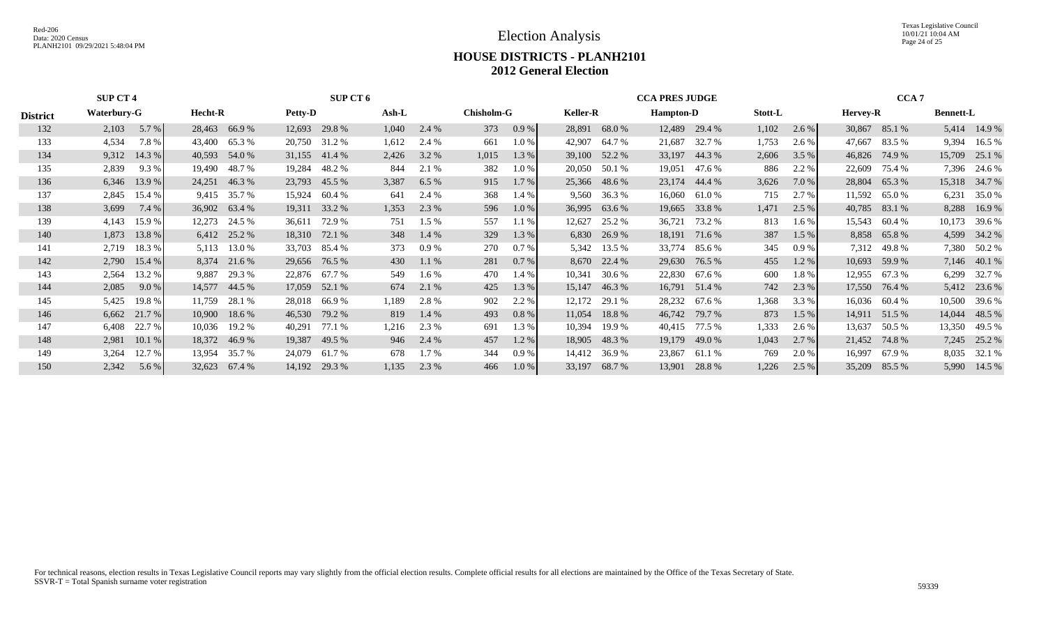# Election Analysis

## HOUSE DISTRICTS - PLANH2101

## 2012 General Election

| | SUP CT 4 | | | | SUP CT 6 | | | | | | CCA PRES JUDGE | | | | | | CCA 7 | | | |
|---|---|---|---|---|---|---|---|---|---|---|---|---|---|---|---|---|---|---|---|---|
| **District** | **Waterbury-G** | | **Hecht-R** | | **Petty-D** | | **Ash-L** | | **Chisholm-G** | | **Keller-R** | | **Hampton-D** | | **Stott-L** | | **Hervey-R** | | **Bennett-L** | |
| 132 | 2,103 | 5.7 % | 28,463 | 66.9 % | 12,693 | 29.8 % | 1,040 | 2.4 % | 373 | 0.9 % | 28,891 | 68.0 % | 12,489 | 29.4 % | 1,102 | 2.6 % | 30,867 | 85.1 % | 5,414 | 14.9 % |
| 133 | 4,534 | 7.8 % | 43,400 | 65.3 % | 20,750 | 31.2 % | 1,612 | 2.4 % | 661 | 1.0 % | 42,907 | 64.7 % | 21,687 | 32.7 % | 1,753 | 2.6 % | 47,667 | 83.5 % | 9,394 | 16.5 % |
| 134 | 9,312 | 14.3 % | 40,593 | 54.0 % | 31,155 | 41.4 % | 2,426 | 3.2 % | 1,015 | 1.3 % | 39,100 | 52.2 % | 33,197 | 44.3 % | 2,606 | 3.5 % | 46,826 | 74.9 % | 15,709 | 25.1 % |
| 135 | 2,839 | 9.3 % | 19,490 | 48.7 % | 19,284 | 48.2 % | 844 | 2.1 % | 382 | 1.0 % | 20,050 | 50.1 % | 19,051 | 47.6 % | 886 | 2.2 % | 22,609 | 75.4 % | 7,396 | 24.6 % |
| 136 | 6,346 | 13.9 % | 24,251 | 46.3 % | 23,793 | 45.5 % | 3,387 | 6.5 % | 915 | 1.7 % | 25,366 | 48.6 % | 23,174 | 44.4 % | 3,626 | 7.0 % | 28,804 | 65.3 % | 15,318 | 34.7 % |
| 137 | 2,845 | 15.4 % | 9,415 | 35.7 % | 15,924 | 60.4 % | 641 | 2.4 % | 368 | 1.4 % | 9,560 | 36.3 % | 16,060 | 61.0 % | 715 | 2.7 % | 11,592 | 65.0 % | 6,231 | 35.0 % |
| 138 | 3,699 | 7.4 % | 36,902 | 63.4 % | 19,311 | 33.2 % | 1,353 | 2.3 % | 596 | 1.0 % | 36,995 | 63.6 % | 19,665 | 33.8 % | 1,471 | 2.5 % | 40,785 | 83.1 % | 8,288 | 16.9 % |
| 139 | 4,143 | 15.9 % | 12,273 | 24.5 % | 36,611 | 72.9 % | 751 | 1.5 % | 557 | 1.1 % | 12,627 | 25.2 % | 36,721 | 73.2 % | 813 | 1.6 % | 15,543 | 60.4 % | 10,173 | 39.6 % |
| 140 | 1,873 | 13.8 % | 6,412 | 25.2 % | 18,310 | 72.1 % | 348 | 1.4 % | 329 | 1.3 % | 6,830 | 26.9 % | 18,191 | 71.6 % | 387 | 1.5 % | 8,858 | 65.8 % | 4,599 | 34.2 % |
| 141 | 2,719 | 18.3 % | 5,113 | 13.0 % | 33,703 | 85.4 % | 373 | 0.9 % | 270 | 0.7 % | 5,342 | 13.5 % | 33,774 | 85.6 % | 345 | 0.9 % | 7,312 | 49.8 % | 7,380 | 50.2 % |
| 142 | 2,790 | 15.4 % | 8,374 | 21.6 % | 29,656 | 76.5 % | 430 | 1.1 % | 281 | 0.7 % | 8,670 | 22.4 % | 29,630 | 76.5 % | 455 | 1.2 % | 10,693 | 59.9 % | 7,146 | 40.1 % |
| 143 | 2,564 | 13.2 % | 9,887 | 29.3 % | 22,876 | 67.7 % | 549 | 1.6 % | 470 | 1.4 % | 10,341 | 30.6 % | 22,830 | 67.6 % | 600 | 1.8 % | 12,955 | 67.3 % | 6,299 | 32.7 % |
| 144 | 2,085 | 9.0 % | 14,577 | 44.5 % | 17,059 | 52.1 % | 674 | 2.1 % | 425 | 1.3 % | 15,147 | 46.3 % | 16,791 | 51.4 % | 742 | 2.3 % | 17,550 | 76.4 % | 5,412 | 23.6 % |
| 145 | 5,425 | 19.8 % | 11,759 | 28.1 % | 28,018 | 66.9 % | 1,189 | 2.8 % | 902 | 2.2 % | 12,172 | 29.1 % | 28,232 | 67.6 % | 1,368 | 3.3 % | 16,036 | 60.4 % | 10,500 | 39.6 % |
| 146 | 6,662 | 21.7 % | 10,900 | 18.6 % | 46,530 | 79.2 % | 819 | 1.4 % | 493 | 0.8 % | 11,054 | 18.8 % | 46,742 | 79.7 % | 873 | 1.5 % | 14,911 | 51.5 % | 14,044 | 48.5 % |
| 147 | 6,408 | 22.7 % | 10,036 | 19.2 % | 40,291 | 77.1 % | 1,216 | 2.3 % | 691 | 1.3 % | 10,394 | 19.9 % | 40,415 | 77.5 % | 1,333 | 2.6 % | 13,637 | 50.5 % | 13,350 | 49.5 % |
| 148 | 2,981 | 10.1 % | 18,372 | 46.9 % | 19,387 | 49.5 % | 946 | 2.4 % | 457 | 1.2 % | 18,905 | 48.3 % | 19,179 | 49.0 % | 1,043 | 2.7 % | 21,452 | 74.8 % | 7,245 | 25.2 % |
| 149 | 3,264 | 12.7 % | 13,954 | 35.7 % | 24,079 | 61.7 % | 678 | 1.7 % | 344 | 0.9 % | 14,412 | 36.9 % | 23,867 | 61.1 % | 769 | 2.0 % | 16,997 | 67.9 % | 8,035 | 32.1 % |
| 150 | 2,342 | 5.6 % | 32,623 | 67.4 % | 14,192 | 29.3 % | 1,135 | 2.3 % | 466 | 1.0 % | 33,197 | 68.7 % | 13,901 | 28.8 % | 1,226 | 2.5 % | 35,209 | 85.5 % | 5,990 | 14.5 % |

For technical reasons, election results in Texas Legislative Council reports may vary slightly from the official election results. Complete official results for all elections are maintained by the Office of the Texas Secretary of State.
SSVR-T = Total Spanish surname voter registration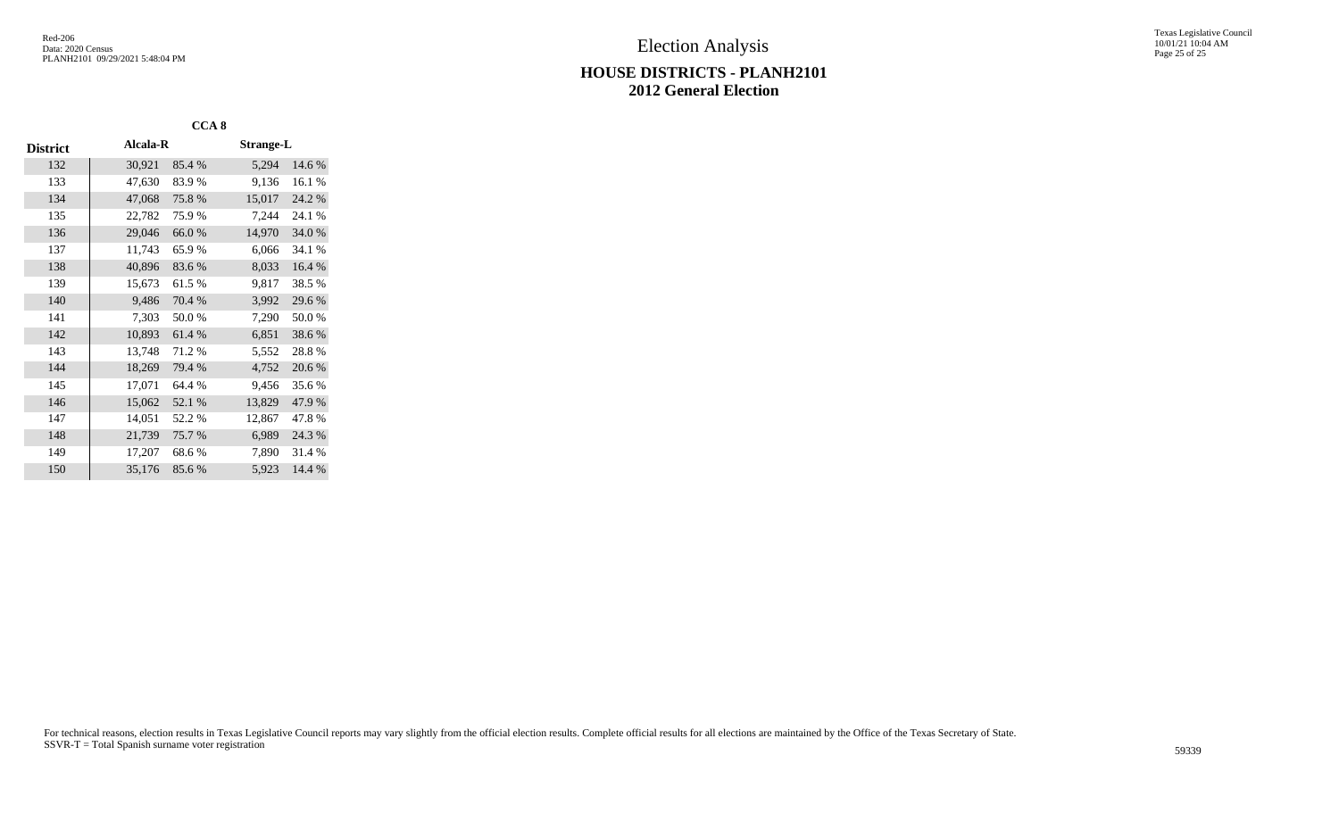# Election Analysis

## HOUSE DISTRICTS - PLANH2101

## 2012 General Election

| | CCA 8 | | | |
|---|---|---|---|---|
| District | Alcala-R | | Strange-L | |
| 132 | 30,921 | 85.4 % | 5,294 | 14.6 % |
| 133 | 47,630 | 83.9 % | 9,136 | 16.1 % |
| 134 | 47,068 | 75.8 % | 15,017 | 24.2 % |
| 135 | 22,782 | 75.9 % | 7,244 | 24.1 % |
| 136 | 29,046 | 66.0 % | 14,970 | 34.0 % |
| 137 | 11,743 | 65.9 % | 6,066 | 34.1 % |
| 138 | 40,896 | 83.6 % | 8,033 | 16.4 % |
| 139 | 15,673 | 61.5 % | 9,817 | 38.5 % |
| 140 | 9,486 | 70.4 % | 3,992 | 29.6 % |
| 141 | 7,303 | 50.0 % | 7,290 | 50.0 % |
| 142 | 10,893 | 61.4 % | 6,851 | 38.6 % |
| 143 | 13,748 | 71.2 % | 5,552 | 28.8 % |
| 144 | 18,269 | 79.4 % | 4,752 | 20.6 % |
| 145 | 17,071 | 64.4 % | 9,456 | 35.6 % |
| 146 | 15,062 | 52.1 % | 13,829 | 47.9 % |
| 147 | 14,051 | 52.2 % | 12,867 | 47.8 % |
| 148 | 21,739 | 75.7 % | 6,989 | 24.3 % |
| 149 | 17,207 | 68.6 % | 7,890 | 31.4 % |
| 150 | 35,176 | 85.6 % | 5,923 | 14.4 % |

For technical reasons, election results in Texas Legislative Council reports may vary slightly from the official election results. Complete official results for all elections are maintained by the Office of the Texas Secretary of State.
SSVR-T = Total Spanish surname voter registration